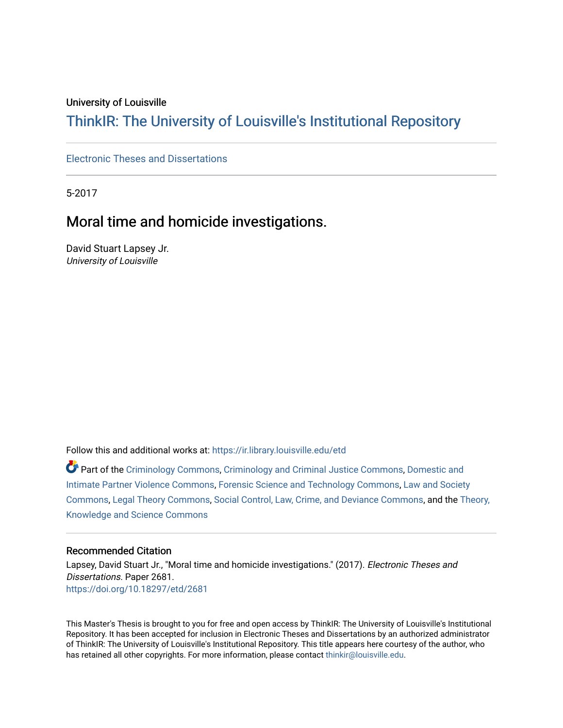University of Louisville

# ThinkIR: The University of Louisville's Institutional Repository

Electronic Theses and Dissertations

5-2017

## Moral time and homicide investigations.

David Stuart Lapsey Jr.
*University of Louisville*

Follow this and additional works at: https://ir.library.louisville.edu/etd

Part of the Criminology Commons, Criminology and Criminal Justice Commons, Domestic and Intimate Partner Violence Commons, Forensic Science and Technology Commons, Law and Society Commons, Legal Theory Commons, Social Control, Law, Crime, and Deviance Commons, and the Theory, Knowledge and Science Commons

### Recommended Citation

Lapsey, David Stuart Jr., "Moral time and homicide investigations." (2017). *Electronic Theses and Dissertations.* Paper 2681.
https://doi.org/10.18297/etd/2681

This Master's Thesis is brought to you for free and open access by ThinkIR: The University of Louisville's Institutional Repository. It has been accepted for inclusion in Electronic Theses and Dissertations by an authorized administrator of ThinkIR: The University of Louisville's Institutional Repository. This title appears here courtesy of the author, who has retained all other copyrights. For more information, please contact thinkir@louisville.edu.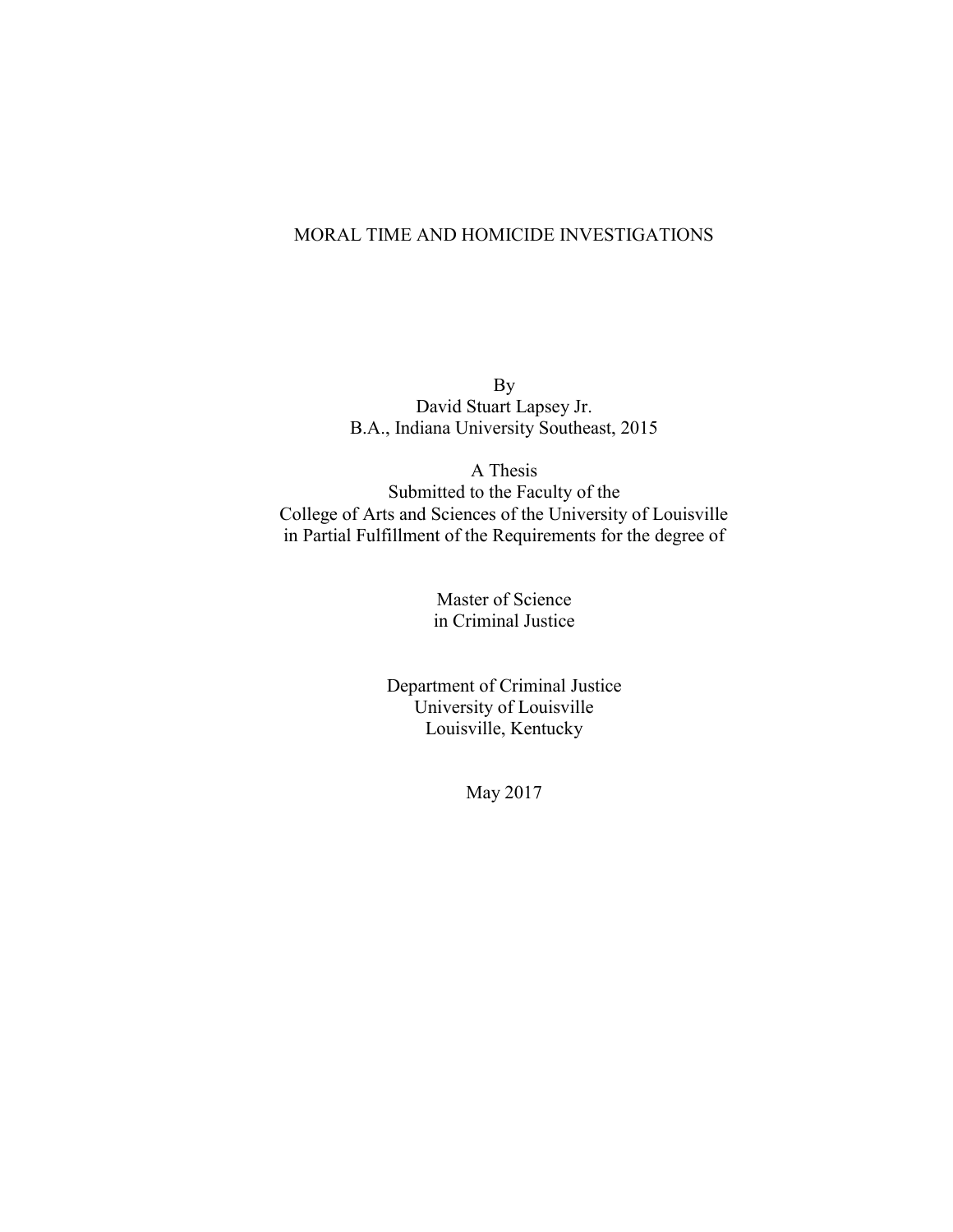# MORAL TIME AND HOMICIDE INVESTIGATIONS

By
David Stuart Lapsey Jr.
B.A., Indiana University Southeast, 2015

A Thesis
Submitted to the Faculty of the
College of Arts and Sciences of the University of Louisville
in Partial Fulfillment of the Requirements for the degree of

Master of Science
in Criminal Justice

Department of Criminal Justice
University of Louisville
Louisville, Kentucky

May 2017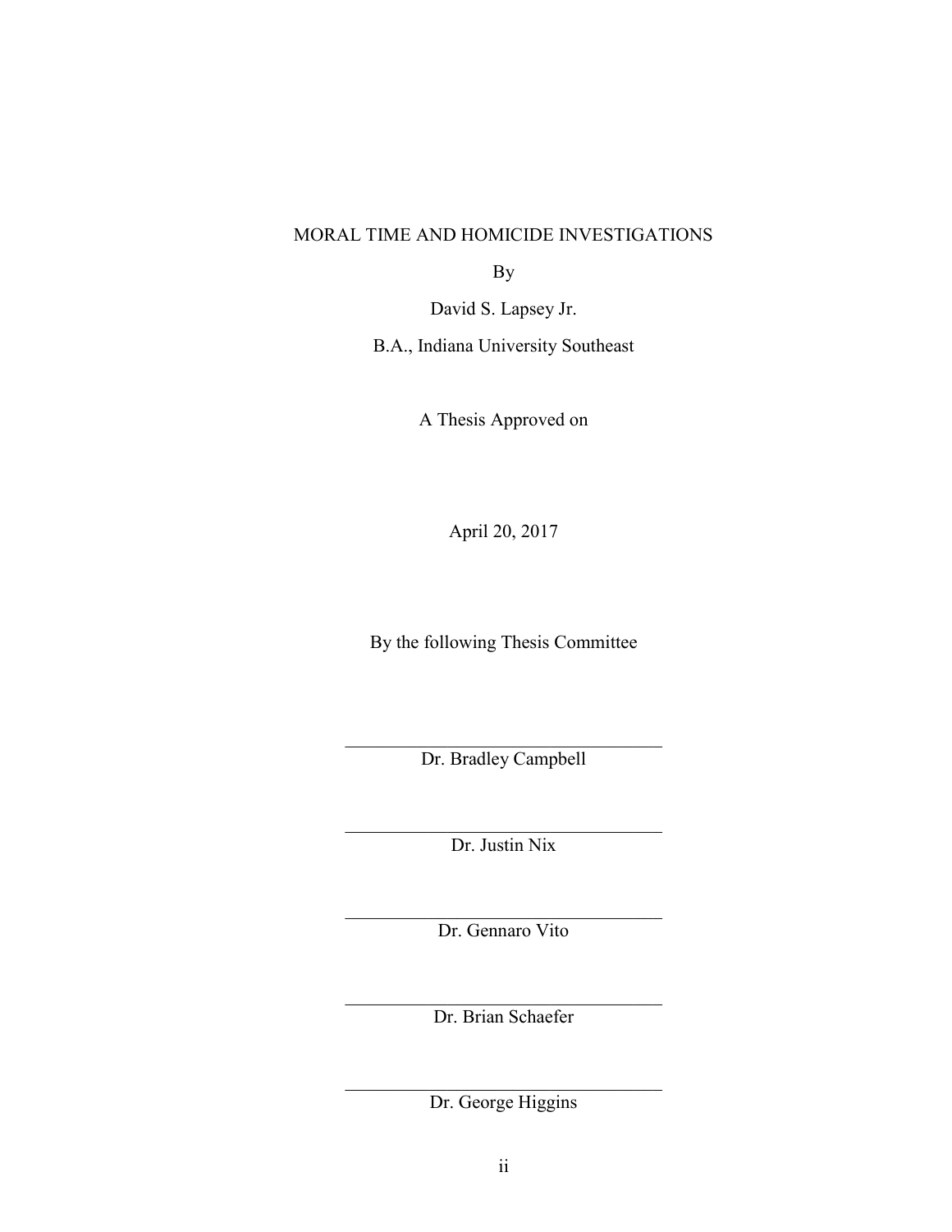MORAL TIME AND HOMICIDE INVESTIGATIONS

By

David S. Lapsey Jr.

B.A., Indiana University Southeast

A Thesis Approved on

April 20, 2017

By the following Thesis Committee

______________________________
Dr. Bradley Campbell

______________________________
Dr. Justin Nix

______________________________
Dr. Gennaro Vito

______________________________
Dr. Brian Schaefer

______________________________
Dr. George Higgins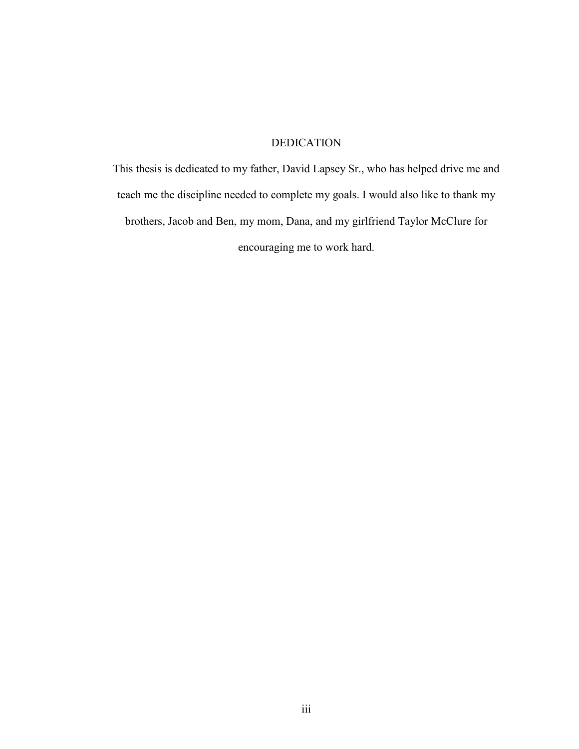# DEDICATION

This thesis is dedicated to my father, David Lapsey Sr., who has helped drive me and teach me the discipline needed to complete my goals. I would also like to thank my brothers, Jacob and Ben, my mom, Dana, and my girlfriend Taylor McClure for encouraging me to work hard.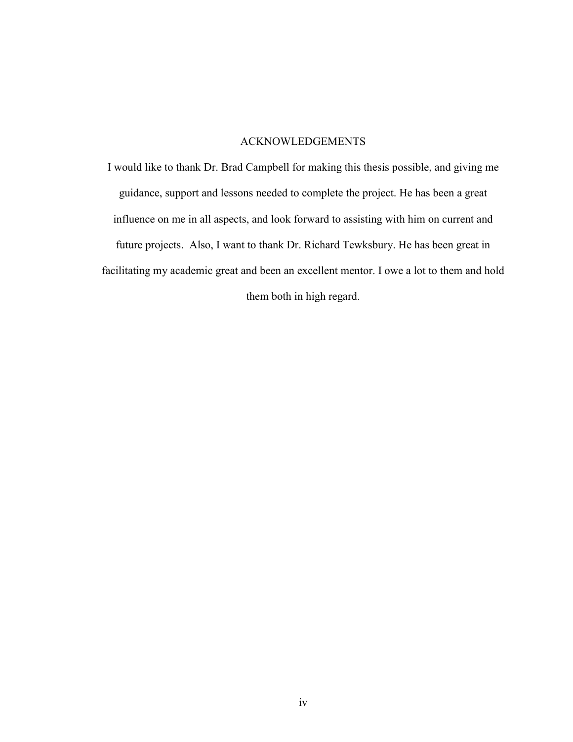# ACKNOWLEDGEMENTS

I would like to thank Dr. Brad Campbell for making this thesis possible, and giving me guidance, support and lessons needed to complete the project. He has been a great influence on me in all aspects, and look forward to assisting with him on current and future projects.  Also, I want to thank Dr. Richard Tewksbury. He has been great in facilitating my academic great and been an excellent mentor. I owe a lot to them and hold them both in high regard.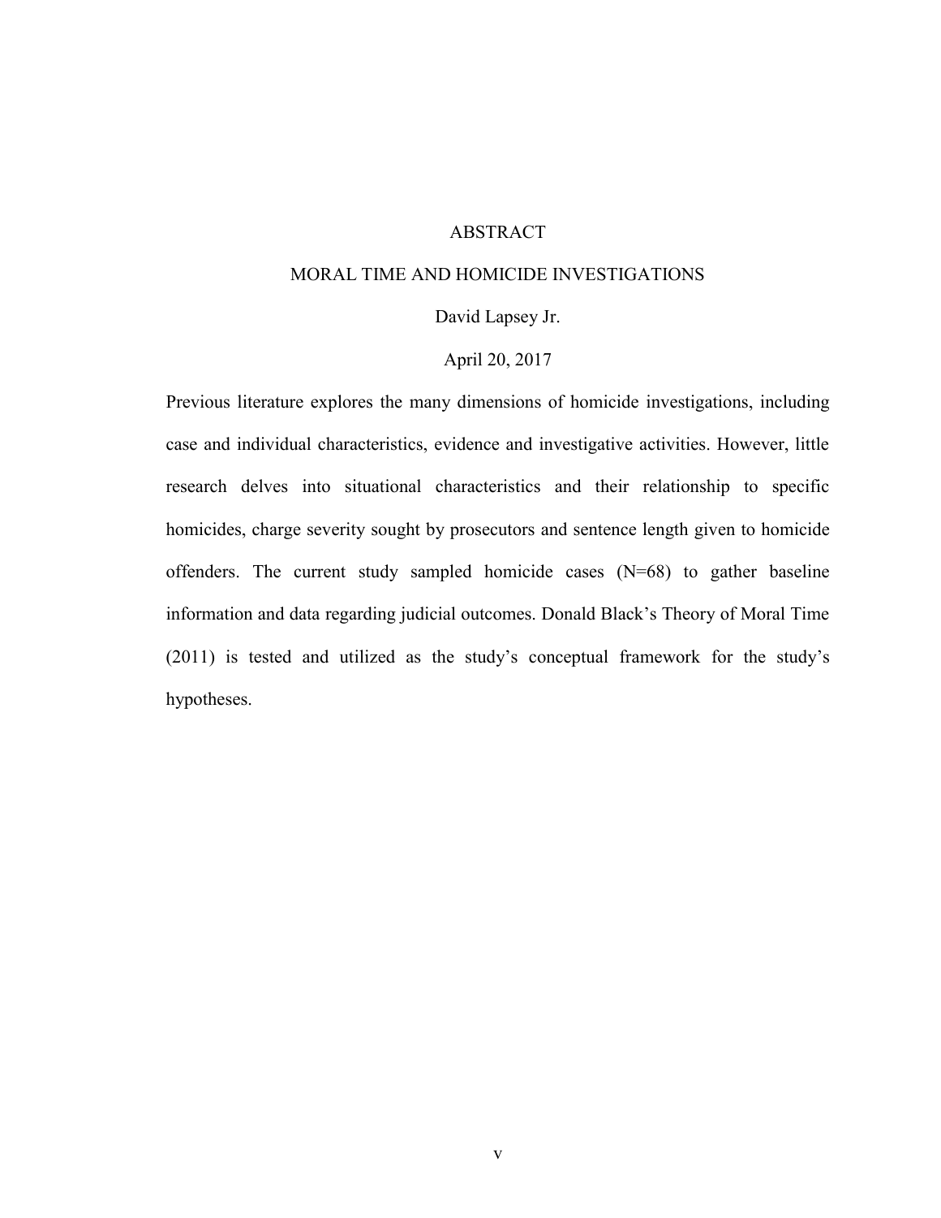# ABSTRACT

## MORAL TIME AND HOMICIDE INVESTIGATIONS

David Lapsey Jr.

April 20, 2017

Previous literature explores the many dimensions of homicide investigations, including case and individual characteristics, evidence and investigative activities. However, little research delves into situational characteristics and their relationship to specific homicides, charge severity sought by prosecutors and sentence length given to homicide offenders. The current study sampled homicide cases (N=68) to gather baseline information and data regarding judicial outcomes. Donald Black's Theory of Moral Time (2011) is tested and utilized as the study's conceptual framework for the study's hypotheses.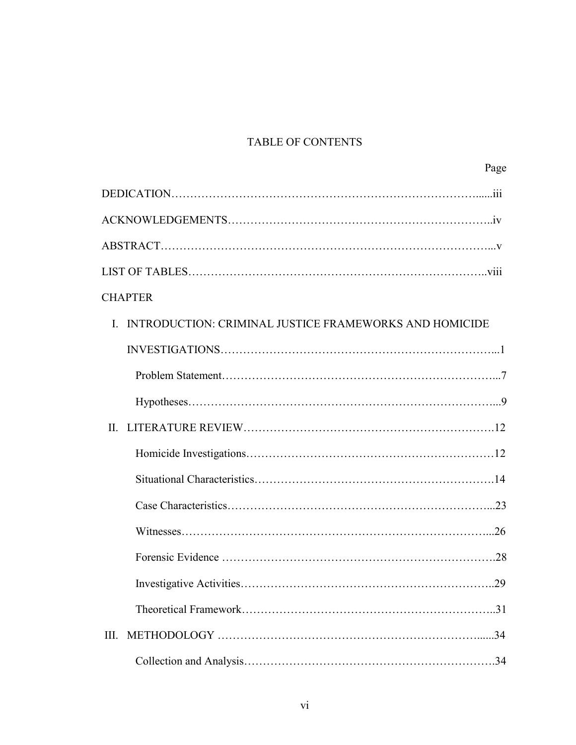# TABLE OF CONTENTS

| | Page |
|---|---|
| DEDICATION | iii |
| ACKNOWLEDGEMENTS | iv |
| ABSTRACT | v |
| LIST OF TABLES | viii |
| CHAPTER | |
| I. INTRODUCTION: CRIMINAL JUSTICE FRAMEWORKS AND HOMICIDE INVESTIGATIONS | 1 |
| Problem Statement | 7 |
| Hypotheses | 9 |
| II. LITERATURE REVIEW | 12 |
| Homicide Investigations | 12 |
| Situational Characteristics | 14 |
| Case Characteristics | 23 |
| Witnesses | 26 |
| Forensic Evidence | 28 |
| Investigative Activities | 29 |
| Theoretical Framework | 31 |
| III. METHODOLOGY | 34 |
| Collection and Analysis | 34 |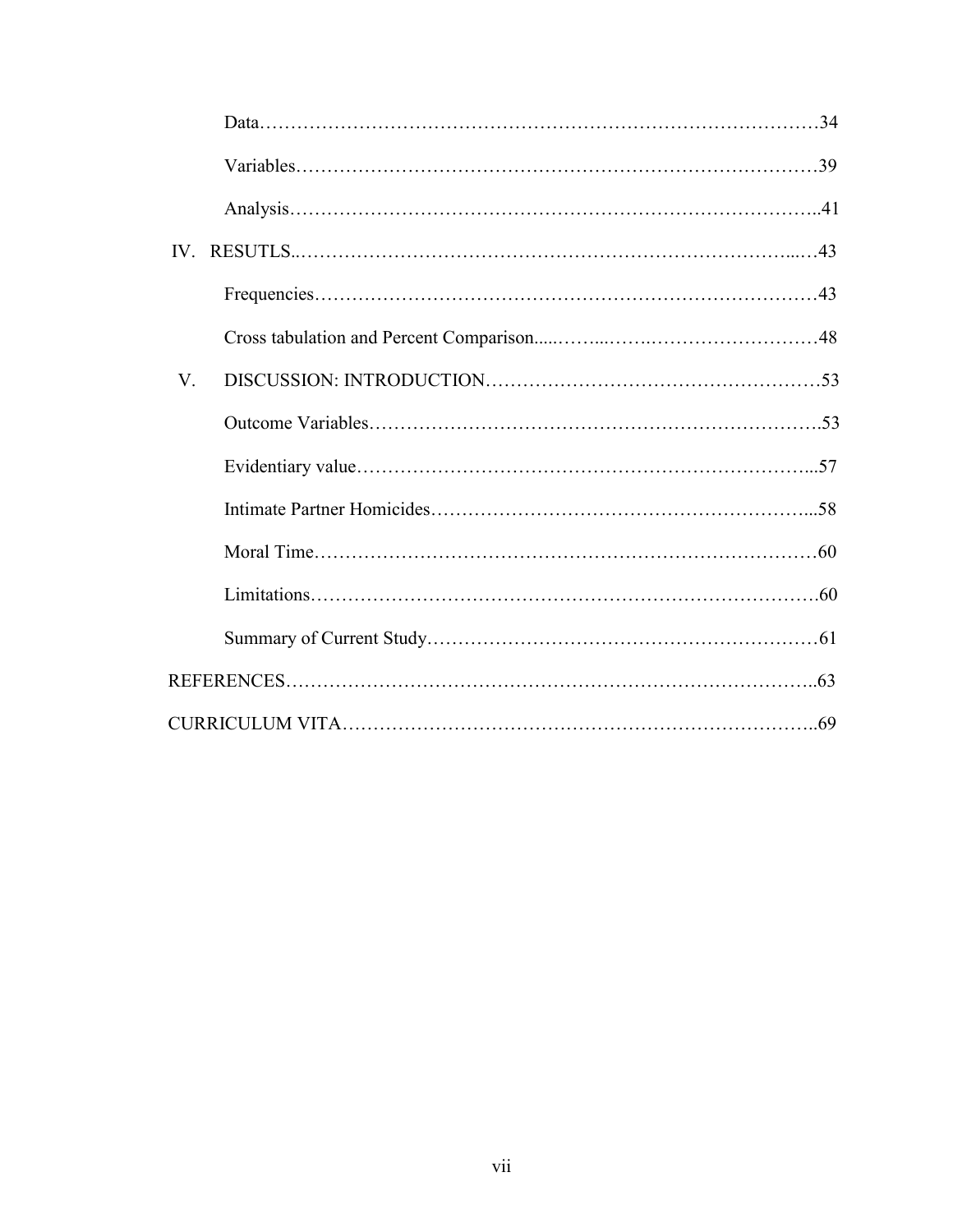Data……………………………………………………………………………34

Variables………………………………………………………………………39

Analysis………………………………………………………………………..41

IV. RESUTLS..……………………………………………………………………...…43

Frequencies……………………………………………………………………43

Cross tabulation and Percent Comparison.....……...…….………………………48

V. DISCUSSION: INTRODUCTION………………………………………………53

Outcome Variables……………………………………………………………….53

Evidentiary value………………………………………………………………...57

Intimate Partner Homicides……………………………………………………...58

Moral Time………………………………………………………………………60

Limitations……………………………………………………………………….60

Summary of Current Study………………………………………………………61

REFERENCES…………………………………………………………………………..63

CURRICULUM VITA…………………………………………………………………..69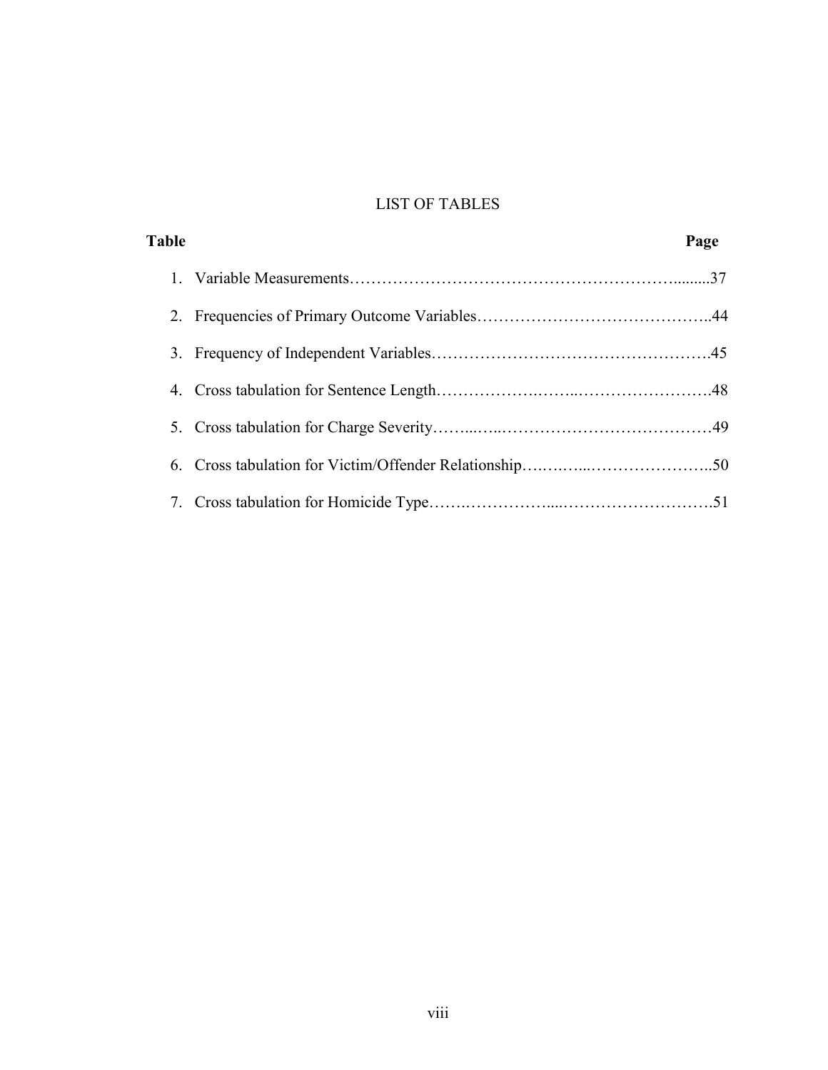# LIST OF TABLES

| Table | Page |
|---|---|
| 1. Variable Measurements | 37 |
| 2. Frequencies of Primary Outcome Variables | 44 |
| 3. Frequency of Independent Variables | 45 |
| 4. Cross tabulation for Sentence Length | 48 |
| 5. Cross tabulation for Charge Severity | 49 |
| 6. Cross tabulation for Victim/Offender Relationship | 50 |
| 7. Cross tabulation for Homicide Type | 51 |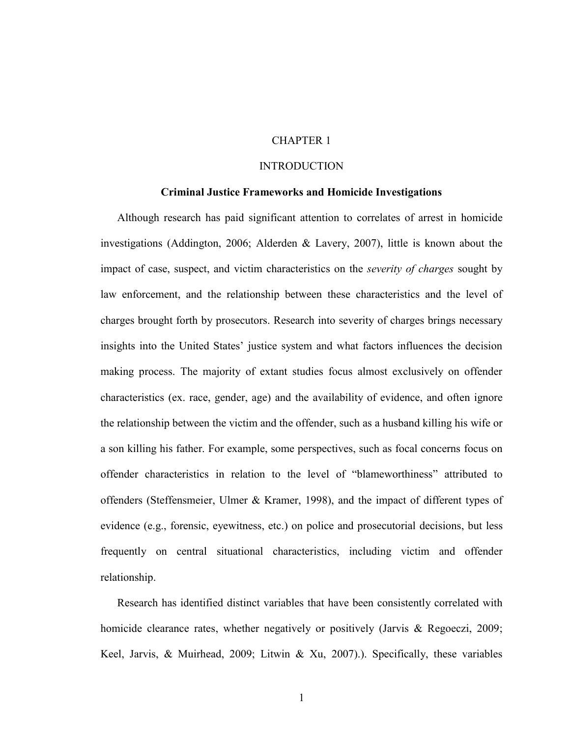# CHAPTER 1

# INTRODUCTION

## Criminal Justice Frameworks and Homicide Investigations

Although research has paid significant attention to correlates of arrest in homicide investigations (Addington, 2006; Alderden & Lavery, 2007), little is known about the impact of case, suspect, and victim characteristics on the *severity of charges* sought by law enforcement, and the relationship between these characteristics and the level of charges brought forth by prosecutors. Research into severity of charges brings necessary insights into the United States' justice system and what factors influences the decision making process. The majority of extant studies focus almost exclusively on offender characteristics (ex. race, gender, age) and the availability of evidence, and often ignore the relationship between the victim and the offender, such as a husband killing his wife or a son killing his father. For example, some perspectives, such as focal concerns focus on offender characteristics in relation to the level of "blameworthiness" attributed to offenders (Steffensmeier, Ulmer & Kramer, 1998), and the impact of different types of evidence (e.g., forensic, eyewitness, etc.) on police and prosecutorial decisions, but less frequently on central situational characteristics, including victim and offender relationship.

Research has identified distinct variables that have been consistently correlated with homicide clearance rates, whether negatively or positively (Jarvis & Regoeczi, 2009; Keel, Jarvis, & Muirhead, 2009; Litwin & Xu, 2007).). Specifically, these variables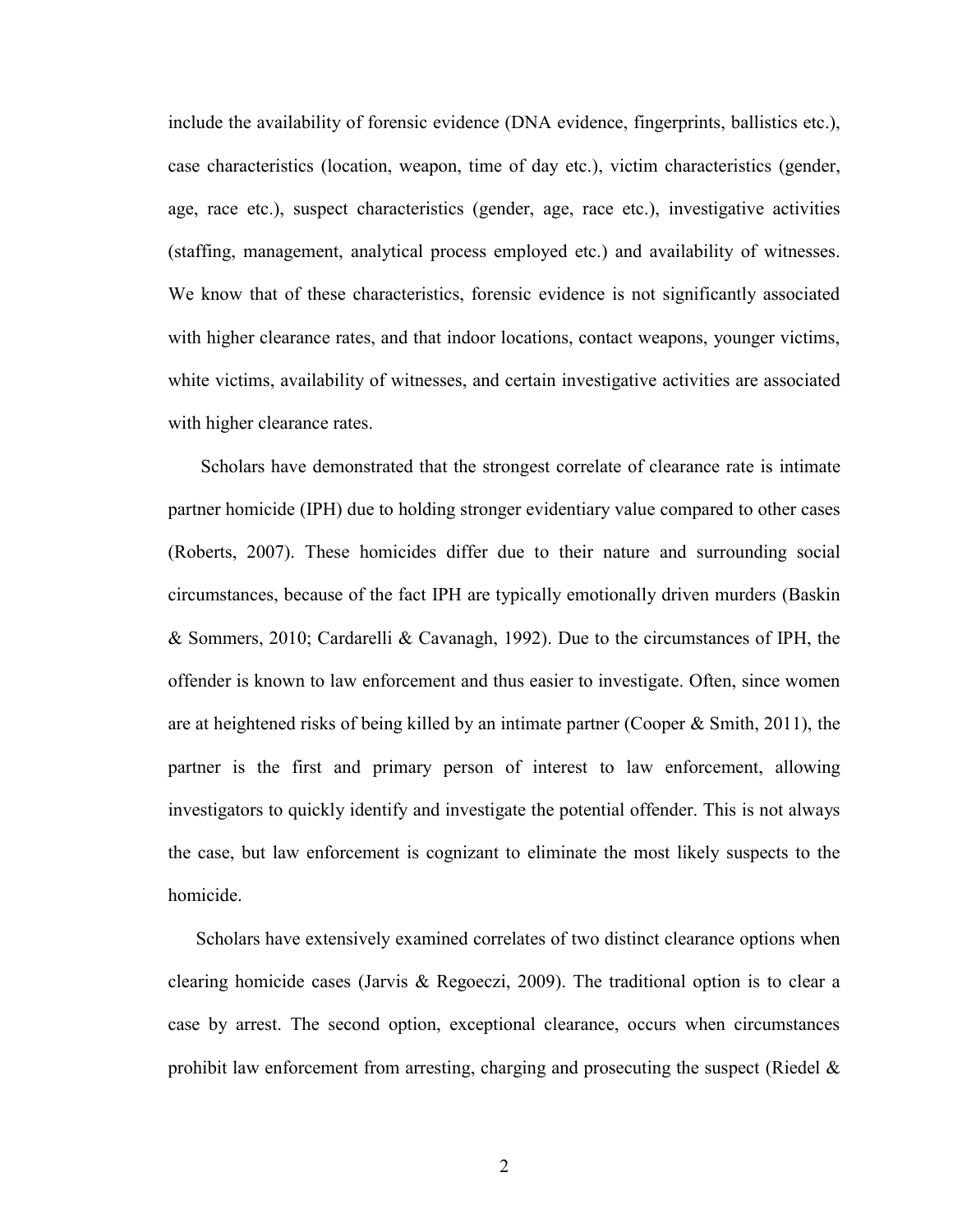include the availability of forensic evidence (DNA evidence, fingerprints, ballistics etc.), case characteristics (location, weapon, time of day etc.), victim characteristics (gender, age, race etc.), suspect characteristics (gender, age, race etc.), investigative activities (staffing, management, analytical process employed etc.) and availability of witnesses. We know that of these characteristics, forensic evidence is not significantly associated with higher clearance rates, and that indoor locations, contact weapons, younger victims, white victims, availability of witnesses, and certain investigative activities are associated with higher clearance rates.

Scholars have demonstrated that the strongest correlate of clearance rate is intimate partner homicide (IPH) due to holding stronger evidentiary value compared to other cases (Roberts, 2007). These homicides differ due to their nature and surrounding social circumstances, because of the fact IPH are typically emotionally driven murders (Baskin & Sommers, 2010; Cardarelli & Cavanagh, 1992). Due to the circumstances of IPH, the offender is known to law enforcement and thus easier to investigate. Often, since women are at heightened risks of being killed by an intimate partner (Cooper & Smith, 2011), the partner is the first and primary person of interest to law enforcement, allowing investigators to quickly identify and investigate the potential offender. This is not always the case, but law enforcement is cognizant to eliminate the most likely suspects to the homicide.

Scholars have extensively examined correlates of two distinct clearance options when clearing homicide cases (Jarvis & Regoeczi, 2009). The traditional option is to clear a case by arrest. The second option, exceptional clearance, occurs when circumstances prohibit law enforcement from arresting, charging and prosecuting the suspect (Riedel &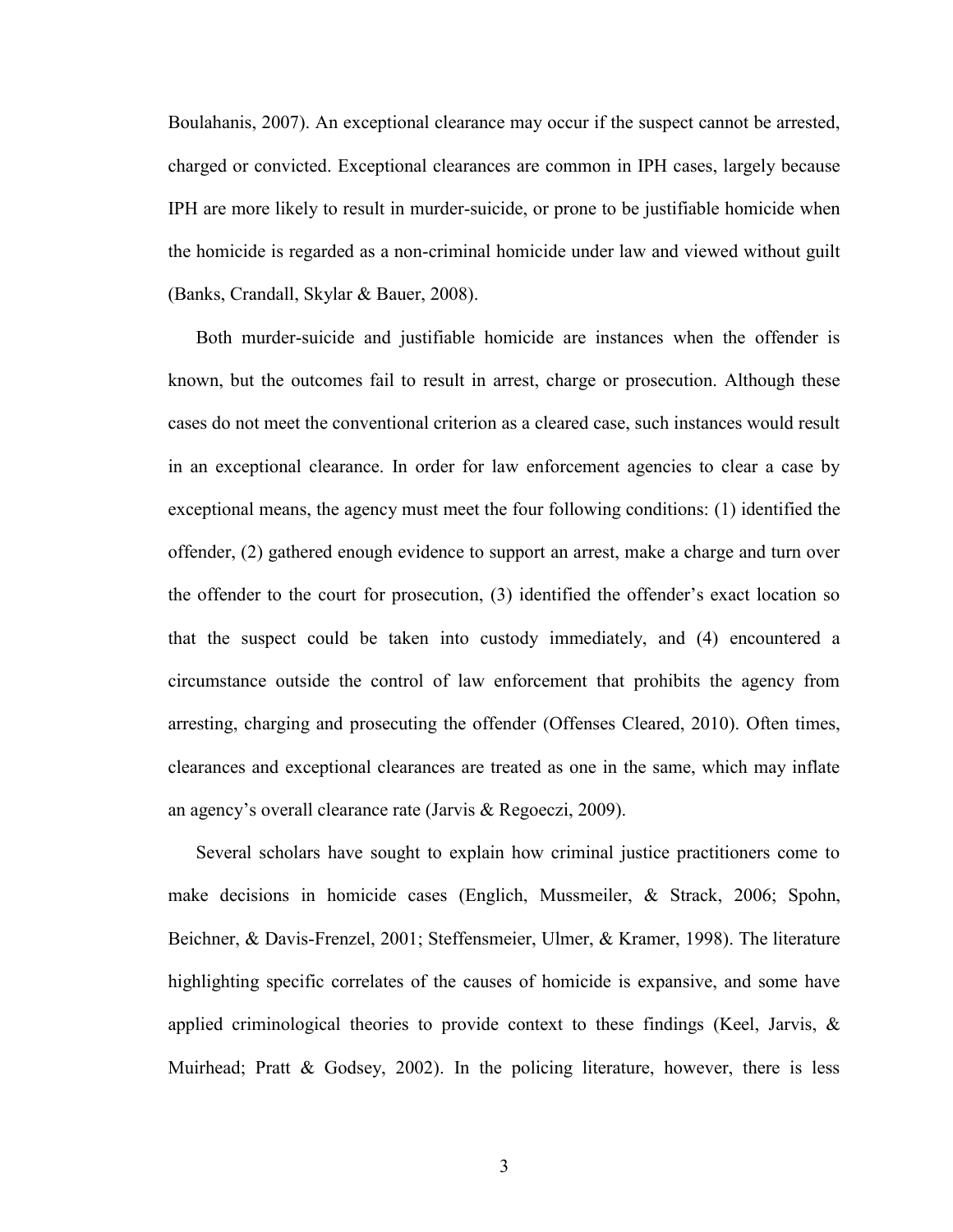Boulahanis, 2007). An exceptional clearance may occur if the suspect cannot be arrested, charged or convicted. Exceptional clearances are common in IPH cases, largely because IPH are more likely to result in murder-suicide, or prone to be justifiable homicide when the homicide is regarded as a non-criminal homicide under law and viewed without guilt (Banks, Crandall, Skylar & Bauer, 2008).

Both murder-suicide and justifiable homicide are instances when the offender is known, but the outcomes fail to result in arrest, charge or prosecution. Although these cases do not meet the conventional criterion as a cleared case, such instances would result in an exceptional clearance. In order for law enforcement agencies to clear a case by exceptional means, the agency must meet the four following conditions: (1) identified the offender, (2) gathered enough evidence to support an arrest, make a charge and turn over the offender to the court for prosecution, (3) identified the offender's exact location so that the suspect could be taken into custody immediately, and (4) encountered a circumstance outside the control of law enforcement that prohibits the agency from arresting, charging and prosecuting the offender (Offenses Cleared, 2010). Often times, clearances and exceptional clearances are treated as one in the same, which may inflate an agency's overall clearance rate (Jarvis & Regoeczi, 2009).

Several scholars have sought to explain how criminal justice practitioners come to make decisions in homicide cases (Englich, Mussmeiler, & Strack, 2006; Spohn, Beichner, & Davis-Frenzel, 2001; Steffensmeier, Ulmer, & Kramer, 1998). The literature highlighting specific correlates of the causes of homicide is expansive, and some have applied criminological theories to provide context to these findings (Keel, Jarvis, & Muirhead; Pratt & Godsey, 2002). In the policing literature, however, there is less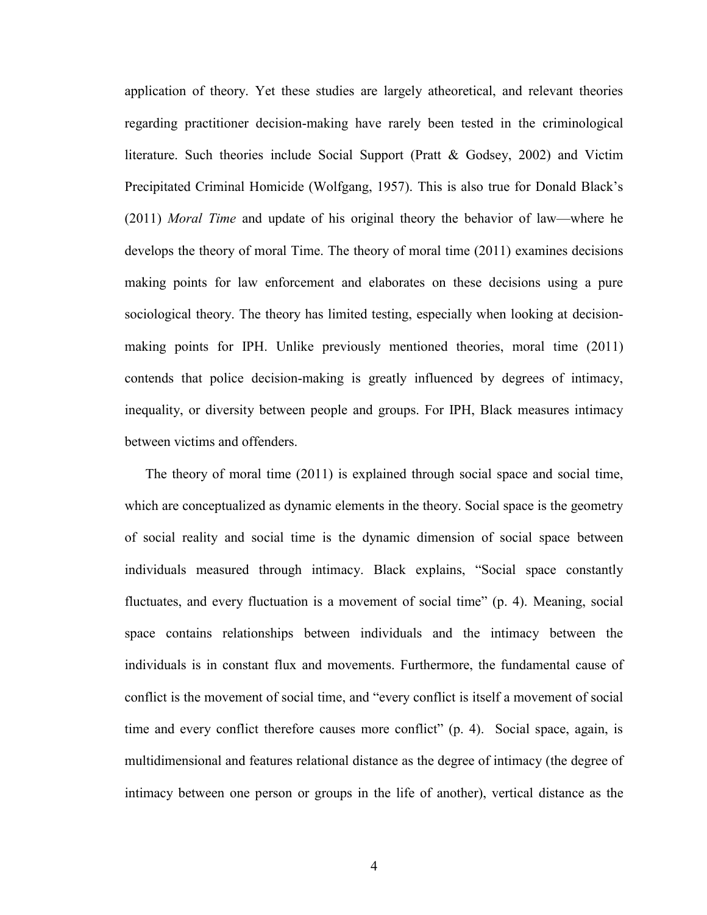application of theory. Yet these studies are largely atheoretical, and relevant theories regarding practitioner decision-making have rarely been tested in the criminological literature. Such theories include Social Support (Pratt & Godsey, 2002) and Victim Precipitated Criminal Homicide (Wolfgang, 1957). This is also true for Donald Black's (2011) *Moral Time* and update of his original theory the behavior of law—where he develops the theory of moral Time. The theory of moral time (2011) examines decisions making points for law enforcement and elaborates on these decisions using a pure sociological theory. The theory has limited testing, especially when looking at decision-making points for IPH. Unlike previously mentioned theories, moral time (2011) contends that police decision-making is greatly influenced by degrees of intimacy, inequality, or diversity between people and groups. For IPH, Black measures intimacy between victims and offenders.

The theory of moral time (2011) is explained through social space and social time, which are conceptualized as dynamic elements in the theory. Social space is the geometry of social reality and social time is the dynamic dimension of social space between individuals measured through intimacy. Black explains, "Social space constantly fluctuates, and every fluctuation is a movement of social time" (p. 4). Meaning, social space contains relationships between individuals and the intimacy between the individuals is in constant flux and movements. Furthermore, the fundamental cause of conflict is the movement of social time, and "every conflict is itself a movement of social time and every conflict therefore causes more conflict" (p. 4). Social space, again, is multidimensional and features relational distance as the degree of intimacy (the degree of intimacy between one person or groups in the life of another), vertical distance as the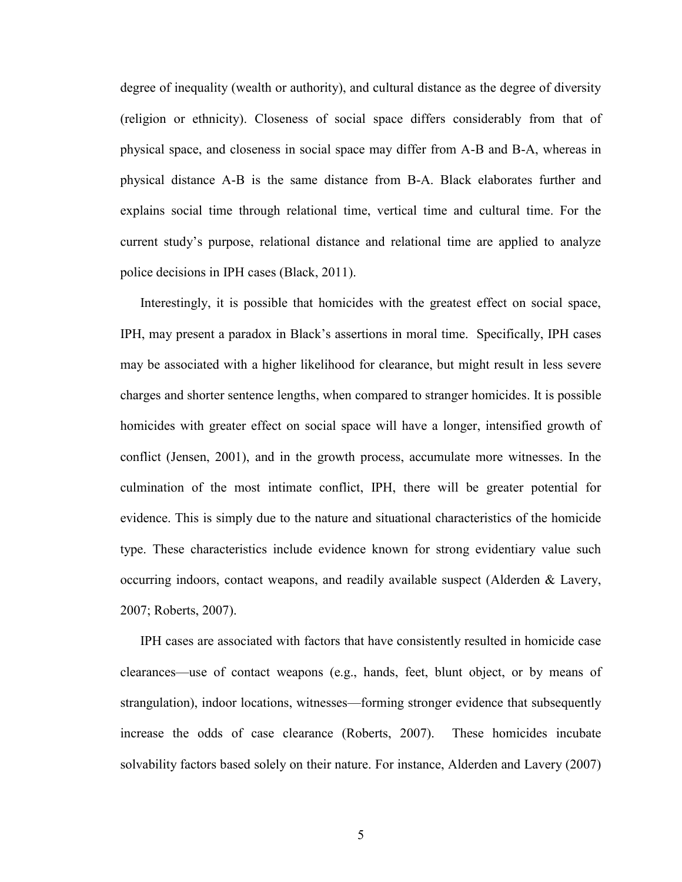degree of inequality (wealth or authority), and cultural distance as the degree of diversity (religion or ethnicity). Closeness of social space differs considerably from that of physical space, and closeness in social space may differ from A-B and B-A, whereas in physical distance A-B is the same distance from B-A. Black elaborates further and explains social time through relational time, vertical time and cultural time. For the current study's purpose, relational distance and relational time are applied to analyze police decisions in IPH cases (Black, 2011).

Interestingly, it is possible that homicides with the greatest effect on social space, IPH, may present a paradox in Black's assertions in moral time. Specifically, IPH cases may be associated with a higher likelihood for clearance, but might result in less severe charges and shorter sentence lengths, when compared to stranger homicides. It is possible homicides with greater effect on social space will have a longer, intensified growth of conflict (Jensen, 2001), and in the growth process, accumulate more witnesses. In the culmination of the most intimate conflict, IPH, there will be greater potential for evidence. This is simply due to the nature and situational characteristics of the homicide type. These characteristics include evidence known for strong evidentiary value such occurring indoors, contact weapons, and readily available suspect (Alderden & Lavery, 2007; Roberts, 2007).

IPH cases are associated with factors that have consistently resulted in homicide case clearances—use of contact weapons (e.g., hands, feet, blunt object, or by means of strangulation), indoor locations, witnesses—forming stronger evidence that subsequently increase the odds of case clearance (Roberts, 2007). These homicides incubate solvability factors based solely on their nature. For instance, Alderden and Lavery (2007)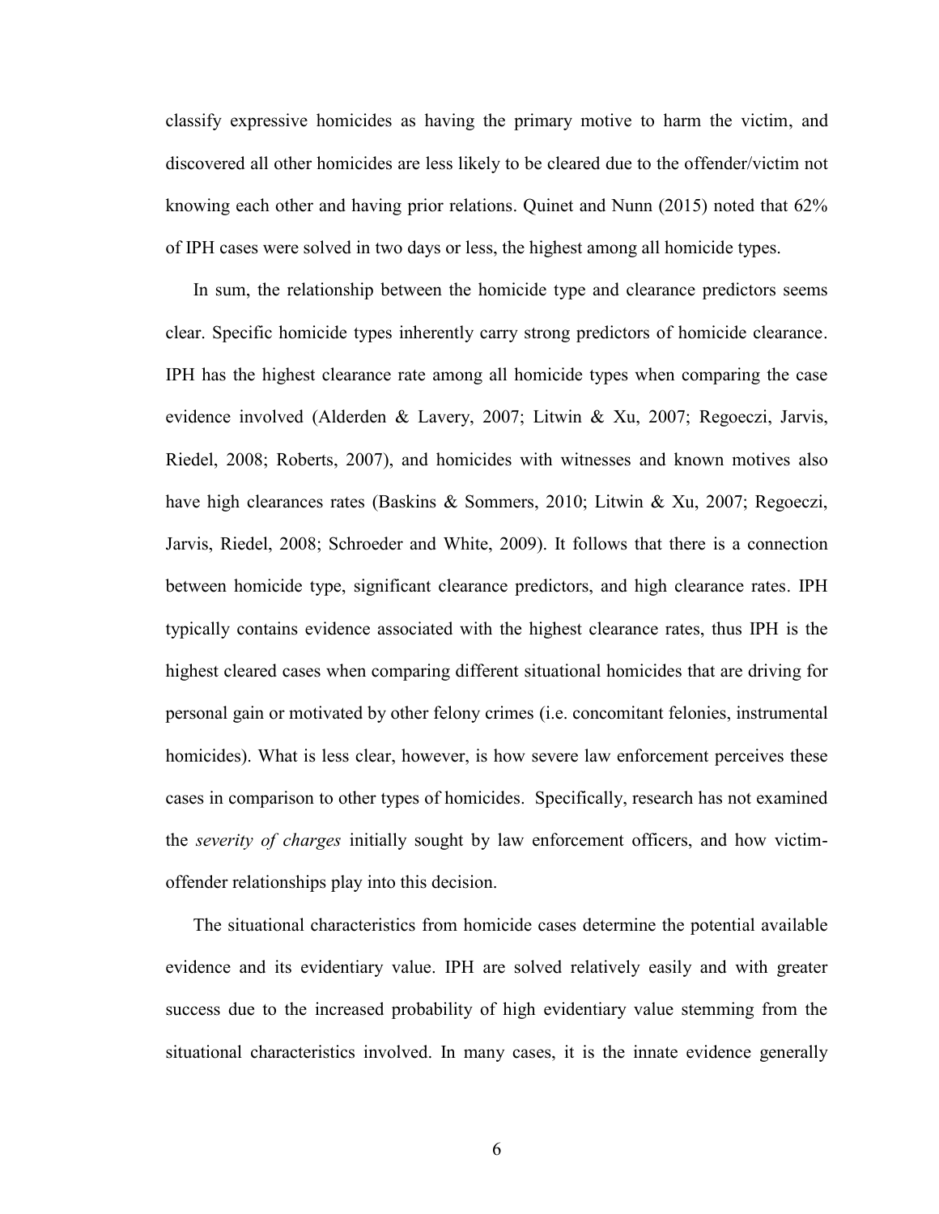classify expressive homicides as having the primary motive to harm the victim, and discovered all other homicides are less likely to be cleared due to the offender/victim not knowing each other and having prior relations. Quinet and Nunn (2015) noted that 62% of IPH cases were solved in two days or less, the highest among all homicide types.

In sum, the relationship between the homicide type and clearance predictors seems clear. Specific homicide types inherently carry strong predictors of homicide clearance. IPH has the highest clearance rate among all homicide types when comparing the case evidence involved (Alderden & Lavery, 2007; Litwin & Xu, 2007; Regoeczi, Jarvis, Riedel, 2008; Roberts, 2007), and homicides with witnesses and known motives also have high clearances rates (Baskins & Sommers, 2010; Litwin & Xu, 2007; Regoeczi, Jarvis, Riedel, 2008; Schroeder and White, 2009). It follows that there is a connection between homicide type, significant clearance predictors, and high clearance rates. IPH typically contains evidence associated with the highest clearance rates, thus IPH is the highest cleared cases when comparing different situational homicides that are driving for personal gain or motivated by other felony crimes (i.e. concomitant felonies, instrumental homicides). What is less clear, however, is how severe law enforcement perceives these cases in comparison to other types of homicides. Specifically, research has not examined the *severity of charges* initially sought by law enforcement officers, and how victim-offender relationships play into this decision.

The situational characteristics from homicide cases determine the potential available evidence and its evidentiary value. IPH are solved relatively easily and with greater success due to the increased probability of high evidentiary value stemming from the situational characteristics involved. In many cases, it is the innate evidence generally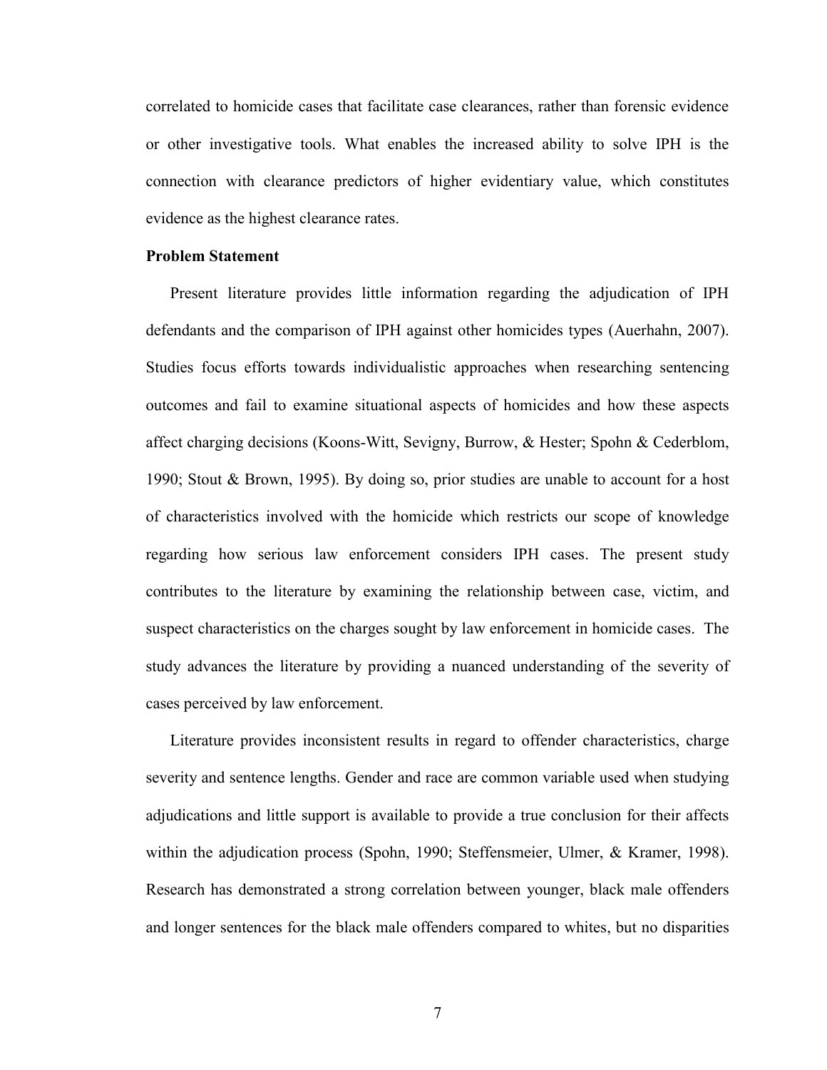correlated to homicide cases that facilitate case clearances, rather than forensic evidence or other investigative tools. What enables the increased ability to solve IPH is the connection with clearance predictors of higher evidentiary value, which constitutes evidence as the highest clearance rates.

**Problem Statement**

Present literature provides little information regarding the adjudication of IPH defendants and the comparison of IPH against other homicides types (Auerhahn, 2007). Studies focus efforts towards individualistic approaches when researching sentencing outcomes and fail to examine situational aspects of homicides and how these aspects affect charging decisions (Koons-Witt, Sevigny, Burrow, & Hester; Spohn & Cederblom, 1990; Stout & Brown, 1995). By doing so, prior studies are unable to account for a host of characteristics involved with the homicide which restricts our scope of knowledge regarding how serious law enforcement considers IPH cases. The present study contributes to the literature by examining the relationship between case, victim, and suspect characteristics on the charges sought by law enforcement in homicide cases. The study advances the literature by providing a nuanced understanding of the severity of cases perceived by law enforcement.

Literature provides inconsistent results in regard to offender characteristics, charge severity and sentence lengths. Gender and race are common variable used when studying adjudications and little support is available to provide a true conclusion for their affects within the adjudication process (Spohn, 1990; Steffensmeier, Ulmer, & Kramer, 1998). Research has demonstrated a strong correlation between younger, black male offenders and longer sentences for the black male offenders compared to whites, but no disparities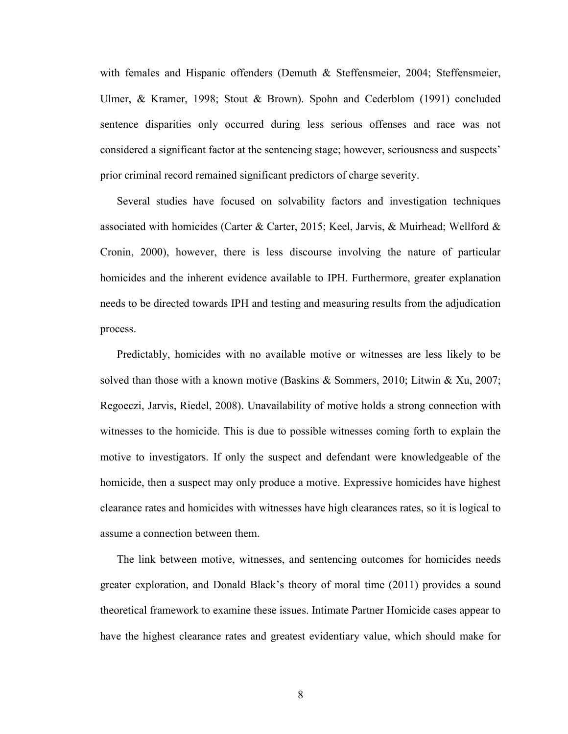with females and Hispanic offenders (Demuth & Steffensmeier, 2004; Steffensmeier, Ulmer, & Kramer, 1998; Stout & Brown). Spohn and Cederblom (1991) concluded sentence disparities only occurred during less serious offenses and race was not considered a significant factor at the sentencing stage; however, seriousness and suspects' prior criminal record remained significant predictors of charge severity.

Several studies have focused on solvability factors and investigation techniques associated with homicides (Carter & Carter, 2015; Keel, Jarvis, & Muirhead; Wellford & Cronin, 2000), however, there is less discourse involving the nature of particular homicides and the inherent evidence available to IPH. Furthermore, greater explanation needs to be directed towards IPH and testing and measuring results from the adjudication process.

Predictably, homicides with no available motive or witnesses are less likely to be solved than those with a known motive (Baskins & Sommers, 2010; Litwin & Xu, 2007; Regoeczi, Jarvis, Riedel, 2008). Unavailability of motive holds a strong connection with witnesses to the homicide. This is due to possible witnesses coming forth to explain the motive to investigators. If only the suspect and defendant were knowledgeable of the homicide, then a suspect may only produce a motive. Expressive homicides have highest clearance rates and homicides with witnesses have high clearances rates, so it is logical to assume a connection between them.

The link between motive, witnesses, and sentencing outcomes for homicides needs greater exploration, and Donald Black's theory of moral time (2011) provides a sound theoretical framework to examine these issues. Intimate Partner Homicide cases appear to have the highest clearance rates and greatest evidentiary value, which should make for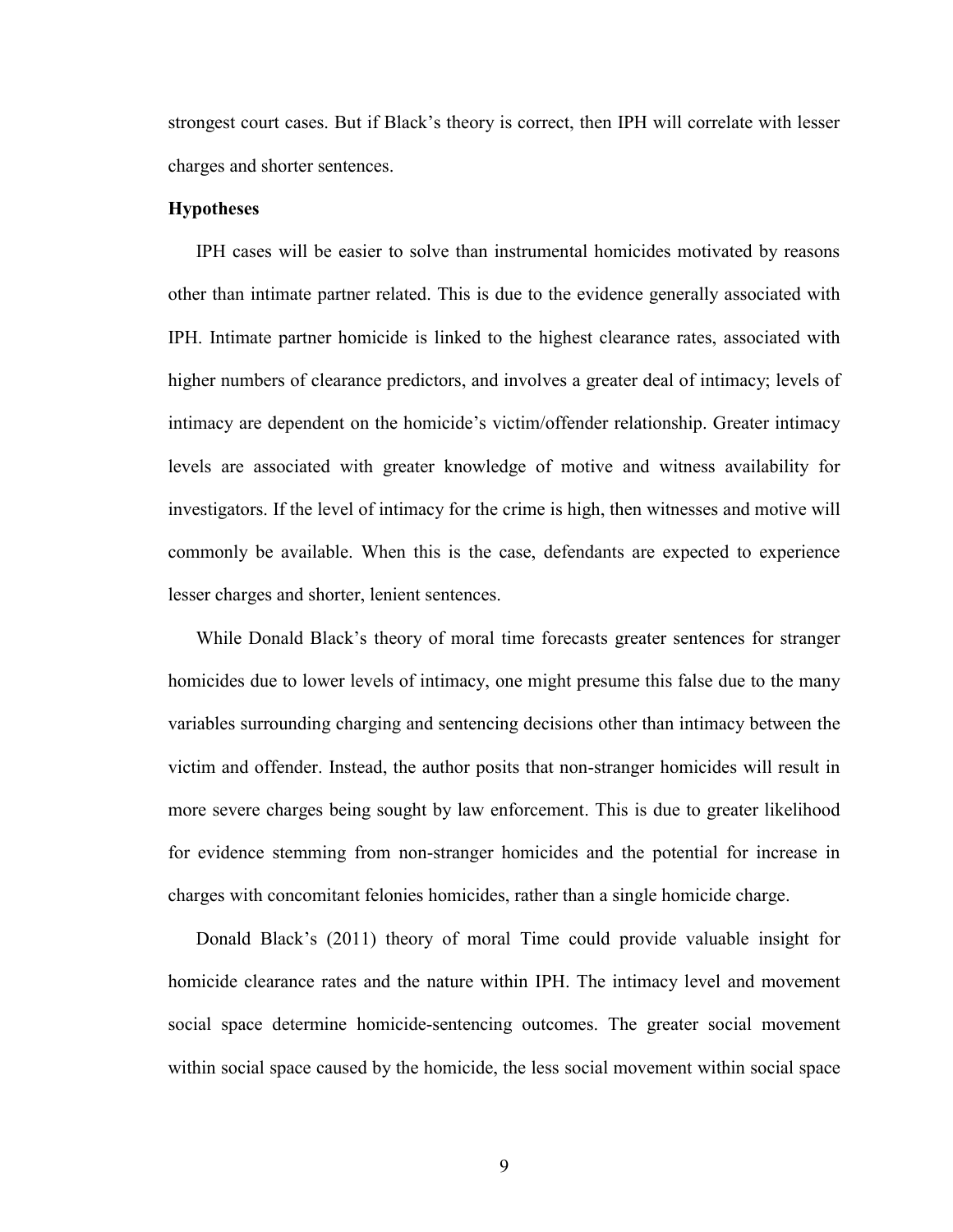strongest court cases. But if Black's theory is correct, then IPH will correlate with lesser charges and shorter sentences.

**Hypotheses**

IPH cases will be easier to solve than instrumental homicides motivated by reasons other than intimate partner related. This is due to the evidence generally associated with IPH. Intimate partner homicide is linked to the highest clearance rates, associated with higher numbers of clearance predictors, and involves a greater deal of intimacy; levels of intimacy are dependent on the homicide's victim/offender relationship. Greater intimacy levels are associated with greater knowledge of motive and witness availability for investigators. If the level of intimacy for the crime is high, then witnesses and motive will commonly be available. When this is the case, defendants are expected to experience lesser charges and shorter, lenient sentences.

While Donald Black's theory of moral time forecasts greater sentences for stranger homicides due to lower levels of intimacy, one might presume this false due to the many variables surrounding charging and sentencing decisions other than intimacy between the victim and offender. Instead, the author posits that non-stranger homicides will result in more severe charges being sought by law enforcement. This is due to greater likelihood for evidence stemming from non-stranger homicides and the potential for increase in charges with concomitant felonies homicides, rather than a single homicide charge.

Donald Black's (2011) theory of moral Time could provide valuable insight for homicide clearance rates and the nature within IPH. The intimacy level and movement social space determine homicide-sentencing outcomes. The greater social movement within social space caused by the homicide, the less social movement within social space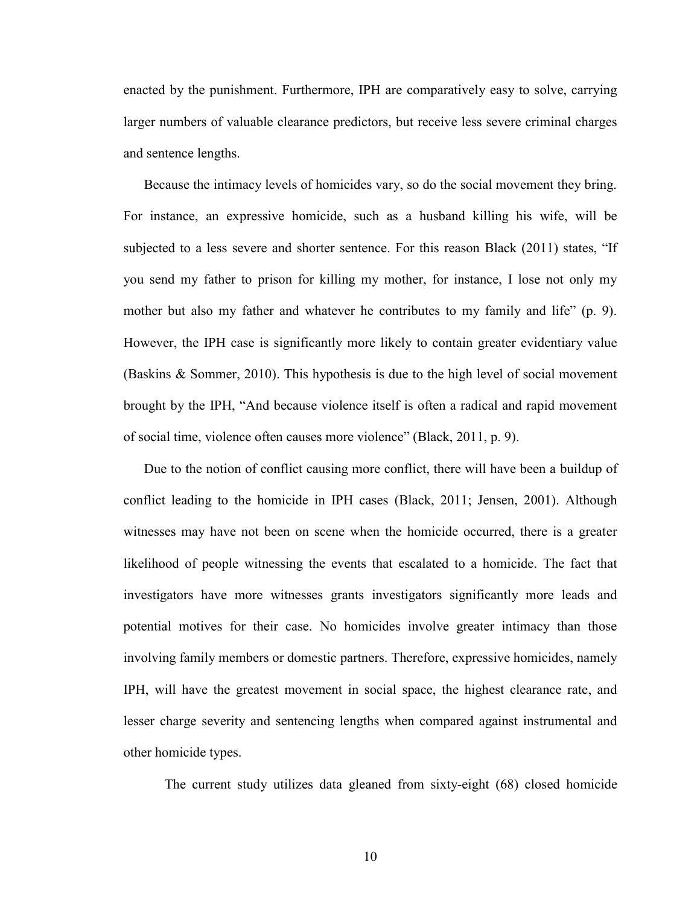enacted by the punishment. Furthermore, IPH are comparatively easy to solve, carrying larger numbers of valuable clearance predictors, but receive less severe criminal charges and sentence lengths.

Because the intimacy levels of homicides vary, so do the social movement they bring. For instance, an expressive homicide, such as a husband killing his wife, will be subjected to a less severe and shorter sentence. For this reason Black (2011) states, "If you send my father to prison for killing my mother, for instance, I lose not only my mother but also my father and whatever he contributes to my family and life" (p. 9). However, the IPH case is significantly more likely to contain greater evidentiary value (Baskins & Sommer, 2010). This hypothesis is due to the high level of social movement brought by the IPH, "And because violence itself is often a radical and rapid movement of social time, violence often causes more violence" (Black, 2011, p. 9).

Due to the notion of conflict causing more conflict, there will have been a buildup of conflict leading to the homicide in IPH cases (Black, 2011; Jensen, 2001). Although witnesses may have not been on scene when the homicide occurred, there is a greater likelihood of people witnessing the events that escalated to a homicide. The fact that investigators have more witnesses grants investigators significantly more leads and potential motives for their case. No homicides involve greater intimacy than those involving family members or domestic partners. Therefore, expressive homicides, namely IPH, will have the greatest movement in social space, the highest clearance rate, and lesser charge severity and sentencing lengths when compared against instrumental and other homicide types.

The current study utilizes data gleaned from sixty-eight (68) closed homicide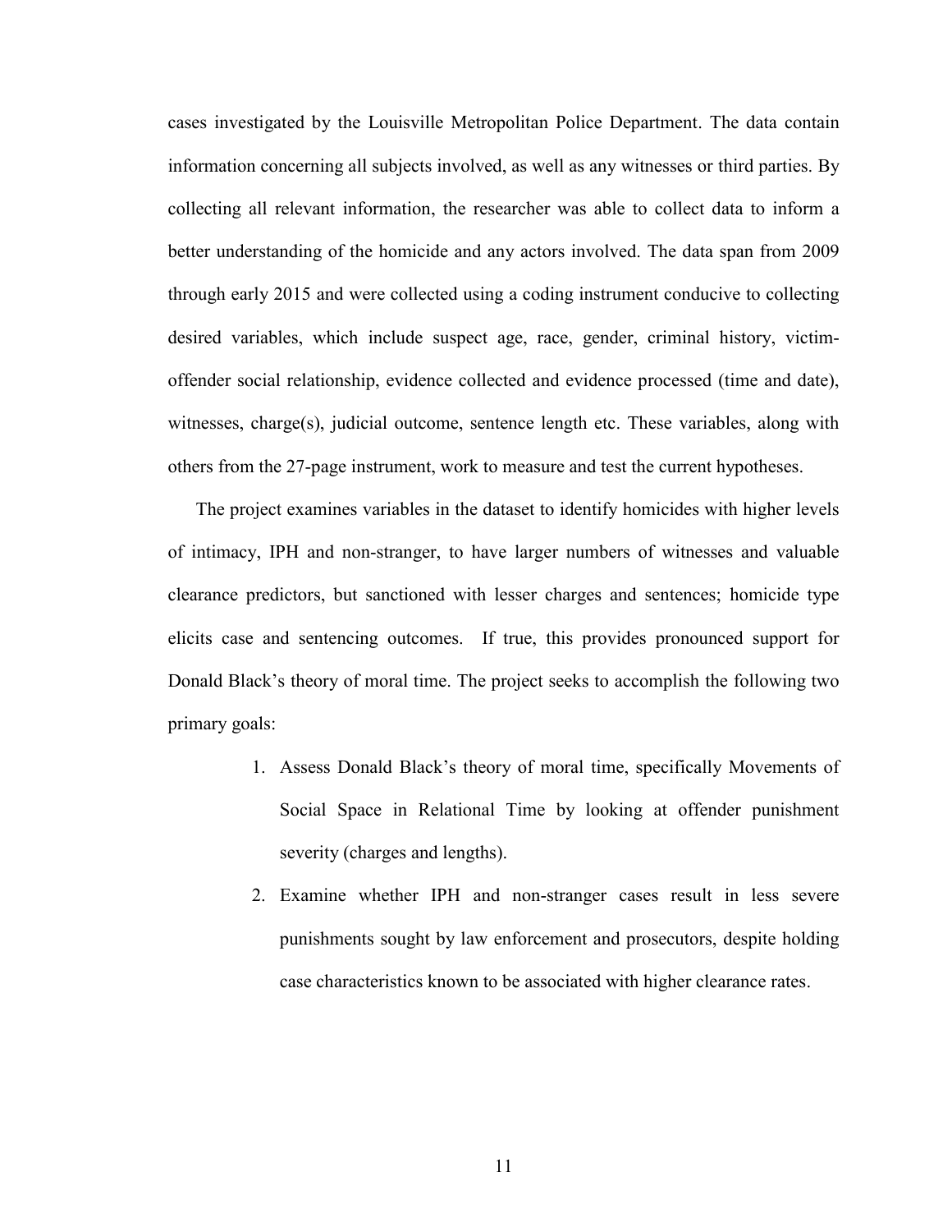cases investigated by the Louisville Metropolitan Police Department. The data contain information concerning all subjects involved, as well as any witnesses or third parties. By collecting all relevant information, the researcher was able to collect data to inform a better understanding of the homicide and any actors involved. The data span from 2009 through early 2015 and were collected using a coding instrument conducive to collecting desired variables, which include suspect age, race, gender, criminal history, victim-offender social relationship, evidence collected and evidence processed (time and date), witnesses, charge(s), judicial outcome, sentence length etc. These variables, along with others from the 27-page instrument, work to measure and test the current hypotheses.

The project examines variables in the dataset to identify homicides with higher levels of intimacy, IPH and non-stranger, to have larger numbers of witnesses and valuable clearance predictors, but sanctioned with lesser charges and sentences; homicide type elicits case and sentencing outcomes. If true, this provides pronounced support for Donald Black's theory of moral time. The project seeks to accomplish the following two primary goals:

1. Assess Donald Black's theory of moral time, specifically Movements of Social Space in Relational Time by looking at offender punishment severity (charges and lengths).
2. Examine whether IPH and non-stranger cases result in less severe punishments sought by law enforcement and prosecutors, despite holding case characteristics known to be associated with higher clearance rates.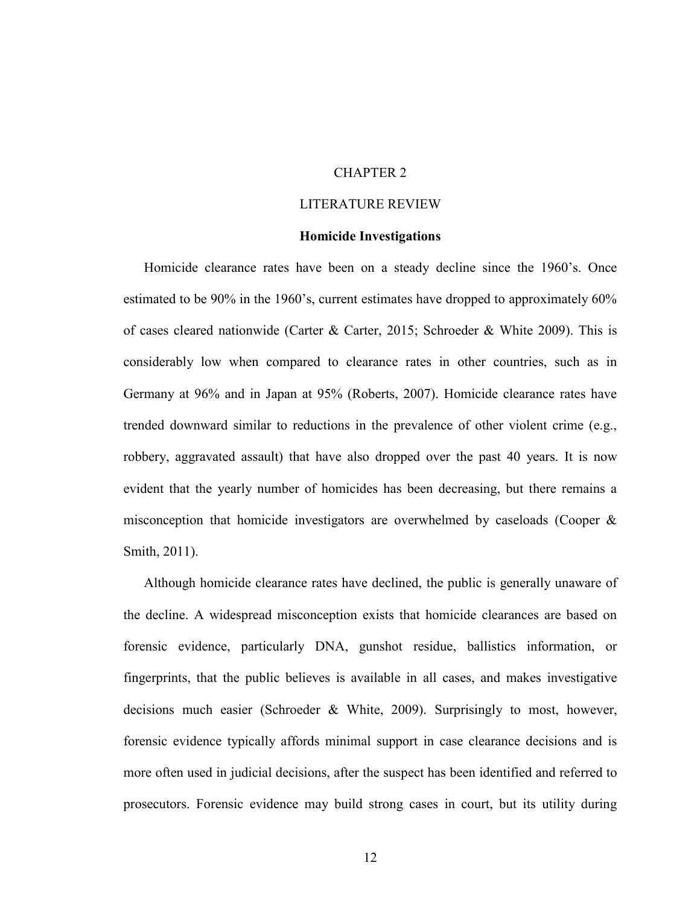# CHAPTER 2

# LITERATURE REVIEW

## Homicide Investigations

Homicide clearance rates have been on a steady decline since the 1960's. Once estimated to be 90% in the 1960's, current estimates have dropped to approximately 60% of cases cleared nationwide (Carter & Carter, 2015; Schroeder & White 2009). This is considerably low when compared to clearance rates in other countries, such as in Germany at 96% and in Japan at 95% (Roberts, 2007). Homicide clearance rates have trended downward similar to reductions in the prevalence of other violent crime (e.g., robbery, aggravated assault) that have also dropped over the past 40 years. It is now evident that the yearly number of homicides has been decreasing, but there remains a misconception that homicide investigators are overwhelmed by caseloads (Cooper & Smith, 2011).

Although homicide clearance rates have declined, the public is generally unaware of the decline. A widespread misconception exists that homicide clearances are based on forensic evidence, particularly DNA, gunshot residue, ballistics information, or fingerprints, that the public believes is available in all cases, and makes investigative decisions much easier (Schroeder & White, 2009). Surprisingly to most, however, forensic evidence typically affords minimal support in case clearance decisions and is more often used in judicial decisions, after the suspect has been identified and referred to prosecutors. Forensic evidence may build strong cases in court, but its utility during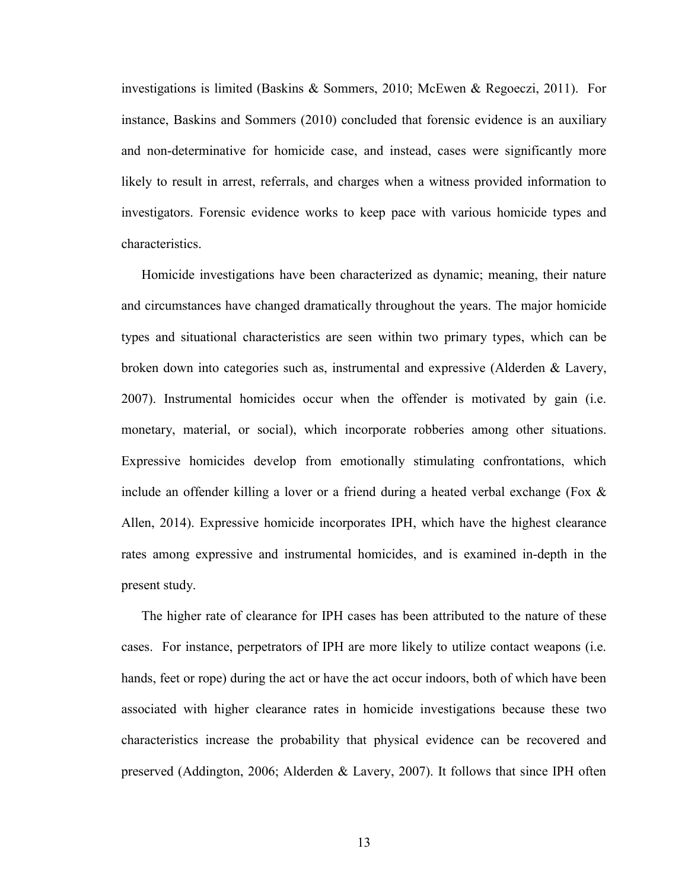investigations is limited (Baskins & Sommers, 2010; McEwen & Regoeczi, 2011). For instance, Baskins and Sommers (2010) concluded that forensic evidence is an auxiliary and non-determinative for homicide case, and instead, cases were significantly more likely to result in arrest, referrals, and charges when a witness provided information to investigators. Forensic evidence works to keep pace with various homicide types and characteristics.

Homicide investigations have been characterized as dynamic; meaning, their nature and circumstances have changed dramatically throughout the years. The major homicide types and situational characteristics are seen within two primary types, which can be broken down into categories such as, instrumental and expressive (Alderden & Lavery, 2007). Instrumental homicides occur when the offender is motivated by gain (i.e. monetary, material, or social), which incorporate robberies among other situations. Expressive homicides develop from emotionally stimulating confrontations, which include an offender killing a lover or a friend during a heated verbal exchange (Fox & Allen, 2014). Expressive homicide incorporates IPH, which have the highest clearance rates among expressive and instrumental homicides, and is examined in-depth in the present study.

The higher rate of clearance for IPH cases has been attributed to the nature of these cases. For instance, perpetrators of IPH are more likely to utilize contact weapons (i.e. hands, feet or rope) during the act or have the act occur indoors, both of which have been associated with higher clearance rates in homicide investigations because these two characteristics increase the probability that physical evidence can be recovered and preserved (Addington, 2006; Alderden & Lavery, 2007). It follows that since IPH often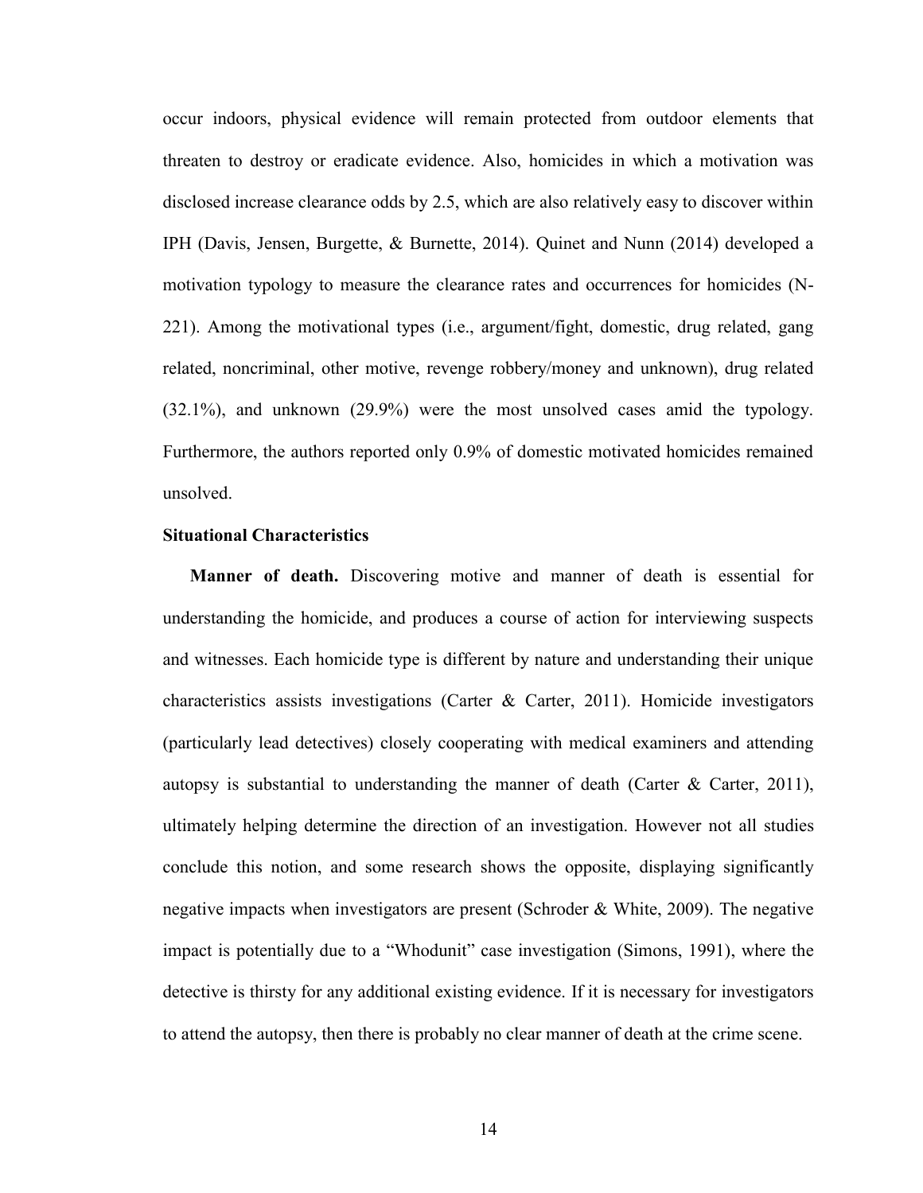occur indoors, physical evidence will remain protected from outdoor elements that threaten to destroy or eradicate evidence. Also, homicides in which a motivation was disclosed increase clearance odds by 2.5, which are also relatively easy to discover within IPH (Davis, Jensen, Burgette, & Burnette, 2014). Quinet and Nunn (2014) developed a motivation typology to measure the clearance rates and occurrences for homicides (N-221). Among the motivational types (i.e., argument/fight, domestic, drug related, gang related, noncriminal, other motive, revenge robbery/money and unknown), drug related (32.1%), and unknown (29.9%) were the most unsolved cases amid the typology. Furthermore, the authors reported only 0.9% of domestic motivated homicides remained unsolved.

### Situational Characteristics

**Manner of death.** Discovering motive and manner of death is essential for understanding the homicide, and produces a course of action for interviewing suspects and witnesses. Each homicide type is different by nature and understanding their unique characteristics assists investigations (Carter & Carter, 2011). Homicide investigators (particularly lead detectives) closely cooperating with medical examiners and attending autopsy is substantial to understanding the manner of death (Carter & Carter, 2011), ultimately helping determine the direction of an investigation. However not all studies conclude this notion, and some research shows the opposite, displaying significantly negative impacts when investigators are present (Schroder & White, 2009). The negative impact is potentially due to a "Whodunit" case investigation (Simons, 1991), where the detective is thirsty for any additional existing evidence. If it is necessary for investigators to attend the autopsy, then there is probably no clear manner of death at the crime scene.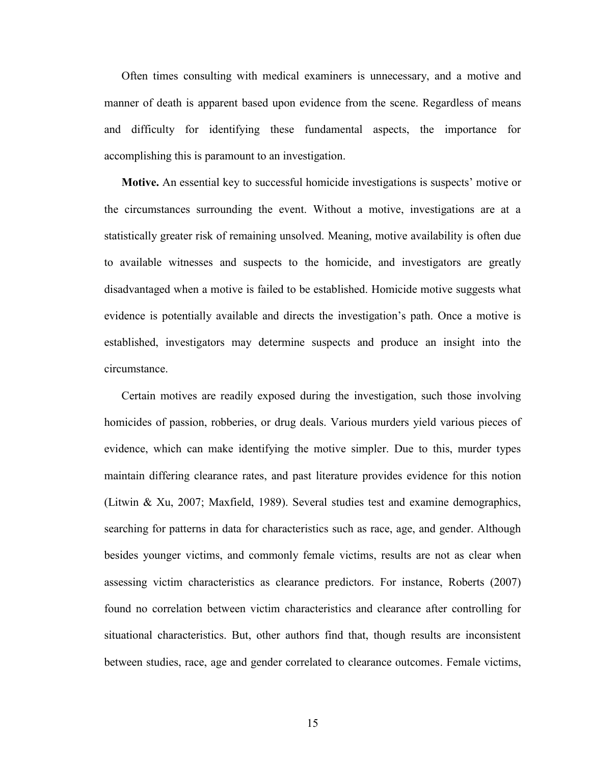Often times consulting with medical examiners is unnecessary, and a motive and manner of death is apparent based upon evidence from the scene. Regardless of means and difficulty for identifying these fundamental aspects, the importance for accomplishing this is paramount to an investigation.

**Motive.** An essential key to successful homicide investigations is suspects' motive or the circumstances surrounding the event. Without a motive, investigations are at a statistically greater risk of remaining unsolved. Meaning, motive availability is often due to available witnesses and suspects to the homicide, and investigators are greatly disadvantaged when a motive is failed to be established. Homicide motive suggests what evidence is potentially available and directs the investigation's path. Once a motive is established, investigators may determine suspects and produce an insight into the circumstance.

Certain motives are readily exposed during the investigation, such those involving homicides of passion, robberies, or drug deals. Various murders yield various pieces of evidence, which can make identifying the motive simpler. Due to this, murder types maintain differing clearance rates, and past literature provides evidence for this notion (Litwin & Xu, 2007; Maxfield, 1989). Several studies test and examine demographics, searching for patterns in data for characteristics such as race, age, and gender. Although besides younger victims, and commonly female victims, results are not as clear when assessing victim characteristics as clearance predictors. For instance, Roberts (2007) found no correlation between victim characteristics and clearance after controlling for situational characteristics. But, other authors find that, though results are inconsistent between studies, race, age and gender correlated to clearance outcomes. Female victims,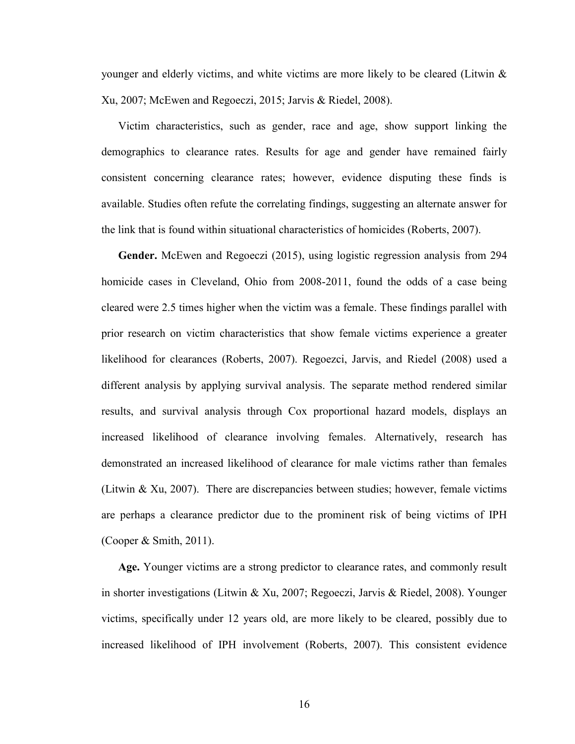younger and elderly victims, and white victims are more likely to be cleared (Litwin & Xu, 2007; McEwen and Regoeczi, 2015; Jarvis & Riedel, 2008).

Victim characteristics, such as gender, race and age, show support linking the demographics to clearance rates. Results for age and gender have remained fairly consistent concerning clearance rates; however, evidence disputing these finds is available. Studies often refute the correlating findings, suggesting an alternate answer for the link that is found within situational characteristics of homicides (Roberts, 2007).

**Gender.** McEwen and Regoeczi (2015), using logistic regression analysis from 294 homicide cases in Cleveland, Ohio from 2008-2011, found the odds of a case being cleared were 2.5 times higher when the victim was a female. These findings parallel with prior research on victim characteristics that show female victims experience a greater likelihood for clearances (Roberts, 2007). Regoezci, Jarvis, and Riedel (2008) used a different analysis by applying survival analysis. The separate method rendered similar results, and survival analysis through Cox proportional hazard models, displays an increased likelihood of clearance involving females. Alternatively, research has demonstrated an increased likelihood of clearance for male victims rather than females (Litwin & Xu, 2007). There are discrepancies between studies; however, female victims are perhaps a clearance predictor due to the prominent risk of being victims of IPH (Cooper & Smith, 2011).

**Age.** Younger victims are a strong predictor to clearance rates, and commonly result in shorter investigations (Litwin & Xu, 2007; Regoeczi, Jarvis & Riedel, 2008). Younger victims, specifically under 12 years old, are more likely to be cleared, possibly due to increased likelihood of IPH involvement (Roberts, 2007). This consistent evidence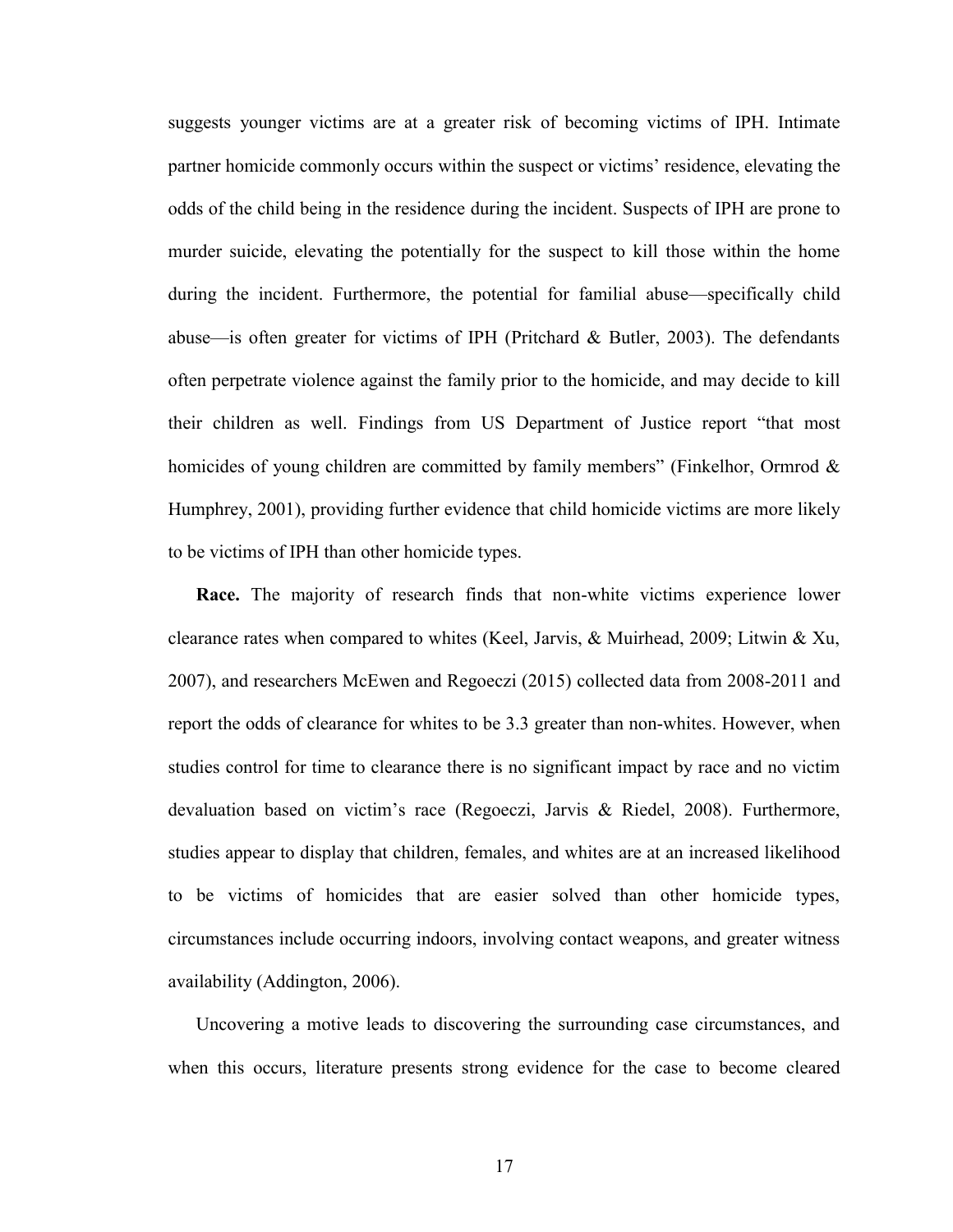suggests younger victims are at a greater risk of becoming victims of IPH. Intimate partner homicide commonly occurs within the suspect or victims' residence, elevating the odds of the child being in the residence during the incident. Suspects of IPH are prone to murder suicide, elevating the potentially for the suspect to kill those within the home during the incident. Furthermore, the potential for familial abuse—specifically child abuse—is often greater for victims of IPH (Pritchard & Butler, 2003). The defendants often perpetrate violence against the family prior to the homicide, and may decide to kill their children as well. Findings from US Department of Justice report "that most homicides of young children are committed by family members" (Finkelhor, Ormrod & Humphrey, 2001), providing further evidence that child homicide victims are more likely to be victims of IPH than other homicide types.

**Race.** The majority of research finds that non-white victims experience lower clearance rates when compared to whites (Keel, Jarvis, & Muirhead, 2009; Litwin & Xu, 2007), and researchers McEwen and Regoeczi (2015) collected data from 2008-2011 and report the odds of clearance for whites to be 3.3 greater than non-whites. However, when studies control for time to clearance there is no significant impact by race and no victim devaluation based on victim's race (Regoeczi, Jarvis & Riedel, 2008). Furthermore, studies appear to display that children, females, and whites are at an increased likelihood to be victims of homicides that are easier solved than other homicide types, circumstances include occurring indoors, involving contact weapons, and greater witness availability (Addington, 2006).

Uncovering a motive leads to discovering the surrounding case circumstances, and when this occurs, literature presents strong evidence for the case to become cleared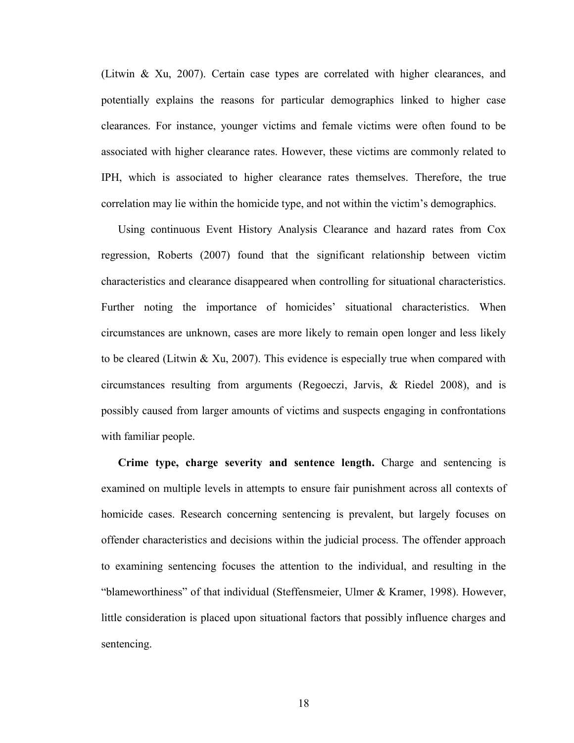(Litwin & Xu, 2007). Certain case types are correlated with higher clearances, and potentially explains the reasons for particular demographics linked to higher case clearances. For instance, younger victims and female victims were often found to be associated with higher clearance rates. However, these victims are commonly related to IPH, which is associated to higher clearance rates themselves. Therefore, the true correlation may lie within the homicide type, and not within the victim's demographics.

Using continuous Event History Analysis Clearance and hazard rates from Cox regression, Roberts (2007) found that the significant relationship between victim characteristics and clearance disappeared when controlling for situational characteristics. Further noting the importance of homicides' situational characteristics. When circumstances are unknown, cases are more likely to remain open longer and less likely to be cleared (Litwin & Xu, 2007). This evidence is especially true when compared with circumstances resulting from arguments (Regoeczi, Jarvis, & Riedel 2008), and is possibly caused from larger amounts of victims and suspects engaging in confrontations with familiar people.

**Crime type, charge severity and sentence length.** Charge and sentencing is examined on multiple levels in attempts to ensure fair punishment across all contexts of homicide cases. Research concerning sentencing is prevalent, but largely focuses on offender characteristics and decisions within the judicial process. The offender approach to examining sentencing focuses the attention to the individual, and resulting in the "blameworthiness" of that individual (Steffensmeier, Ulmer & Kramer, 1998). However, little consideration is placed upon situational factors that possibly influence charges and sentencing.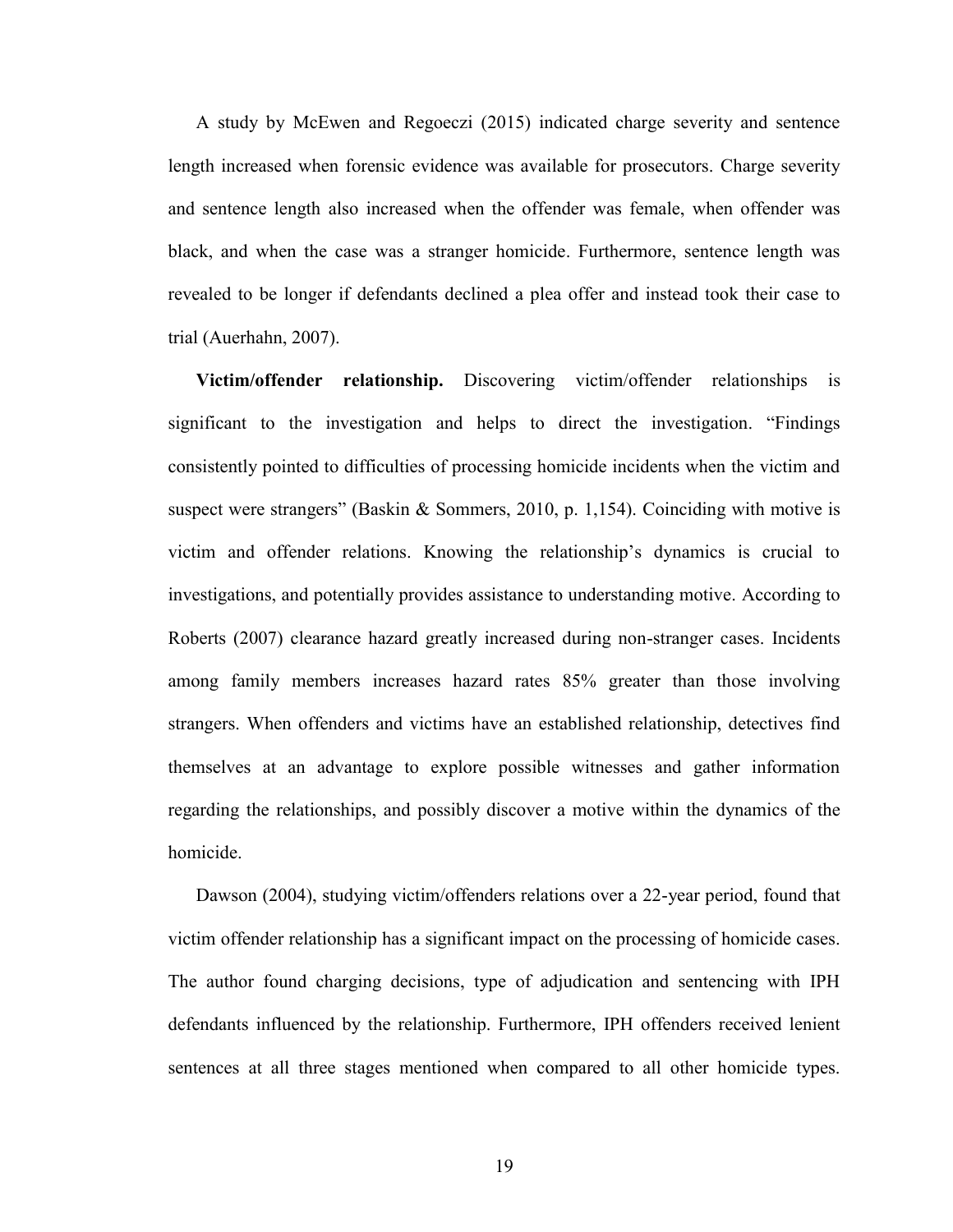A study by McEwen and Regoeczi (2015) indicated charge severity and sentence length increased when forensic evidence was available for prosecutors. Charge severity and sentence length also increased when the offender was female, when offender was black, and when the case was a stranger homicide. Furthermore, sentence length was revealed to be longer if defendants declined a plea offer and instead took their case to trial (Auerhahn, 2007).

**Victim/offender relationship.** Discovering victim/offender relationships is significant to the investigation and helps to direct the investigation. "Findings consistently pointed to difficulties of processing homicide incidents when the victim and suspect were strangers" (Baskin & Sommers, 2010, p. 1,154). Coinciding with motive is victim and offender relations. Knowing the relationship's dynamics is crucial to investigations, and potentially provides assistance to understanding motive. According to Roberts (2007) clearance hazard greatly increased during non-stranger cases. Incidents among family members increases hazard rates 85% greater than those involving strangers. When offenders and victims have an established relationship, detectives find themselves at an advantage to explore possible witnesses and gather information regarding the relationships, and possibly discover a motive within the dynamics of the homicide.

Dawson (2004), studying victim/offenders relations over a 22-year period, found that victim offender relationship has a significant impact on the processing of homicide cases. The author found charging decisions, type of adjudication and sentencing with IPH defendants influenced by the relationship. Furthermore, IPH offenders received lenient sentences at all three stages mentioned when compared to all other homicide types.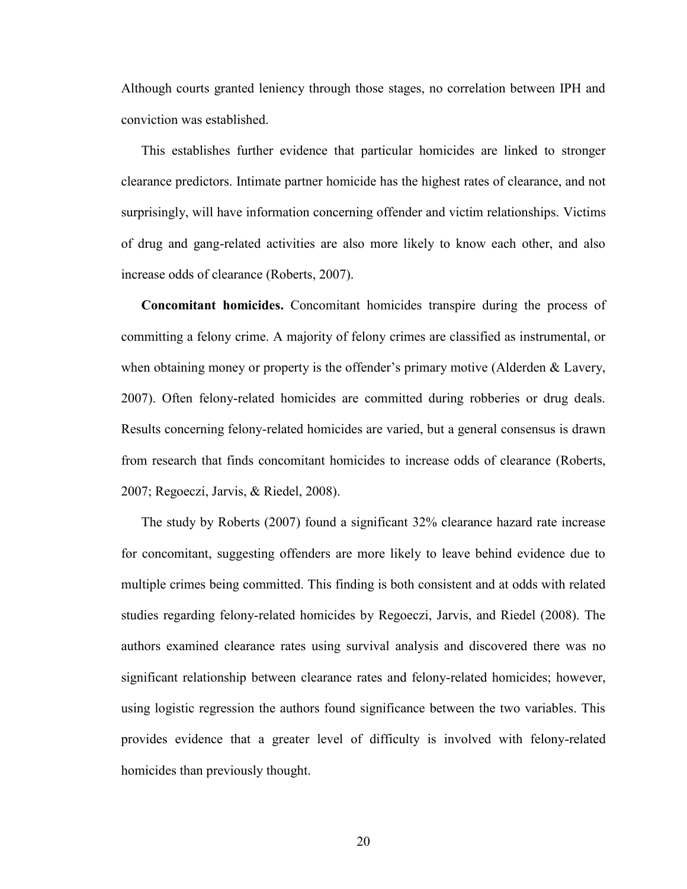Although courts granted leniency through those stages, no correlation between IPH and conviction was established.

This establishes further evidence that particular homicides are linked to stronger clearance predictors. Intimate partner homicide has the highest rates of clearance, and not surprisingly, will have information concerning offender and victim relationships. Victims of drug and gang-related activities are also more likely to know each other, and also increase odds of clearance (Roberts, 2007).

**Concomitant homicides.** Concomitant homicides transpire during the process of committing a felony crime. A majority of felony crimes are classified as instrumental, or when obtaining money or property is the offender's primary motive (Alderden & Lavery, 2007). Often felony-related homicides are committed during robberies or drug deals. Results concerning felony-related homicides are varied, but a general consensus is drawn from research that finds concomitant homicides to increase odds of clearance (Roberts, 2007; Regoeczi, Jarvis, & Riedel, 2008).

The study by Roberts (2007) found a significant 32% clearance hazard rate increase for concomitant, suggesting offenders are more likely to leave behind evidence due to multiple crimes being committed. This finding is both consistent and at odds with related studies regarding felony-related homicides by Regoeczi, Jarvis, and Riedel (2008). The authors examined clearance rates using survival analysis and discovered there was no significant relationship between clearance rates and felony-related homicides; however, using logistic regression the authors found significance between the two variables. This provides evidence that a greater level of difficulty is involved with felony-related homicides than previously thought.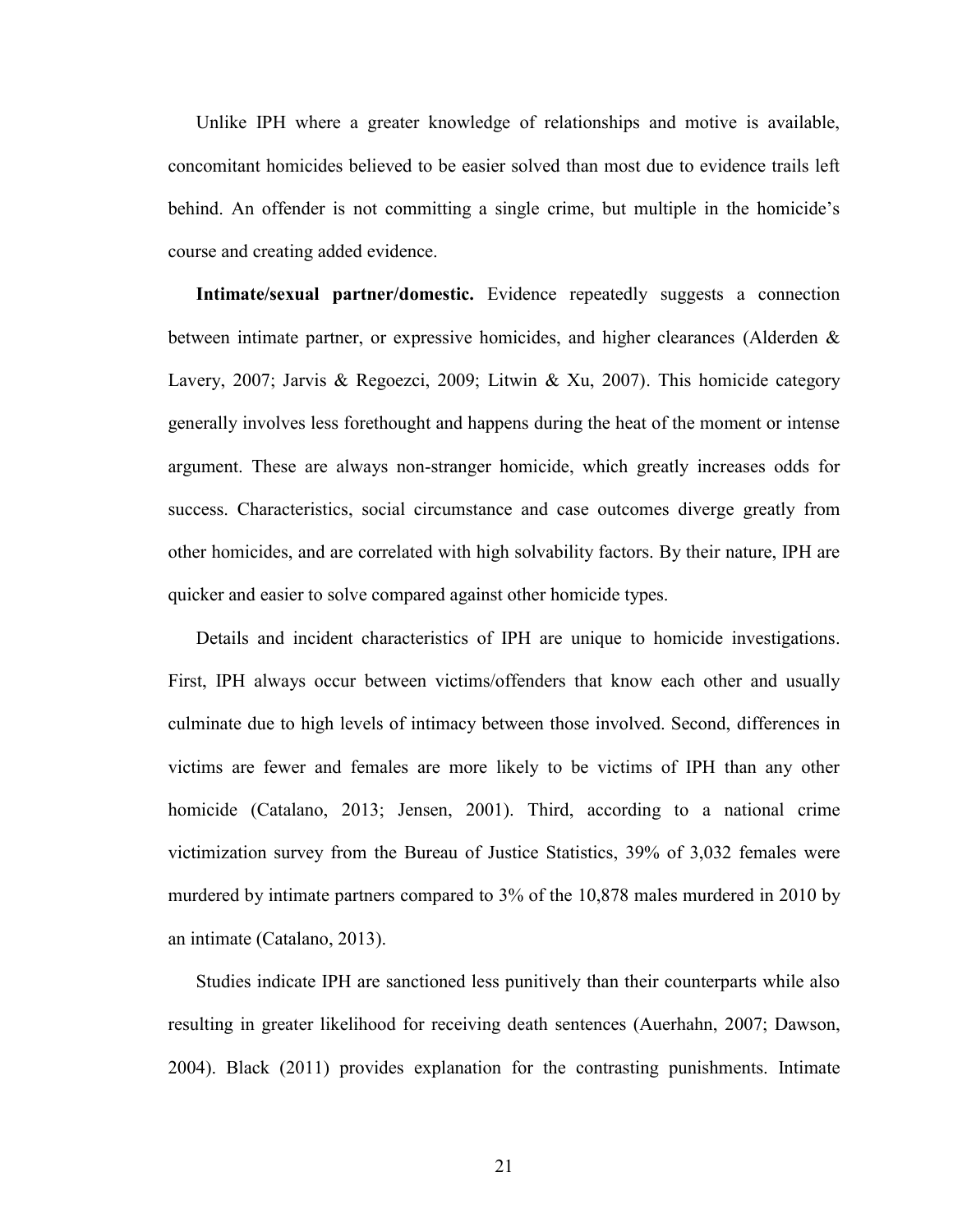Unlike IPH where a greater knowledge of relationships and motive is available, concomitant homicides believed to be easier solved than most due to evidence trails left behind. An offender is not committing a single crime, but multiple in the homicide's course and creating added evidence.

**Intimate/sexual partner/domestic.** Evidence repeatedly suggests a connection between intimate partner, or expressive homicides, and higher clearances (Alderden & Lavery, 2007; Jarvis & Regoezci, 2009; Litwin & Xu, 2007). This homicide category generally involves less forethought and happens during the heat of the moment or intense argument. These are always non-stranger homicide, which greatly increases odds for success. Characteristics, social circumstance and case outcomes diverge greatly from other homicides, and are correlated with high solvability factors. By their nature, IPH are quicker and easier to solve compared against other homicide types.

Details and incident characteristics of IPH are unique to homicide investigations. First, IPH always occur between victims/offenders that know each other and usually culminate due to high levels of intimacy between those involved. Second, differences in victims are fewer and females are more likely to be victims of IPH than any other homicide (Catalano, 2013; Jensen, 2001). Third, according to a national crime victimization survey from the Bureau of Justice Statistics, 39% of 3,032 females were murdered by intimate partners compared to 3% of the 10,878 males murdered in 2010 by an intimate (Catalano, 2013).

Studies indicate IPH are sanctioned less punitively than their counterparts while also resulting in greater likelihood for receiving death sentences (Auerhahn, 2007; Dawson, 2004). Black (2011) provides explanation for the contrasting punishments. Intimate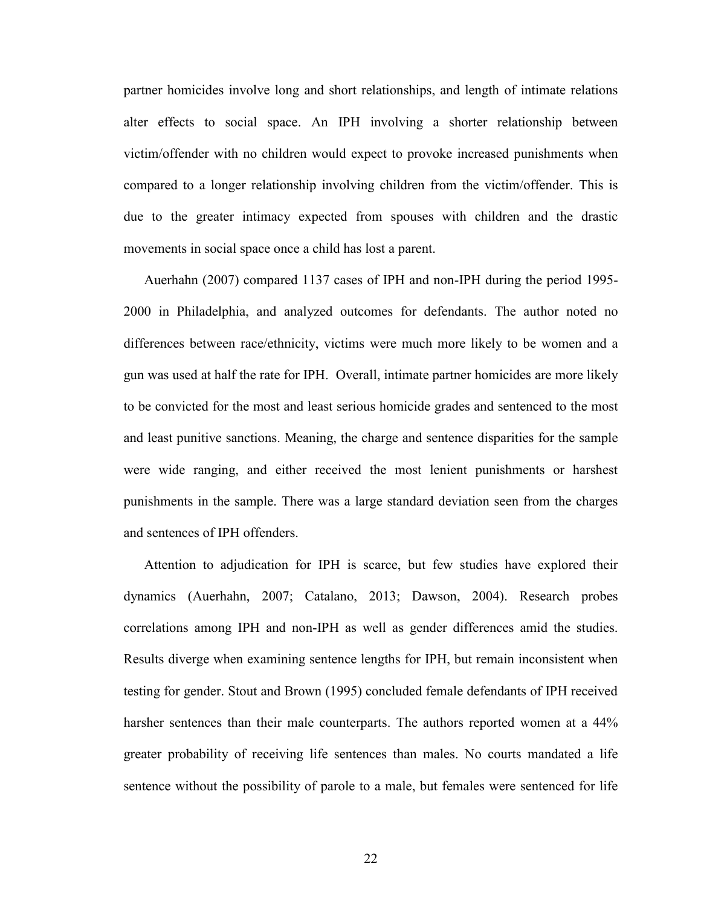partner homicides involve long and short relationships, and length of intimate relations alter effects to social space. An IPH involving a shorter relationship between victim/offender with no children would expect to provoke increased punishments when compared to a longer relationship involving children from the victim/offender. This is due to the greater intimacy expected from spouses with children and the drastic movements in social space once a child has lost a parent.

Auerhahn (2007) compared 1137 cases of IPH and non-IPH during the period 1995-2000 in Philadelphia, and analyzed outcomes for defendants. The author noted no differences between race/ethnicity, victims were much more likely to be women and a gun was used at half the rate for IPH. Overall, intimate partner homicides are more likely to be convicted for the most and least serious homicide grades and sentenced to the most and least punitive sanctions. Meaning, the charge and sentence disparities for the sample were wide ranging, and either received the most lenient punishments or harshest punishments in the sample. There was a large standard deviation seen from the charges and sentences of IPH offenders.

Attention to adjudication for IPH is scarce, but few studies have explored their dynamics (Auerhahn, 2007; Catalano, 2013; Dawson, 2004). Research probes correlations among IPH and non-IPH as well as gender differences amid the studies. Results diverge when examining sentence lengths for IPH, but remain inconsistent when testing for gender. Stout and Brown (1995) concluded female defendants of IPH received harsher sentences than their male counterparts. The authors reported women at a 44% greater probability of receiving life sentences than males. No courts mandated a life sentence without the possibility of parole to a male, but females were sentenced for life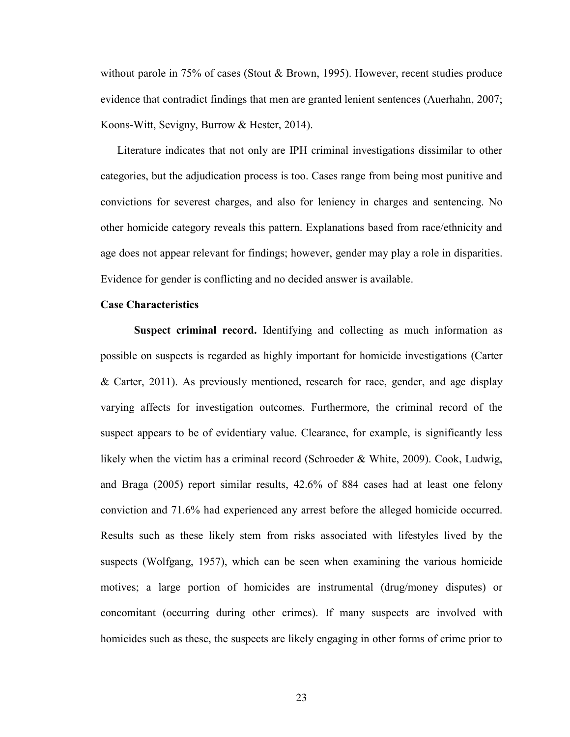without parole in 75% of cases (Stout & Brown, 1995). However, recent studies produce evidence that contradict findings that men are granted lenient sentences (Auerhahn, 2007; Koons-Witt, Sevigny, Burrow & Hester, 2014).

Literature indicates that not only are IPH criminal investigations dissimilar to other categories, but the adjudication process is too. Cases range from being most punitive and convictions for severest charges, and also for leniency in charges and sentencing. No other homicide category reveals this pattern. Explanations based from race/ethnicity and age does not appear relevant for findings; however, gender may play a role in disparities. Evidence for gender is conflicting and no decided answer is available.

**Case Characteristics**

**Suspect criminal record.** Identifying and collecting as much information as possible on suspects is regarded as highly important for homicide investigations (Carter & Carter, 2011). As previously mentioned, research for race, gender, and age display varying affects for investigation outcomes. Furthermore, the criminal record of the suspect appears to be of evidentiary value. Clearance, for example, is significantly less likely when the victim has a criminal record (Schroeder & White, 2009). Cook, Ludwig, and Braga (2005) report similar results, 42.6% of 884 cases had at least one felony conviction and 71.6% had experienced any arrest before the alleged homicide occurred. Results such as these likely stem from risks associated with lifestyles lived by the suspects (Wolfgang, 1957), which can be seen when examining the various homicide motives; a large portion of homicides are instrumental (drug/money disputes) or concomitant (occurring during other crimes). If many suspects are involved with homicides such as these, the suspects are likely engaging in other forms of crime prior to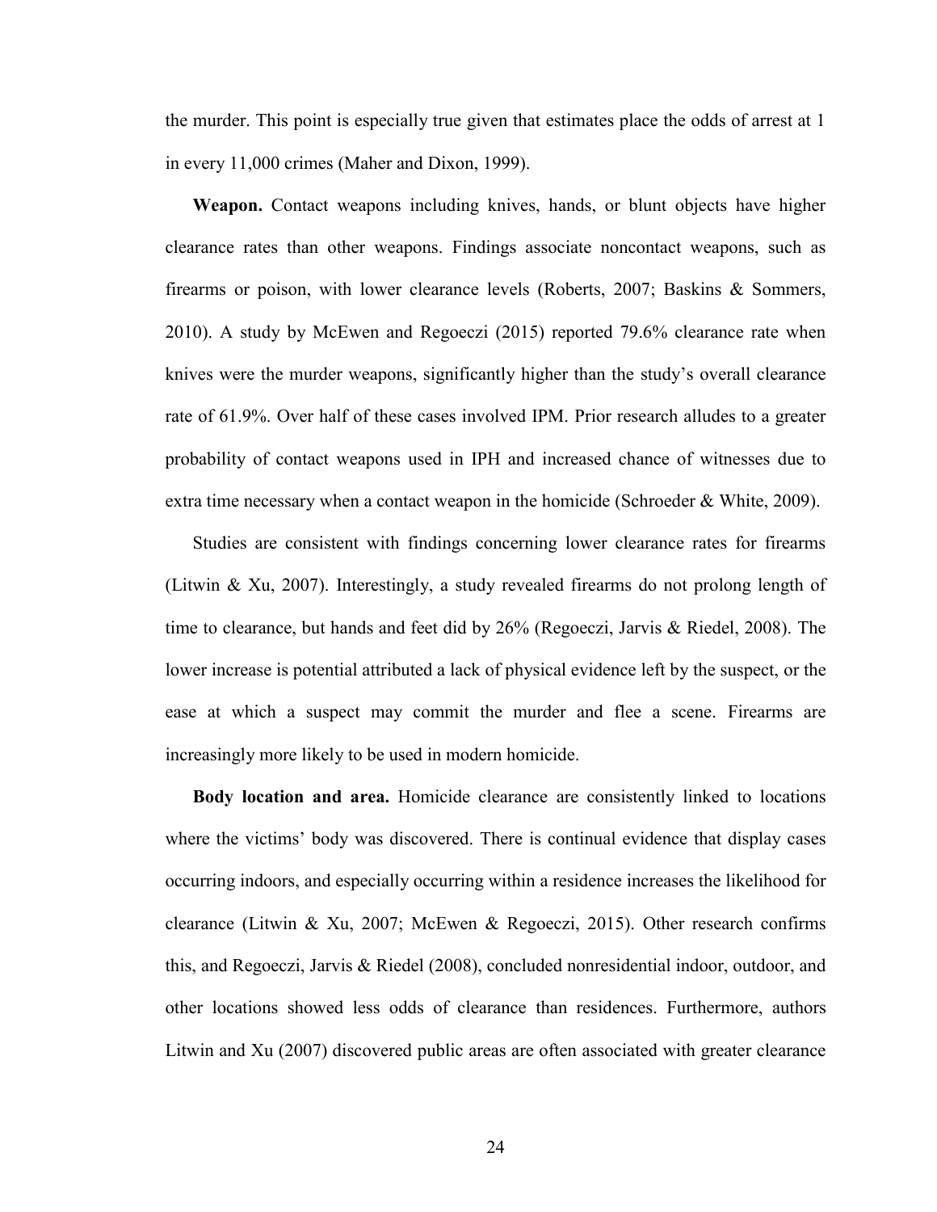the murder. This point is especially true given that estimates place the odds of arrest at 1 in every 11,000 crimes (Maher and Dixon, 1999).

**Weapon.** Contact weapons including knives, hands, or blunt objects have higher clearance rates than other weapons. Findings associate noncontact weapons, such as firearms or poison, with lower clearance levels (Roberts, 2007; Baskins & Sommers, 2010). A study by McEwen and Regoeczi (2015) reported 79.6% clearance rate when knives were the murder weapons, significantly higher than the study's overall clearance rate of 61.9%. Over half of these cases involved IPM. Prior research alludes to a greater probability of contact weapons used in IPH and increased chance of witnesses due to extra time necessary when a contact weapon in the homicide (Schroeder & White, 2009).

Studies are consistent with findings concerning lower clearance rates for firearms (Litwin & Xu, 2007). Interestingly, a study revealed firearms do not prolong length of time to clearance, but hands and feet did by 26% (Regoeczi, Jarvis & Riedel, 2008). The lower increase is potential attributed a lack of physical evidence left by the suspect, or the ease at which a suspect may commit the murder and flee a scene. Firearms are increasingly more likely to be used in modern homicide.

**Body location and area.** Homicide clearance are consistently linked to locations where the victims' body was discovered. There is continual evidence that display cases occurring indoors, and especially occurring within a residence increases the likelihood for clearance (Litwin & Xu, 2007; McEwen & Regoeczi, 2015). Other research confirms this, and Regoeczi, Jarvis & Riedel (2008), concluded nonresidential indoor, outdoor, and other locations showed less odds of clearance than residences. Furthermore, authors Litwin and Xu (2007) discovered public areas are often associated with greater clearance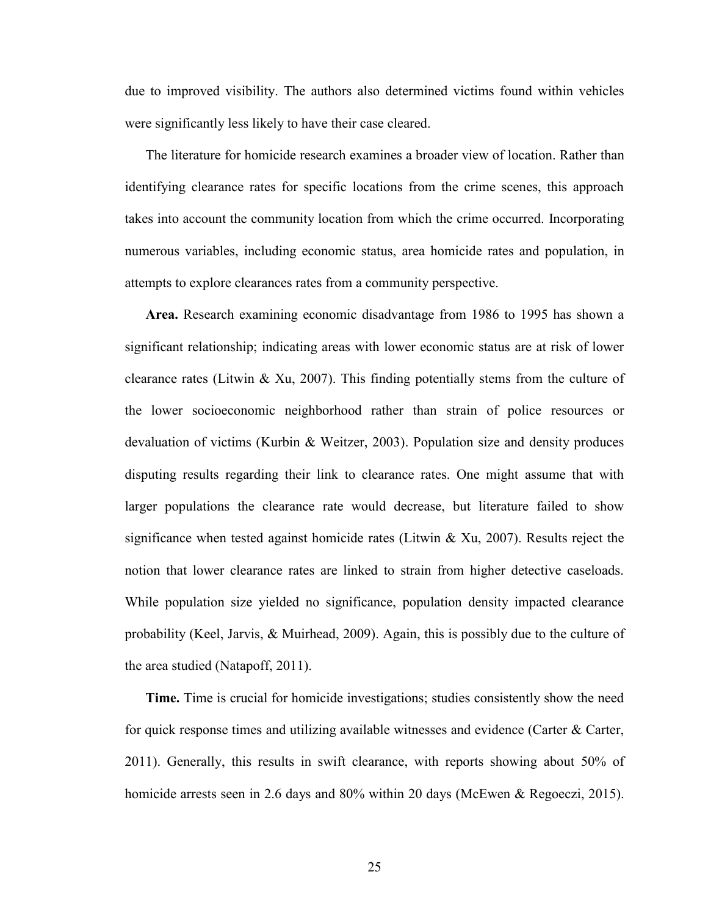due to improved visibility. The authors also determined victims found within vehicles were significantly less likely to have their case cleared.

The literature for homicide research examines a broader view of location. Rather than identifying clearance rates for specific locations from the crime scenes, this approach takes into account the community location from which the crime occurred. Incorporating numerous variables, including economic status, area homicide rates and population, in attempts to explore clearances rates from a community perspective.

**Area.** Research examining economic disadvantage from 1986 to 1995 has shown a significant relationship; indicating areas with lower economic status are at risk of lower clearance rates (Litwin & Xu, 2007). This finding potentially stems from the culture of the lower socioeconomic neighborhood rather than strain of police resources or devaluation of victims (Kurbin & Weitzer, 2003). Population size and density produces disputing results regarding their link to clearance rates. One might assume that with larger populations the clearance rate would decrease, but literature failed to show significance when tested against homicide rates (Litwin & Xu, 2007). Results reject the notion that lower clearance rates are linked to strain from higher detective caseloads. While population size yielded no significance, population density impacted clearance probability (Keel, Jarvis, & Muirhead, 2009). Again, this is possibly due to the culture of the area studied (Natapoff, 2011).

**Time.** Time is crucial for homicide investigations; studies consistently show the need for quick response times and utilizing available witnesses and evidence (Carter & Carter, 2011). Generally, this results in swift clearance, with reports showing about 50% of homicide arrests seen in 2.6 days and 80% within 20 days (McEwen & Regoeczi, 2015).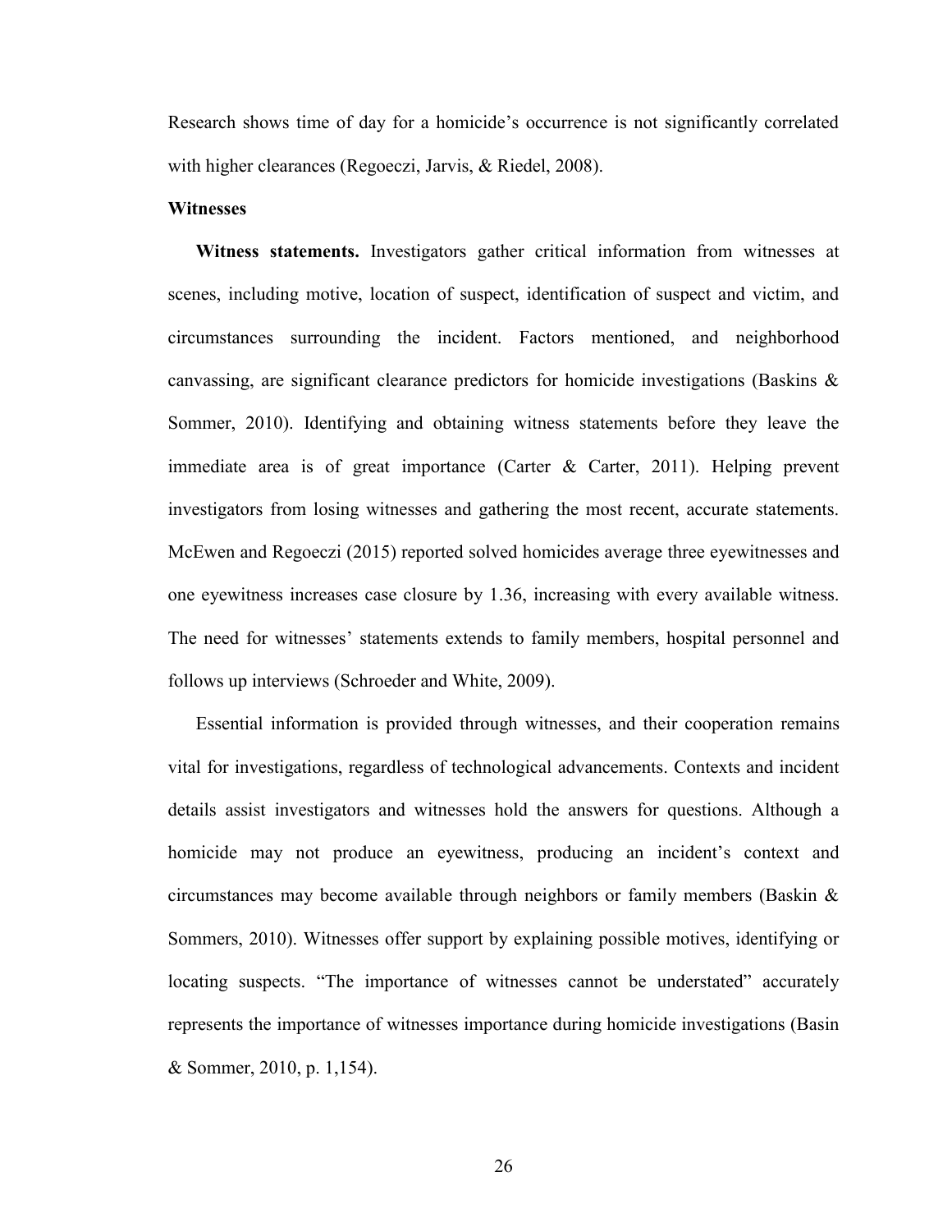Research shows time of day for a homicide's occurrence is not significantly correlated with higher clearances (Regoeczi, Jarvis, & Riedel, 2008).

### Witnesses

**Witness statements.** Investigators gather critical information from witnesses at scenes, including motive, location of suspect, identification of suspect and victim, and circumstances surrounding the incident. Factors mentioned, and neighborhood canvassing, are significant clearance predictors for homicide investigations (Baskins & Sommer, 2010). Identifying and obtaining witness statements before they leave the immediate area is of great importance (Carter & Carter, 2011). Helping prevent investigators from losing witnesses and gathering the most recent, accurate statements. McEwen and Regoeczi (2015) reported solved homicides average three eyewitnesses and one eyewitness increases case closure by 1.36, increasing with every available witness. The need for witnesses' statements extends to family members, hospital personnel and follows up interviews (Schroeder and White, 2009).

Essential information is provided through witnesses, and their cooperation remains vital for investigations, regardless of technological advancements. Contexts and incident details assist investigators and witnesses hold the answers for questions. Although a homicide may not produce an eyewitness, producing an incident's context and circumstances may become available through neighbors or family members (Baskin & Sommers, 2010). Witnesses offer support by explaining possible motives, identifying or locating suspects. "The importance of witnesses cannot be understated" accurately represents the importance of witnesses importance during homicide investigations (Basin & Sommer, 2010, p. 1,154).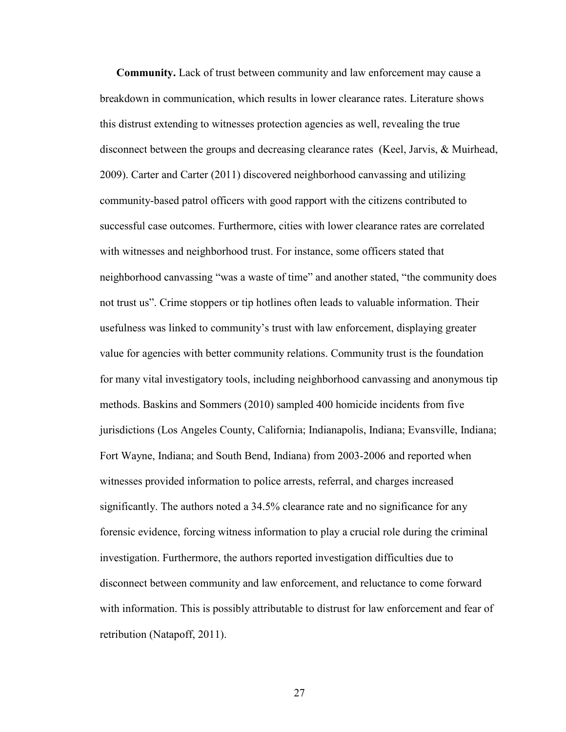**Community.** Lack of trust between community and law enforcement may cause a breakdown in communication, which results in lower clearance rates. Literature shows this distrust extending to witnesses protection agencies as well, revealing the true disconnect between the groups and decreasing clearance rates (Keel, Jarvis, & Muirhead, 2009). Carter and Carter (2011) discovered neighborhood canvassing and utilizing community-based patrol officers with good rapport with the citizens contributed to successful case outcomes. Furthermore, cities with lower clearance rates are correlated with witnesses and neighborhood trust. For instance, some officers stated that neighborhood canvassing "was a waste of time" and another stated, "the community does not trust us". Crime stoppers or tip hotlines often leads to valuable information. Their usefulness was linked to community's trust with law enforcement, displaying greater value for agencies with better community relations. Community trust is the foundation for many vital investigatory tools, including neighborhood canvassing and anonymous tip methods. Baskins and Sommers (2010) sampled 400 homicide incidents from five jurisdictions (Los Angeles County, California; Indianapolis, Indiana; Evansville, Indiana; Fort Wayne, Indiana; and South Bend, Indiana) from 2003-2006 and reported when witnesses provided information to police arrests, referral, and charges increased significantly. The authors noted a 34.5% clearance rate and no significance for any forensic evidence, forcing witness information to play a crucial role during the criminal investigation. Furthermore, the authors reported investigation difficulties due to disconnect between community and law enforcement, and reluctance to come forward with information. This is possibly attributable to distrust for law enforcement and fear of retribution (Natapoff, 2011).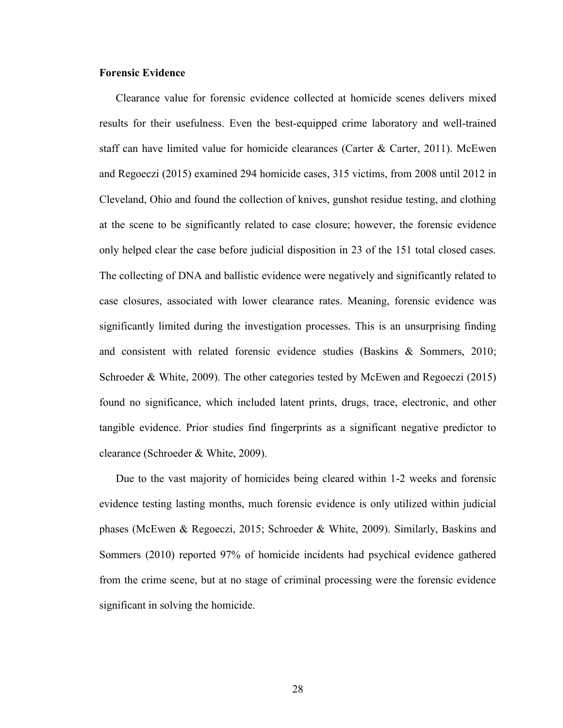### Forensic Evidence

Clearance value for forensic evidence collected at homicide scenes delivers mixed results for their usefulness. Even the best-equipped crime laboratory and well-trained staff can have limited value for homicide clearances (Carter & Carter, 2011). McEwen and Regoeczi (2015) examined 294 homicide cases, 315 victims, from 2008 until 2012 in Cleveland, Ohio and found the collection of knives, gunshot residue testing, and clothing at the scene to be significantly related to case closure; however, the forensic evidence only helped clear the case before judicial disposition in 23 of the 151 total closed cases. The collecting of DNA and ballistic evidence were negatively and significantly related to case closures, associated with lower clearance rates. Meaning, forensic evidence was significantly limited during the investigation processes. This is an unsurprising finding and consistent with related forensic evidence studies (Baskins & Sommers, 2010; Schroeder & White, 2009). The other categories tested by McEwen and Regoeczi (2015) found no significance, which included latent prints, drugs, trace, electronic, and other tangible evidence. Prior studies find fingerprints as a significant negative predictor to clearance (Schroeder & White, 2009).

Due to the vast majority of homicides being cleared within 1-2 weeks and forensic evidence testing lasting months, much forensic evidence is only utilized within judicial phases (McEwen & Regoeczi, 2015; Schroeder & White, 2009). Similarly, Baskins and Sommers (2010) reported 97% of homicide incidents had psychical evidence gathered from the crime scene, but at no stage of criminal processing were the forensic evidence significant in solving the homicide.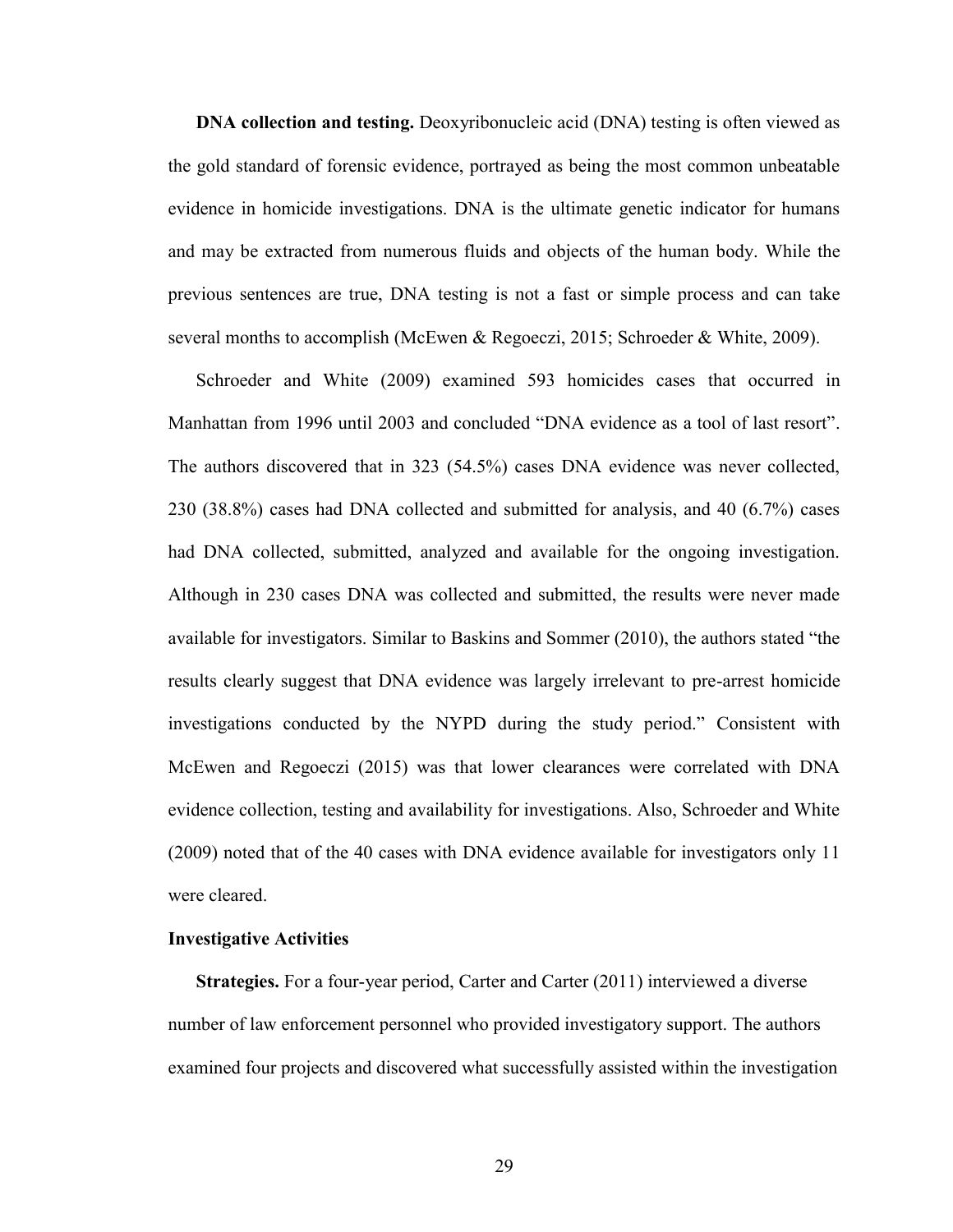**DNA collection and testing.** Deoxyribonucleic acid (DNA) testing is often viewed as the gold standard of forensic evidence, portrayed as being the most common unbeatable evidence in homicide investigations. DNA is the ultimate genetic indicator for humans and may be extracted from numerous fluids and objects of the human body. While the previous sentences are true, DNA testing is not a fast or simple process and can take several months to accomplish (McEwen & Regoeczi, 2015; Schroeder & White, 2009).

Schroeder and White (2009) examined 593 homicides cases that occurred in Manhattan from 1996 until 2003 and concluded "DNA evidence as a tool of last resort". The authors discovered that in 323 (54.5%) cases DNA evidence was never collected, 230 (38.8%) cases had DNA collected and submitted for analysis, and 40 (6.7%) cases had DNA collected, submitted, analyzed and available for the ongoing investigation. Although in 230 cases DNA was collected and submitted, the results were never made available for investigators. Similar to Baskins and Sommer (2010), the authors stated "the results clearly suggest that DNA evidence was largely irrelevant to pre-arrest homicide investigations conducted by the NYPD during the study period." Consistent with McEwen and Regoeczi (2015) was that lower clearances were correlated with DNA evidence collection, testing and availability for investigations. Also, Schroeder and White (2009) noted that of the 40 cases with DNA evidence available for investigators only 11 were cleared.

### Investigative Activities

**Strategies.** For a four-year period, Carter and Carter (2011) interviewed a diverse number of law enforcement personnel who provided investigatory support. The authors examined four projects and discovered what successfully assisted within the investigation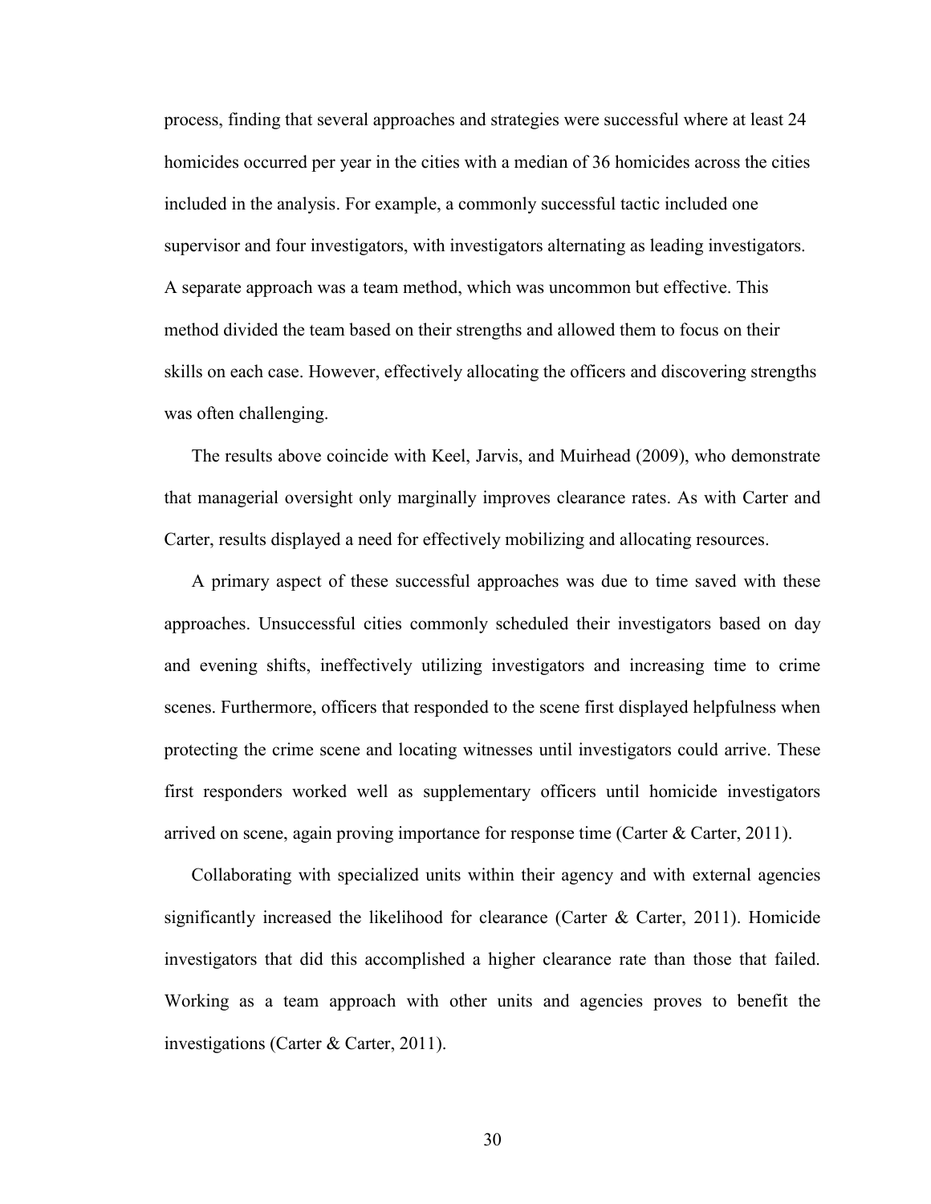process, finding that several approaches and strategies were successful where at least 24 homicides occurred per year in the cities with a median of 36 homicides across the cities included in the analysis. For example, a commonly successful tactic included one supervisor and four investigators, with investigators alternating as leading investigators. A separate approach was a team method, which was uncommon but effective. This method divided the team based on their strengths and allowed them to focus on their skills on each case. However, effectively allocating the officers and discovering strengths was often challenging.

The results above coincide with Keel, Jarvis, and Muirhead (2009), who demonstrate that managerial oversight only marginally improves clearance rates. As with Carter and Carter, results displayed a need for effectively mobilizing and allocating resources.

A primary aspect of these successful approaches was due to time saved with these approaches. Unsuccessful cities commonly scheduled their investigators based on day and evening shifts, ineffectively utilizing investigators and increasing time to crime scenes. Furthermore, officers that responded to the scene first displayed helpfulness when protecting the crime scene and locating witnesses until investigators could arrive. These first responders worked well as supplementary officers until homicide investigators arrived on scene, again proving importance for response time (Carter & Carter, 2011).

Collaborating with specialized units within their agency and with external agencies significantly increased the likelihood for clearance (Carter & Carter, 2011). Homicide investigators that did this accomplished a higher clearance rate than those that failed. Working as a team approach with other units and agencies proves to benefit the investigations (Carter & Carter, 2011).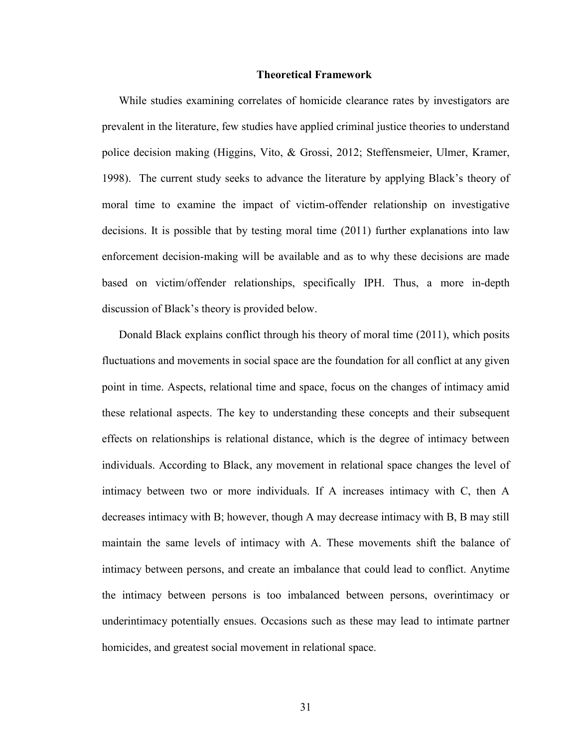## Theoretical Framework

While studies examining correlates of homicide clearance rates by investigators are prevalent in the literature, few studies have applied criminal justice theories to understand police decision making (Higgins, Vito, & Grossi, 2012; Steffensmeier, Ulmer, Kramer, 1998). The current study seeks to advance the literature by applying Black's theory of moral time to examine the impact of victim-offender relationship on investigative decisions. It is possible that by testing moral time (2011) further explanations into law enforcement decision-making will be available and as to why these decisions are made based on victim/offender relationships, specifically IPH. Thus, a more in-depth discussion of Black's theory is provided below.

Donald Black explains conflict through his theory of moral time (2011), which posits fluctuations and movements in social space are the foundation for all conflict at any given point in time. Aspects, relational time and space, focus on the changes of intimacy amid these relational aspects. The key to understanding these concepts and their subsequent effects on relationships is relational distance, which is the degree of intimacy between individuals. According to Black, any movement in relational space changes the level of intimacy between two or more individuals. If A increases intimacy with C, then A decreases intimacy with B; however, though A may decrease intimacy with B, B may still maintain the same levels of intimacy with A. These movements shift the balance of intimacy between persons, and create an imbalance that could lead to conflict. Anytime the intimacy between persons is too imbalanced between persons, overintimacy or underintimacy potentially ensues. Occasions such as these may lead to intimate partner homicides, and greatest social movement in relational space.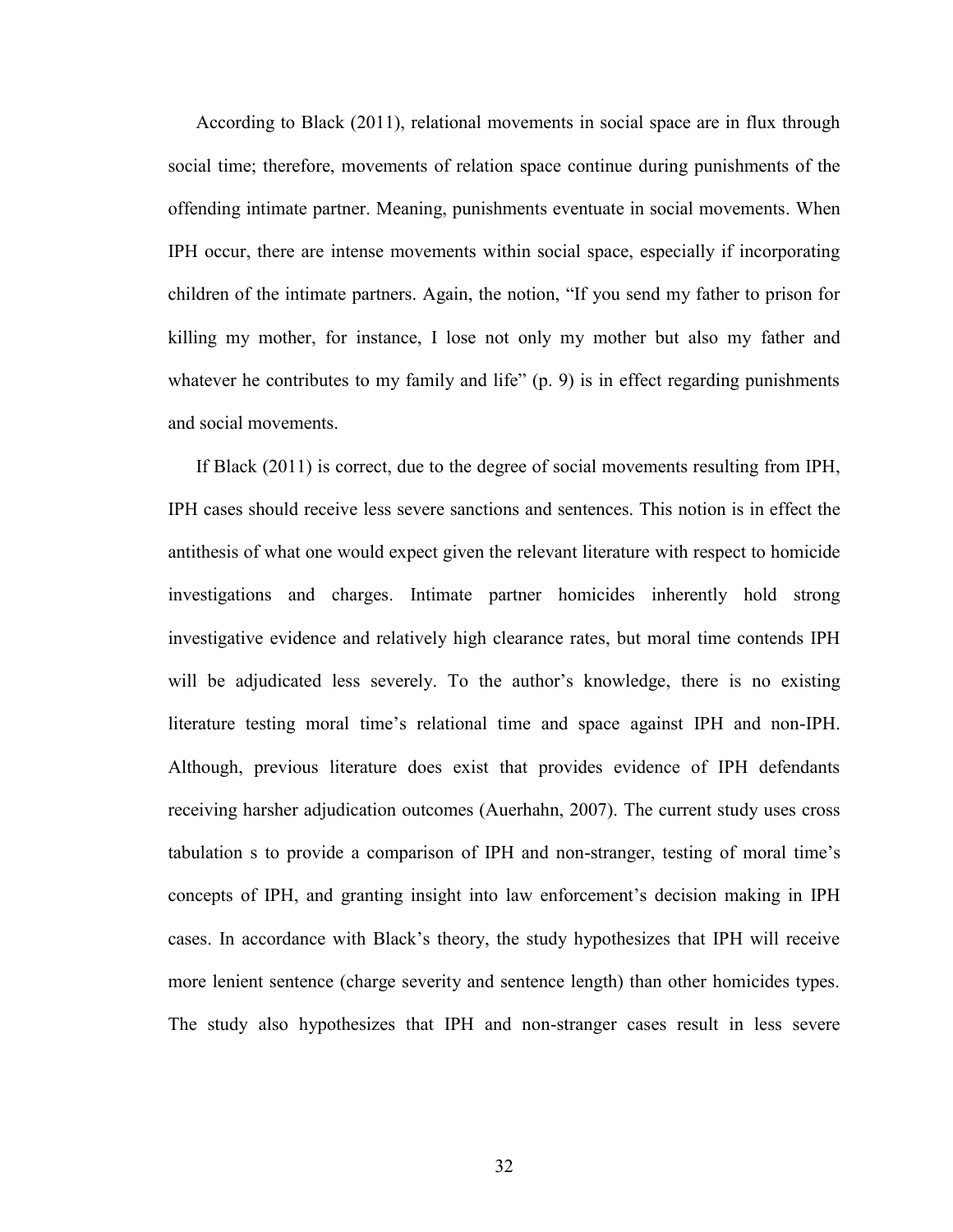According to Black (2011), relational movements in social space are in flux through social time; therefore, movements of relation space continue during punishments of the offending intimate partner. Meaning, punishments eventuate in social movements. When IPH occur, there are intense movements within social space, especially if incorporating children of the intimate partners. Again, the notion, "If you send my father to prison for killing my mother, for instance, I lose not only my mother but also my father and whatever he contributes to my family and life" (p. 9) is in effect regarding punishments and social movements.

If Black (2011) is correct, due to the degree of social movements resulting from IPH, IPH cases should receive less severe sanctions and sentences. This notion is in effect the antithesis of what one would expect given the relevant literature with respect to homicide investigations and charges. Intimate partner homicides inherently hold strong investigative evidence and relatively high clearance rates, but moral time contends IPH will be adjudicated less severely. To the author's knowledge, there is no existing literature testing moral time's relational time and space against IPH and non-IPH. Although, previous literature does exist that provides evidence of IPH defendants receiving harsher adjudication outcomes (Auerhahn, 2007). The current study uses cross tabulation s to provide a comparison of IPH and non-stranger, testing of moral time's concepts of IPH, and granting insight into law enforcement's decision making in IPH cases. In accordance with Black's theory, the study hypothesizes that IPH will receive more lenient sentence (charge severity and sentence length) than other homicides types. The study also hypothesizes that IPH and non-stranger cases result in less severe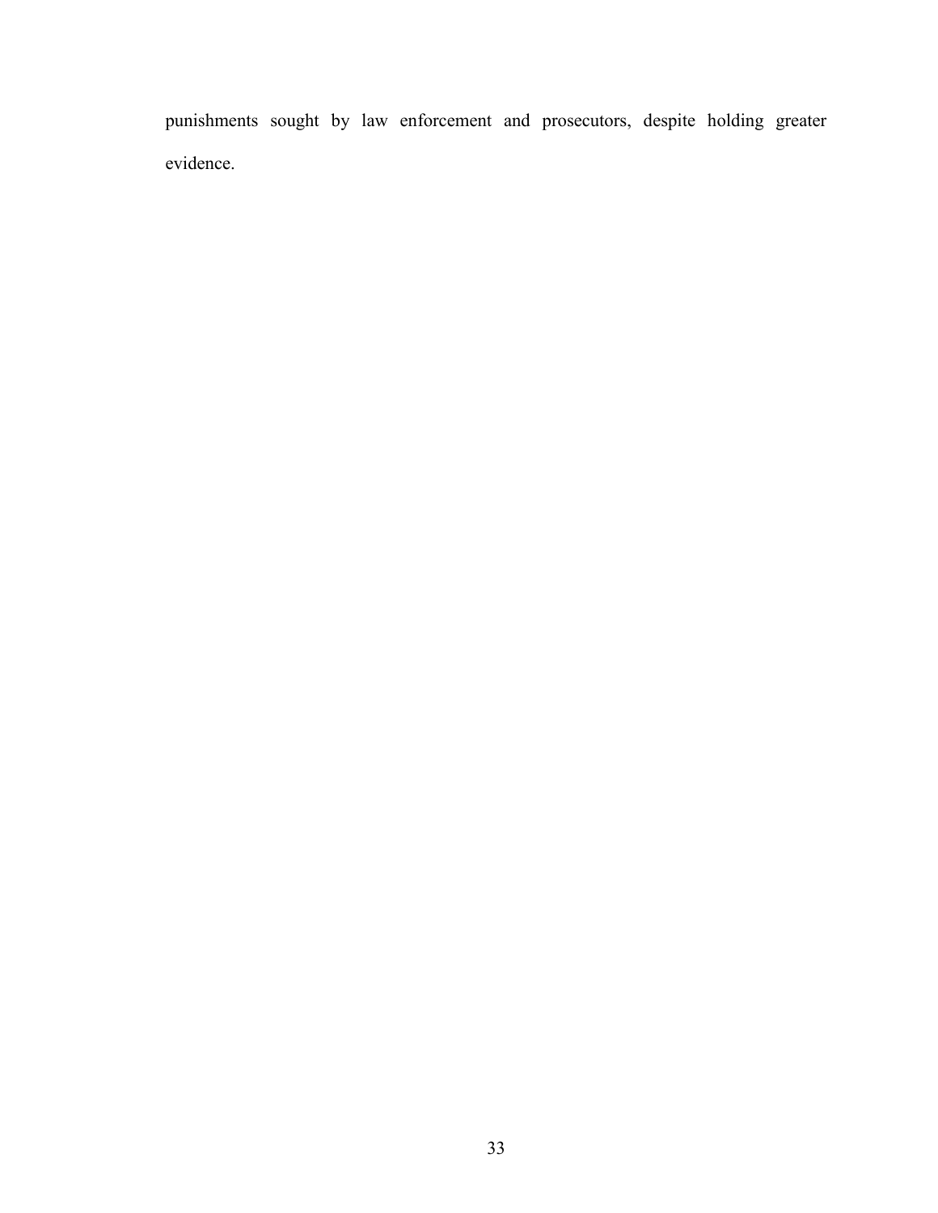punishments sought by law enforcement and prosecutors, despite holding greater evidence.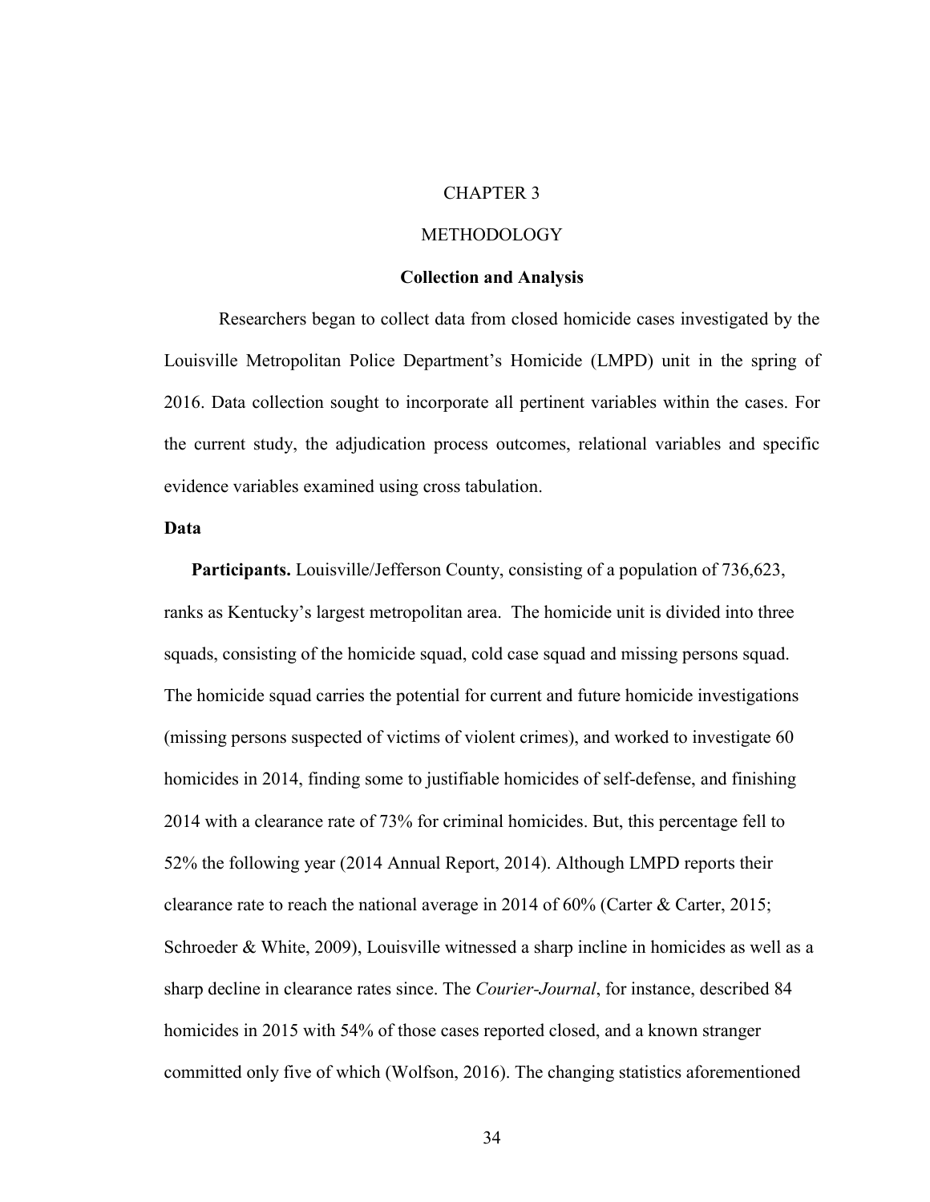# CHAPTER 3

# METHODOLOGY

### Collection and Analysis

Researchers began to collect data from closed homicide cases investigated by the Louisville Metropolitan Police Department's Homicide (LMPD) unit in the spring of 2016. Data collection sought to incorporate all pertinent variables within the cases. For the current study, the adjudication process outcomes, relational variables and specific evidence variables examined using cross tabulation.

### Data

**Participants.** Louisville/Jefferson County, consisting of a population of 736,623, ranks as Kentucky's largest metropolitan area. The homicide unit is divided into three squads, consisting of the homicide squad, cold case squad and missing persons squad. The homicide squad carries the potential for current and future homicide investigations (missing persons suspected of victims of violent crimes), and worked to investigate 60 homicides in 2014, finding some to justifiable homicides of self-defense, and finishing 2014 with a clearance rate of 73% for criminal homicides. But, this percentage fell to 52% the following year (2014 Annual Report, 2014). Although LMPD reports their clearance rate to reach the national average in 2014 of 60% (Carter & Carter, 2015; Schroeder & White, 2009), Louisville witnessed a sharp incline in homicides as well as a sharp decline in clearance rates since. The *Courier-Journal*, for instance, described 84 homicides in 2015 with 54% of those cases reported closed, and a known stranger committed only five of which (Wolfson, 2016). The changing statistics aforementioned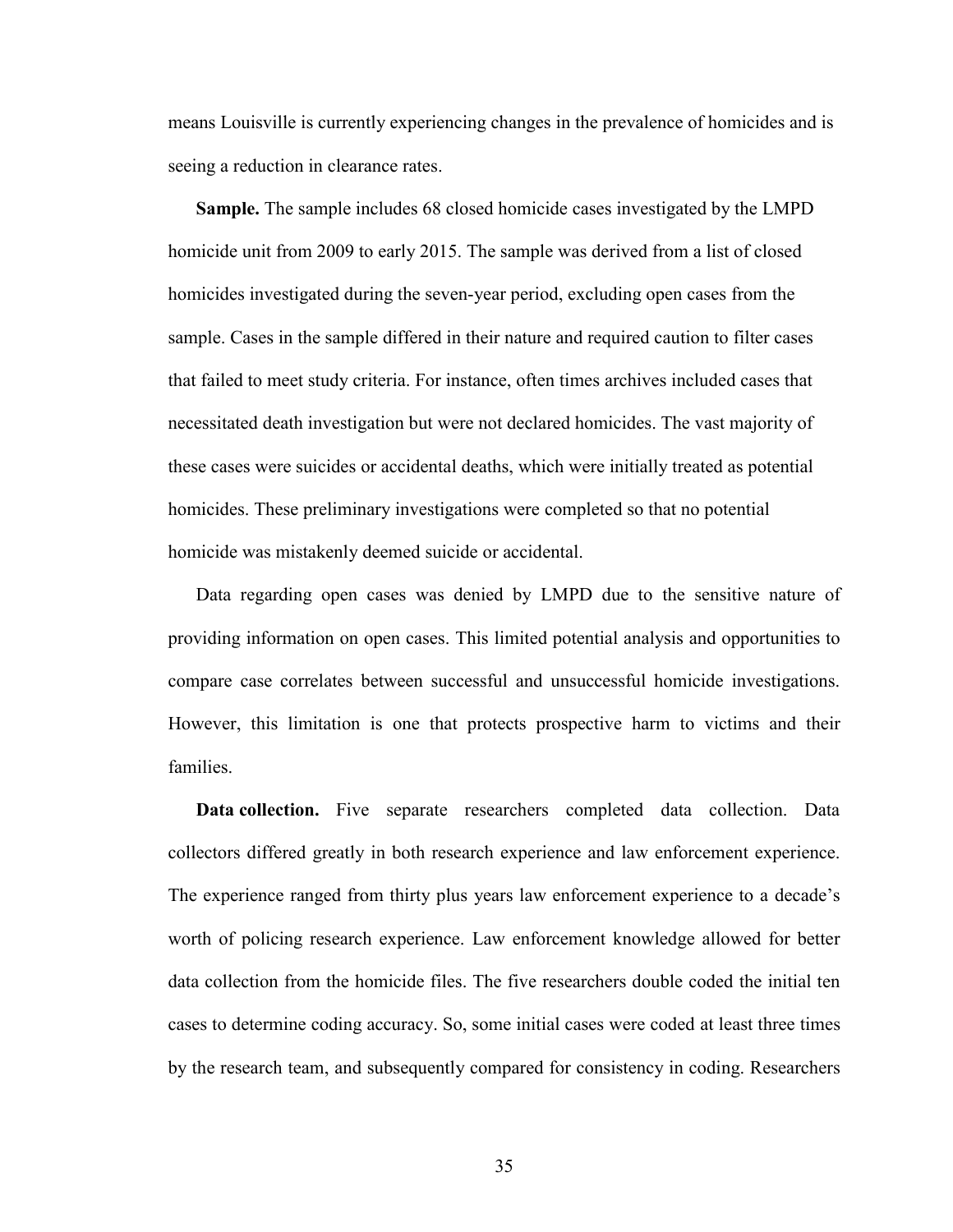means Louisville is currently experiencing changes in the prevalence of homicides and is seeing a reduction in clearance rates.

**Sample.** The sample includes 68 closed homicide cases investigated by the LMPD homicide unit from 2009 to early 2015. The sample was derived from a list of closed homicides investigated during the seven-year period, excluding open cases from the sample. Cases in the sample differed in their nature and required caution to filter cases that failed to meet study criteria. For instance, often times archives included cases that necessitated death investigation but were not declared homicides. The vast majority of these cases were suicides or accidental deaths, which were initially treated as potential homicides. These preliminary investigations were completed so that no potential homicide was mistakenly deemed suicide or accidental.

Data regarding open cases was denied by LMPD due to the sensitive nature of providing information on open cases. This limited potential analysis and opportunities to compare case correlates between successful and unsuccessful homicide investigations. However, this limitation is one that protects prospective harm to victims and their families.

**Data collection.** Five separate researchers completed data collection. Data collectors differed greatly in both research experience and law enforcement experience. The experience ranged from thirty plus years law enforcement experience to a decade's worth of policing research experience. Law enforcement knowledge allowed for better data collection from the homicide files. The five researchers double coded the initial ten cases to determine coding accuracy. So, some initial cases were coded at least three times by the research team, and subsequently compared for consistency in coding. Researchers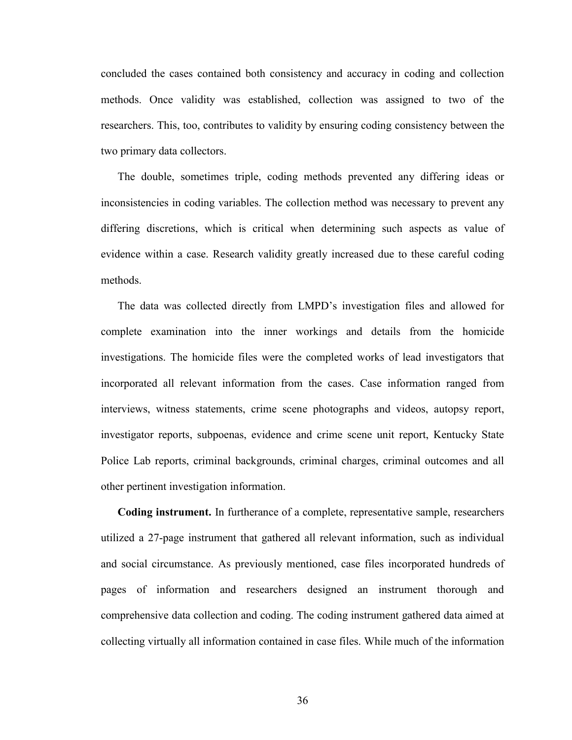concluded the cases contained both consistency and accuracy in coding and collection methods. Once validity was established, collection was assigned to two of the researchers. This, too, contributes to validity by ensuring coding consistency between the two primary data collectors.

The double, sometimes triple, coding methods prevented any differing ideas or inconsistencies in coding variables. The collection method was necessary to prevent any differing discretions, which is critical when determining such aspects as value of evidence within a case. Research validity greatly increased due to these careful coding methods.

The data was collected directly from LMPD's investigation files and allowed for complete examination into the inner workings and details from the homicide investigations. The homicide files were the completed works of lead investigators that incorporated all relevant information from the cases. Case information ranged from interviews, witness statements, crime scene photographs and videos, autopsy report, investigator reports, subpoenas, evidence and crime scene unit report, Kentucky State Police Lab reports, criminal backgrounds, criminal charges, criminal outcomes and all other pertinent investigation information.

**Coding instrument.** In furtherance of a complete, representative sample, researchers utilized a 27-page instrument that gathered all relevant information, such as individual and social circumstance. As previously mentioned, case files incorporated hundreds of pages of information and researchers designed an instrument thorough and comprehensive data collection and coding. The coding instrument gathered data aimed at collecting virtually all information contained in case files. While much of the information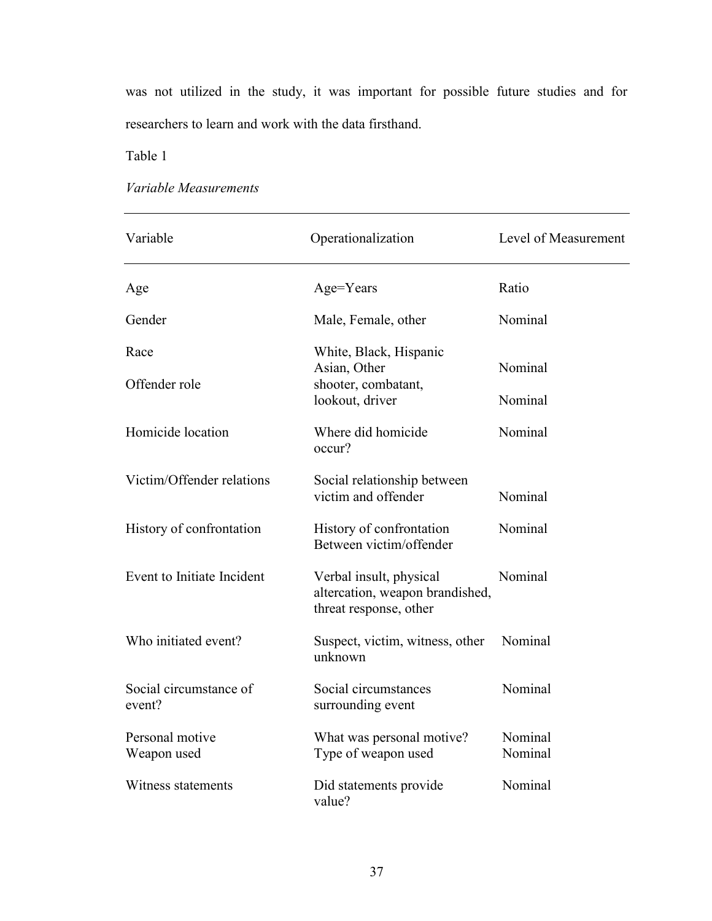was not utilized in the study, it was important for possible future studies and for researchers to learn and work with the data firsthand.

Table 1

*Variable Measurements*

| Variable | Operationalization | Level of Measurement |
|---|---|---|
| Age | Age=Years | Ratio |
| Gender | Male, Female, other | Nominal |
| Race | White, Black, Hispanic Asian, Other | Nominal |
| Offender role | shooter, combatant, lookout, driver | Nominal |
| Homicide location | Where did homicide occur? | Nominal |
| Victim/Offender relations | Social relationship between victim and offender | Nominal |
| History of confrontation | History of confrontation Between victim/offender | Nominal |
| Event to Initiate Incident | Verbal insult, physical altercation, weapon brandished, threat response, other | Nominal |
| Who initiated event? | Suspect, victim, witness, other unknown | Nominal |
| Social circumstance of event? | Social circumstances surrounding event | Nominal |
| Personal motive | What was personal motive? | Nominal |
| Weapon used | Type of weapon used | Nominal |
| Witness statements | Did statements provide value? | Nominal |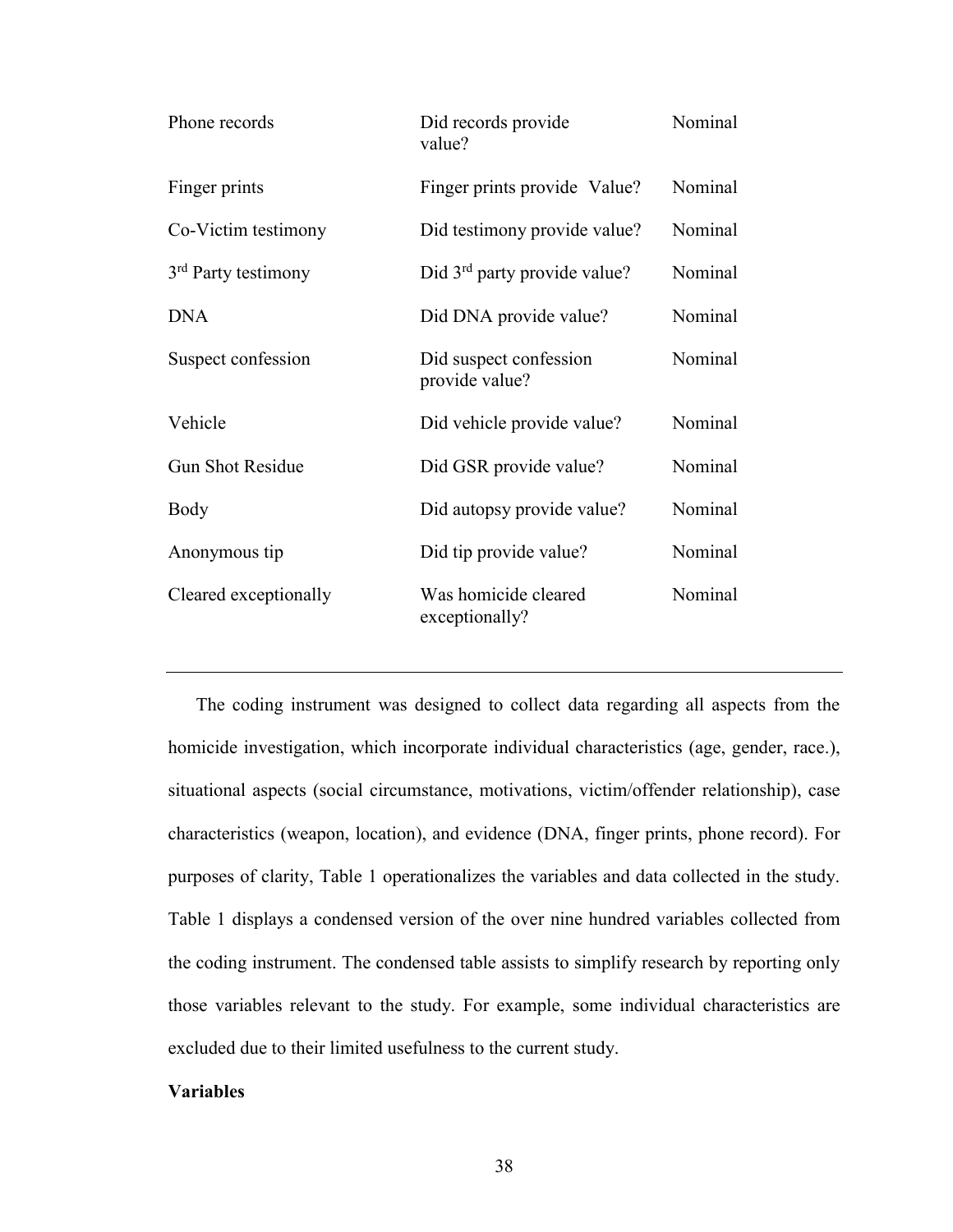| | | |
|---|---|---|
| Phone records | Did records provide value? | Nominal |
| Finger prints | Finger prints provide Value? | Nominal |
| Co-Victim testimony | Did testimony provide value? | Nominal |
| 3rd Party testimony | Did 3rd party provide value? | Nominal |
| DNA | Did DNA provide value? | Nominal |
| Suspect confession | Did suspect confession provide value? | Nominal |
| Vehicle | Did vehicle provide value? | Nominal |
| Gun Shot Residue | Did GSR provide value? | Nominal |
| Body | Did autopsy provide value? | Nominal |
| Anonymous tip | Did tip provide value? | Nominal |
| Cleared exceptionally | Was homicide cleared exceptionally? | Nominal |

The coding instrument was designed to collect data regarding all aspects from the homicide investigation, which incorporate individual characteristics (age, gender, race.), situational aspects (social circumstance, motivations, victim/offender relationship), case characteristics (weapon, location), and evidence (DNA, finger prints, phone record). For purposes of clarity, Table 1 operationalizes the variables and data collected in the study. Table 1 displays a condensed version of the over nine hundred variables collected from the coding instrument. The condensed table assists to simplify research by reporting only those variables relevant to the study. For example, some individual characteristics are excluded due to their limited usefulness to the current study.

**Variables**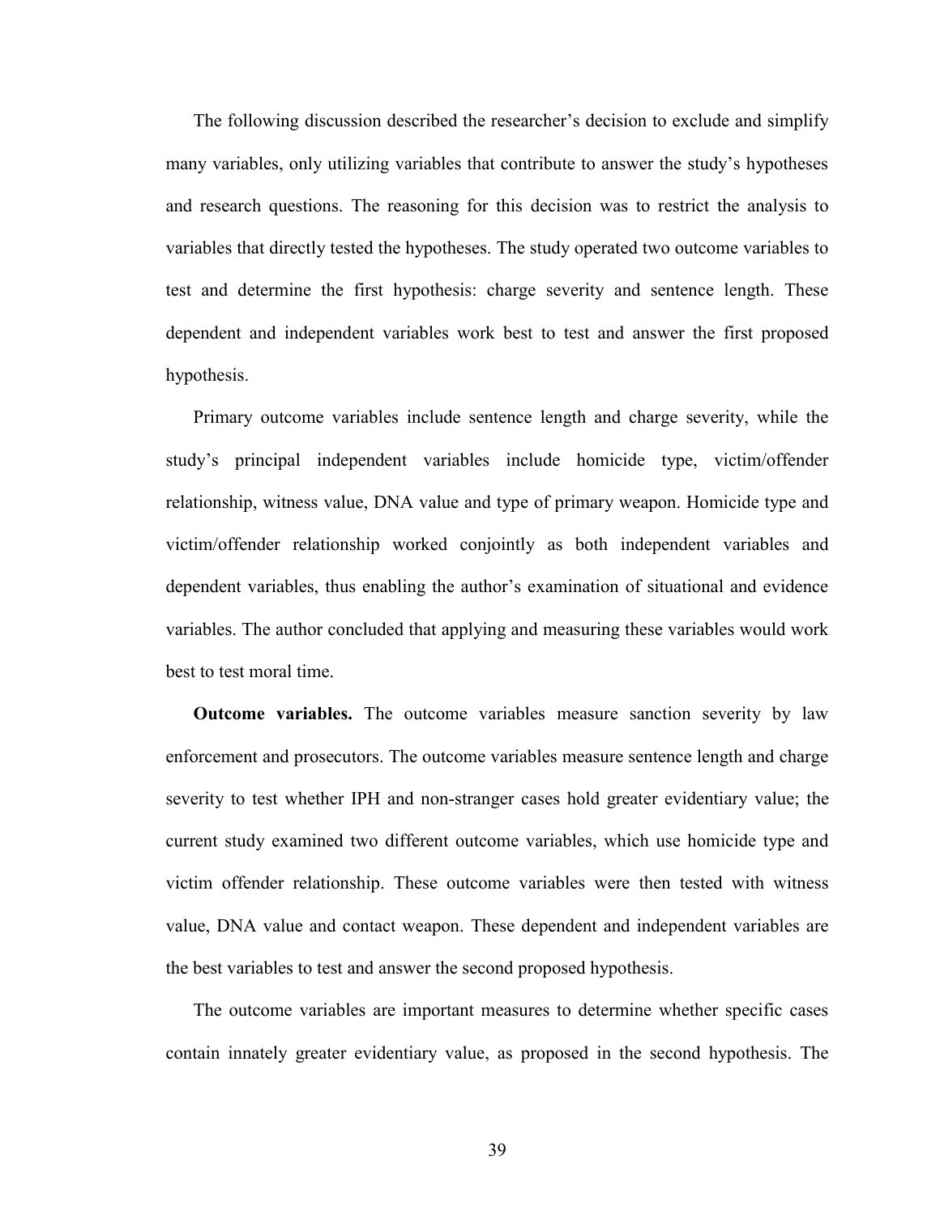The following discussion described the researcher's decision to exclude and simplify many variables, only utilizing variables that contribute to answer the study's hypotheses and research questions. The reasoning for this decision was to restrict the analysis to variables that directly tested the hypotheses. The study operated two outcome variables to test and determine the first hypothesis: charge severity and sentence length. These dependent and independent variables work best to test and answer the first proposed hypothesis.

Primary outcome variables include sentence length and charge severity, while the study's principal independent variables include homicide type, victim/offender relationship, witness value, DNA value and type of primary weapon. Homicide type and victim/offender relationship worked conjointly as both independent variables and dependent variables, thus enabling the author's examination of situational and evidence variables. The author concluded that applying and measuring these variables would work best to test moral time.

**Outcome variables.** The outcome variables measure sanction severity by law enforcement and prosecutors. The outcome variables measure sentence length and charge severity to test whether IPH and non-stranger cases hold greater evidentiary value; the current study examined two different outcome variables, which use homicide type and victim offender relationship. These outcome variables were then tested with witness value, DNA value and contact weapon. These dependent and independent variables are the best variables to test and answer the second proposed hypothesis.

The outcome variables are important measures to determine whether specific cases contain innately greater evidentiary value, as proposed in the second hypothesis. The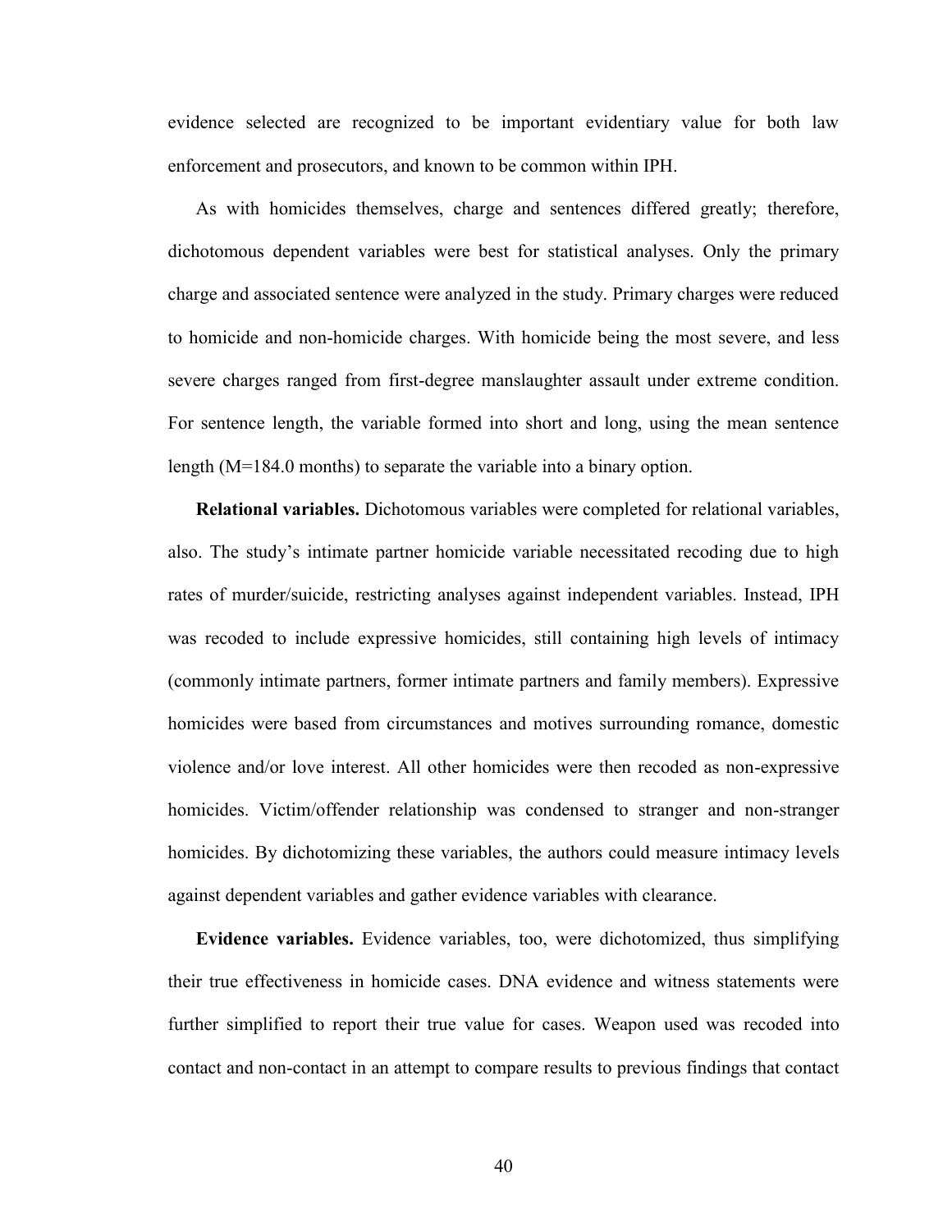evidence selected are recognized to be important evidentiary value for both law enforcement and prosecutors, and known to be common within IPH.

As with homicides themselves, charge and sentences differed greatly; therefore, dichotomous dependent variables were best for statistical analyses. Only the primary charge and associated sentence were analyzed in the study. Primary charges were reduced to homicide and non-homicide charges. With homicide being the most severe, and less severe charges ranged from first-degree manslaughter assault under extreme condition. For sentence length, the variable formed into short and long, using the mean sentence length (M=184.0 months) to separate the variable into a binary option.

**Relational variables.** Dichotomous variables were completed for relational variables, also. The study's intimate partner homicide variable necessitated recoding due to high rates of murder/suicide, restricting analyses against independent variables. Instead, IPH was recoded to include expressive homicides, still containing high levels of intimacy (commonly intimate partners, former intimate partners and family members). Expressive homicides were based from circumstances and motives surrounding romance, domestic violence and/or love interest. All other homicides were then recoded as non-expressive homicides. Victim/offender relationship was condensed to stranger and non-stranger homicides. By dichotomizing these variables, the authors could measure intimacy levels against dependent variables and gather evidence variables with clearance.

**Evidence variables.** Evidence variables, too, were dichotomized, thus simplifying their true effectiveness in homicide cases. DNA evidence and witness statements were further simplified to report their true value for cases. Weapon used was recoded into contact and non-contact in an attempt to compare results to previous findings that contact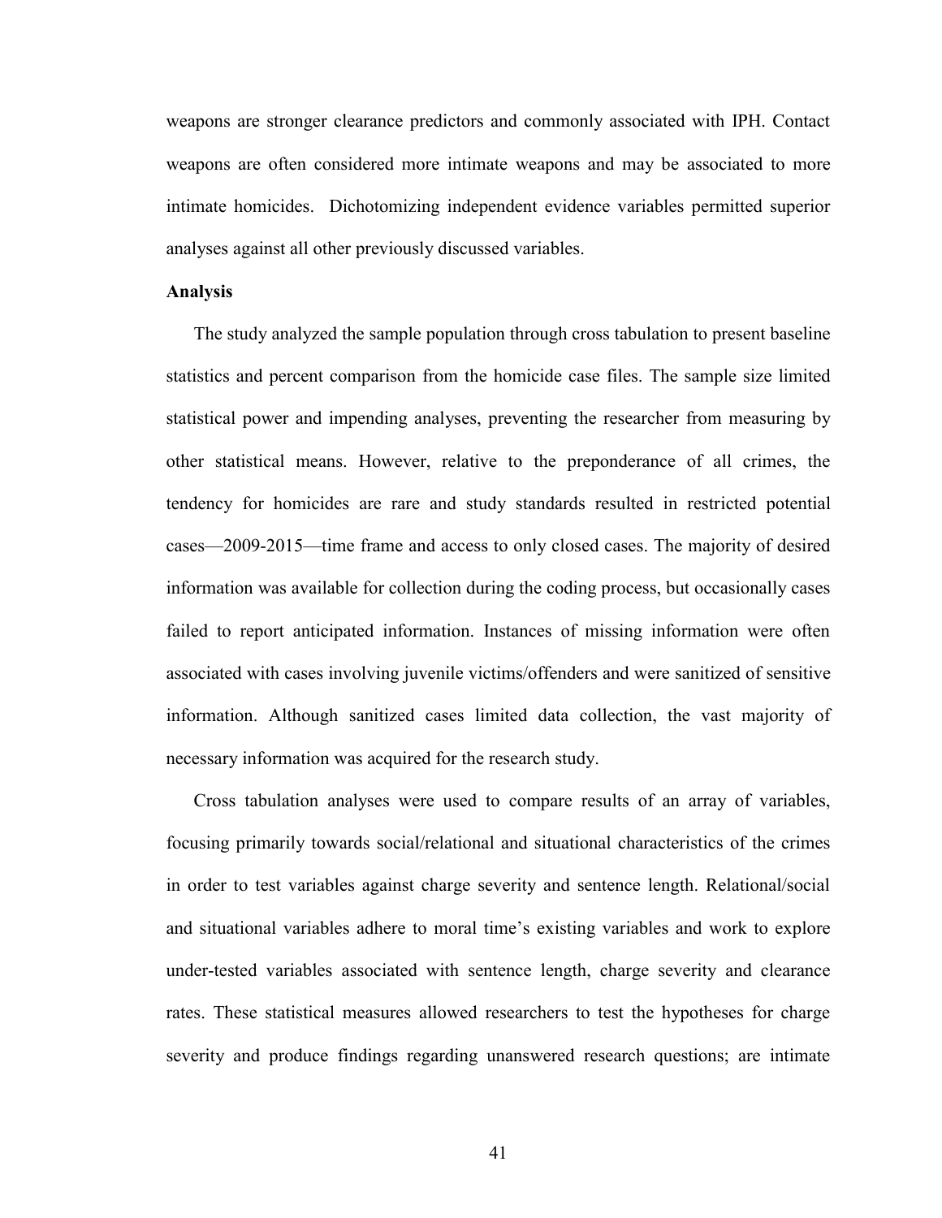weapons are stronger clearance predictors and commonly associated with IPH. Contact weapons are often considered more intimate weapons and may be associated to more intimate homicides. Dichotomizing independent evidence variables permitted superior analyses against all other previously discussed variables.

**Analysis**

The study analyzed the sample population through cross tabulation to present baseline statistics and percent comparison from the homicide case files. The sample size limited statistical power and impending analyses, preventing the researcher from measuring by other statistical means. However, relative to the preponderance of all crimes, the tendency for homicides are rare and study standards resulted in restricted potential cases—2009-2015—time frame and access to only closed cases. The majority of desired information was available for collection during the coding process, but occasionally cases failed to report anticipated information. Instances of missing information were often associated with cases involving juvenile victims/offenders and were sanitized of sensitive information. Although sanitized cases limited data collection, the vast majority of necessary information was acquired for the research study.

Cross tabulation analyses were used to compare results of an array of variables, focusing primarily towards social/relational and situational characteristics of the crimes in order to test variables against charge severity and sentence length. Relational/social and situational variables adhere to moral time's existing variables and work to explore under-tested variables associated with sentence length, charge severity and clearance rates. These statistical measures allowed researchers to test the hypotheses for charge severity and produce findings regarding unanswered research questions; are intimate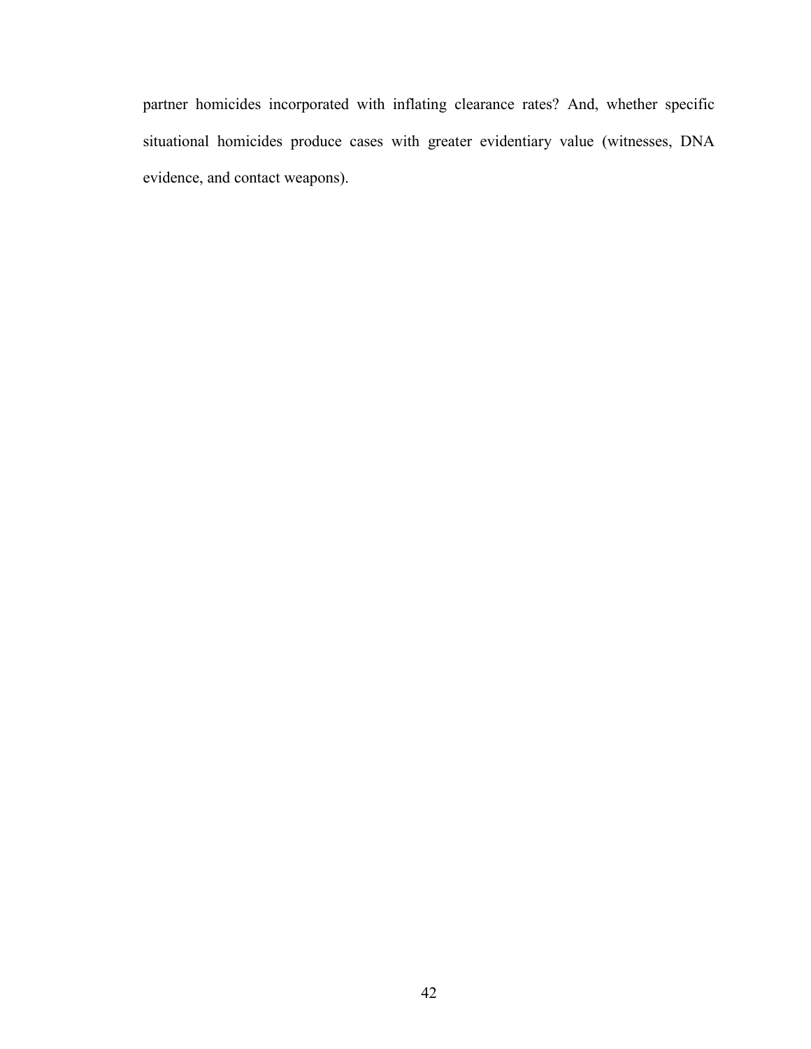partner homicides incorporated with inflating clearance rates? And, whether specific situational homicides produce cases with greater evidentiary value (witnesses, DNA evidence, and contact weapons).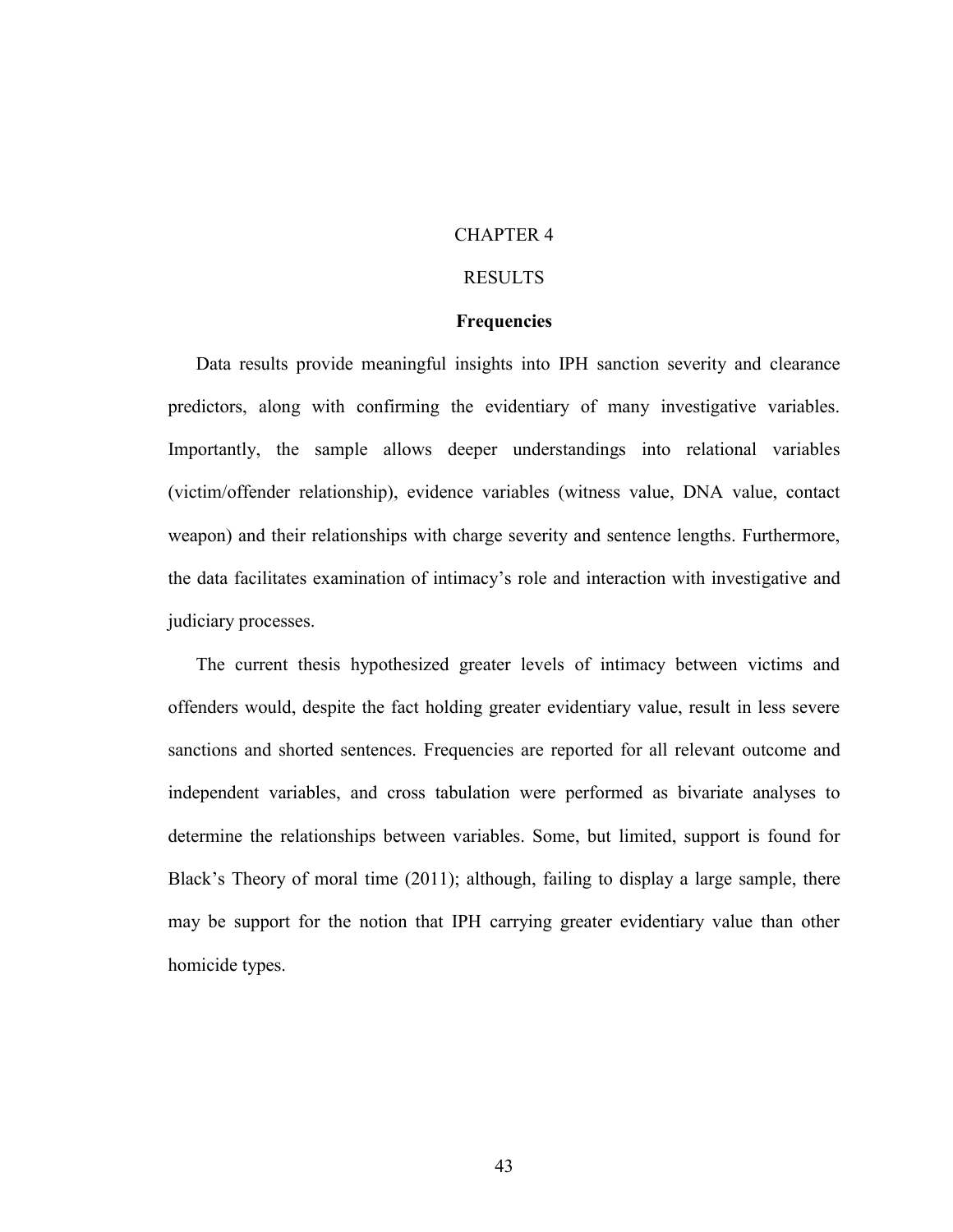# CHAPTER 4

# RESULTS

## Frequencies

Data results provide meaningful insights into IPH sanction severity and clearance predictors, along with confirming the evidentiary of many investigative variables. Importantly, the sample allows deeper understandings into relational variables (victim/offender relationship), evidence variables (witness value, DNA value, contact weapon) and their relationships with charge severity and sentence lengths. Furthermore, the data facilitates examination of intimacy's role and interaction with investigative and judiciary processes.

The current thesis hypothesized greater levels of intimacy between victims and offenders would, despite the fact holding greater evidentiary value, result in less severe sanctions and shorted sentences. Frequencies are reported for all relevant outcome and independent variables, and cross tabulation were performed as bivariate analyses to determine the relationships between variables. Some, but limited, support is found for Black's Theory of moral time (2011); although, failing to display a large sample, there may be support for the notion that IPH carrying greater evidentiary value than other homicide types.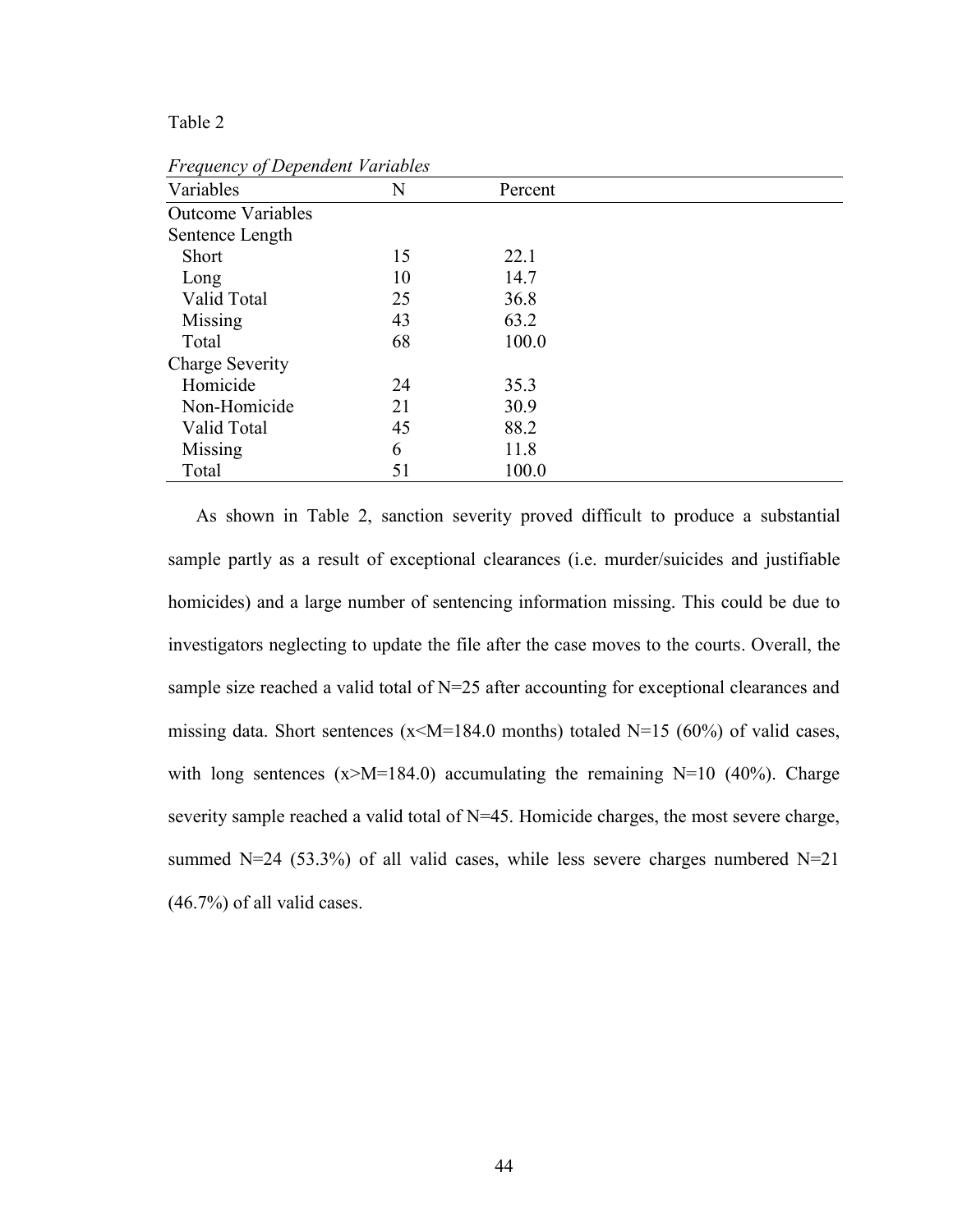Table 2

*Frequency of Dependent Variables*

| Variables | N | Percent |
|---|---|---|
| Outcome Variables | | |
| Sentence Length | | |
| Short | 15 | 22.1 |
| Long | 10 | 14.7 |
| Valid Total | 25 | 36.8 |
| Missing | 43 | 63.2 |
| Total | 68 | 100.0 |
| Charge Severity | | |
| Homicide | 24 | 35.3 |
| Non-Homicide | 21 | 30.9 |
| Valid Total | 45 | 88.2 |
| Missing | 6 | 11.8 |
| Total | 51 | 100.0 |

As shown in Table 2, sanction severity proved difficult to produce a substantial sample partly as a result of exceptional clearances (i.e. murder/suicides and justifiable homicides) and a large number of sentencing information missing. This could be due to investigators neglecting to update the file after the case moves to the courts. Overall, the sample size reached a valid total of N=25 after accounting for exceptional clearances and missing data. Short sentences ($x<M=184.0$ months) totaled N=15 (60%) of valid cases, with long sentences ($x>M=184.0$) accumulating the remaining N=10 (40%). Charge severity sample reached a valid total of N=45. Homicide charges, the most severe charge, summed N=24 (53.3%) of all valid cases, while less severe charges numbered N=21 (46.7%) of all valid cases.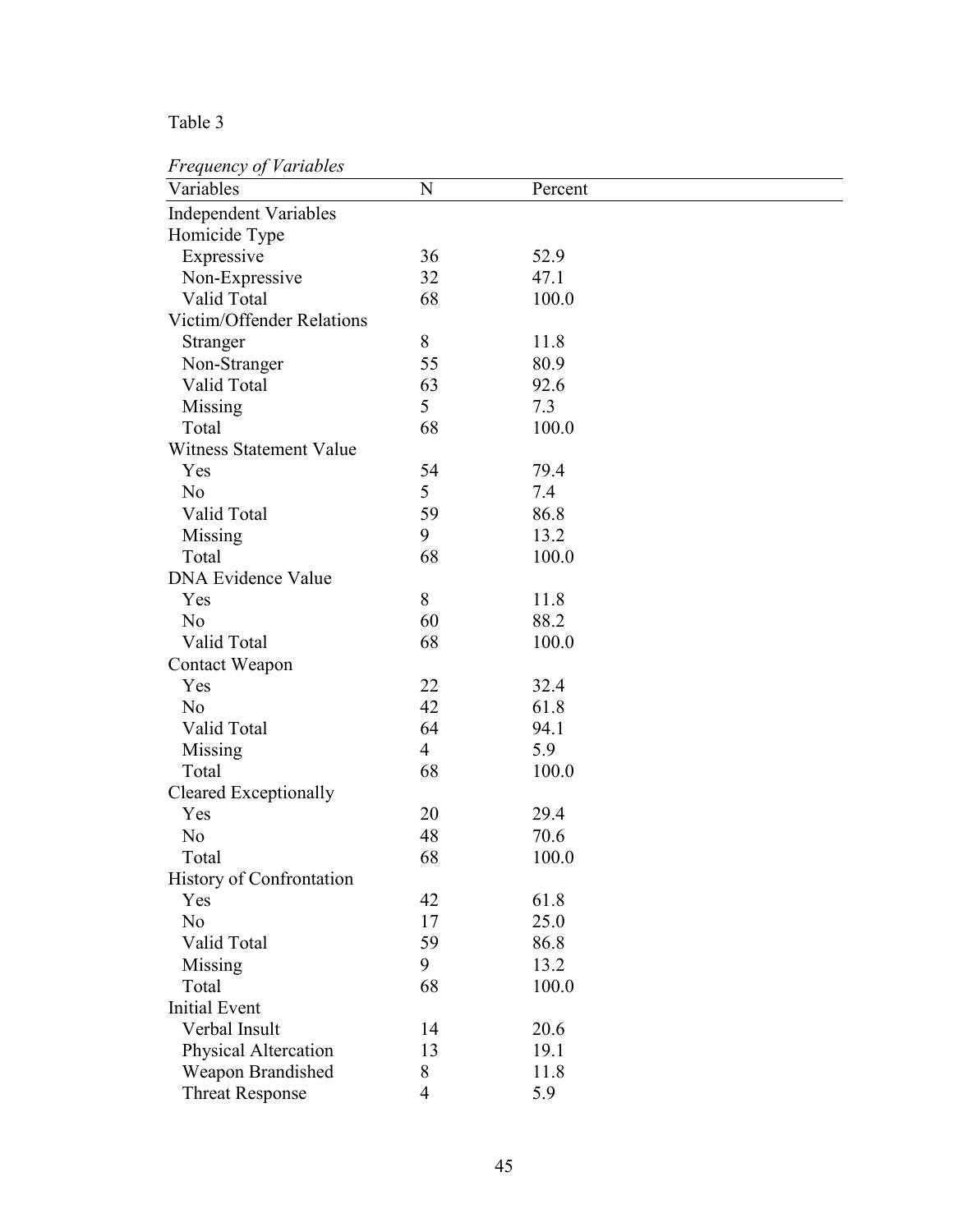Table 3

*Frequency of Variables*

| Variables | N | Percent |
|---|---|---|
| Independent Variables | | |
| Homicide Type | | |
| Expressive | 36 | 52.9 |
| Non-Expressive | 32 | 47.1 |
| Valid Total | 68 | 100.0 |
| Victim/Offender Relations | | |
| Stranger | 8 | 11.8 |
| Non-Stranger | 55 | 80.9 |
| Valid Total | 63 | 92.6 |
| Missing | 5 | 7.3 |
| Total | 68 | 100.0 |
| Witness Statement Value | | |
| Yes | 54 | 79.4 |
| No | 5 | 7.4 |
| Valid Total | 59 | 86.8 |
| Missing | 9 | 13.2 |
| Total | 68 | 100.0 |
| DNA Evidence Value | | |
| Yes | 8 | 11.8 |
| No | 60 | 88.2 |
| Valid Total | 68 | 100.0 |
| Contact Weapon | | |
| Yes | 22 | 32.4 |
| No | 42 | 61.8 |
| Valid Total | 64 | 94.1 |
| Missing | 4 | 5.9 |
| Total | 68 | 100.0 |
| Cleared Exceptionally | | |
| Yes | 20 | 29.4 |
| No | 48 | 70.6 |
| Total | 68 | 100.0 |
| History of Confrontation | | |
| Yes | 42 | 61.8 |
| No | 17 | 25.0 |
| Valid Total | 59 | 86.8 |
| Missing | 9 | 13.2 |
| Total | 68 | 100.0 |
| Initial Event | | |
| Verbal Insult | 14 | 20.6 |
| Physical Altercation | 13 | 19.1 |
| Weapon Brandished | 8 | 11.8 |
| Threat Response | 4 | 5.9 |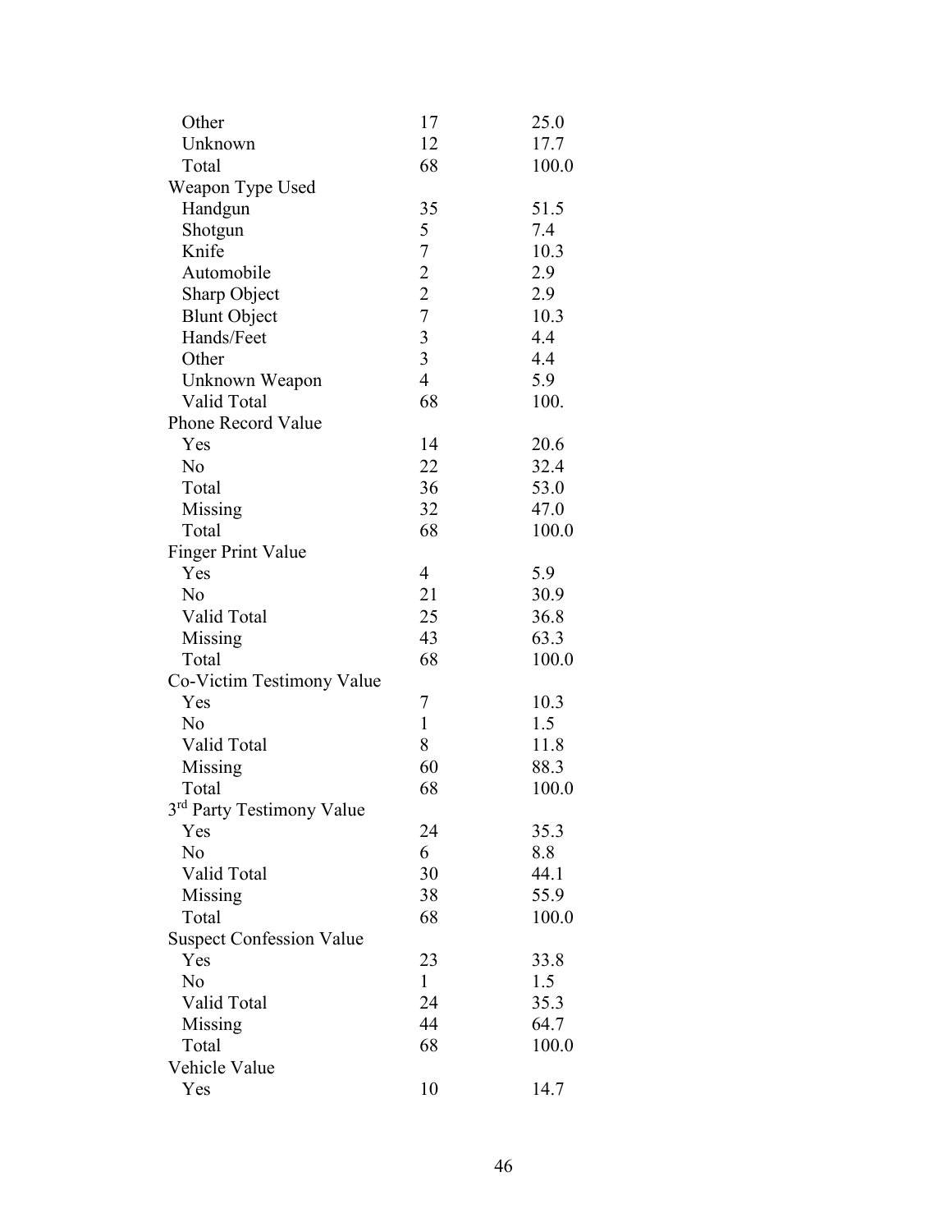| | | |
|---|---|---|
| Other | 17 | 25.0 |
| Unknown | 12 | 17.7 |
| Total | 68 | 100.0 |
| Weapon Type Used | | |
| Handgun | 35 | 51.5 |
| Shotgun | 5 | 7.4 |
| Knife | 7 | 10.3 |
| Automobile | 2 | 2.9 |
| Sharp Object | 2 | 2.9 |
| Blunt Object | 7 | 10.3 |
| Hands/Feet | 3 | 4.4 |
| Other | 3 | 4.4 |
| Unknown Weapon | 4 | 5.9 |
| Valid Total | 68 | 100. |
| Phone Record Value | | |
| Yes | 14 | 20.6 |
| No | 22 | 32.4 |
| Total | 36 | 53.0 |
| Missing | 32 | 47.0 |
| Total | 68 | 100.0 |
| Finger Print Value | | |
| Yes | 4 | 5.9 |
| No | 21 | 30.9 |
| Valid Total | 25 | 36.8 |
| Missing | 43 | 63.3 |
| Total | 68 | 100.0 |
| Co-Victim Testimony Value | | |
| Yes | 7 | 10.3 |
| No | 1 | 1.5 |
| Valid Total | 8 | 11.8 |
| Missing | 60 | 88.3 |
| Total | 68 | 100.0 |
| 3rd Party Testimony Value | | |
| Yes | 24 | 35.3 |
| No | 6 | 8.8 |
| Valid Total | 30 | 44.1 |
| Missing | 38 | 55.9 |
| Total | 68 | 100.0 |
| Suspect Confession Value | | |
| Yes | 23 | 33.8 |
| No | 1 | 1.5 |
| Valid Total | 24 | 35.3 |
| Missing | 44 | 64.7 |
| Total | 68 | 100.0 |
| Vehicle Value | | |
| Yes | 10 | 14.7 |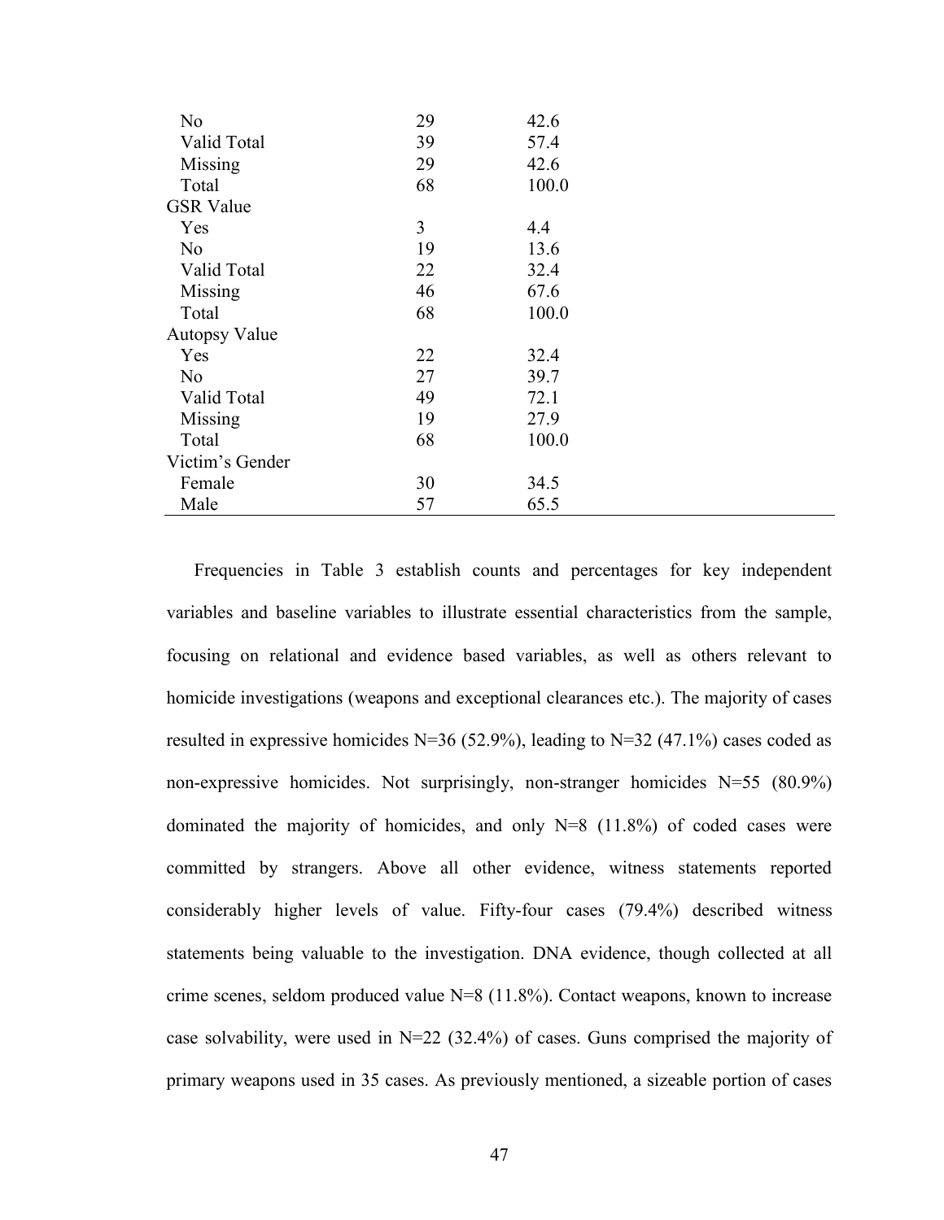| | | |
|---|---|---|
| No | 29 | 42.6 |
| Valid Total | 39 | 57.4 |
| Missing | 29 | 42.6 |
| Total | 68 | 100.0 |
| GSR Value | | |
| Yes | 3 | 4.4 |
| No | 19 | 13.6 |
| Valid Total | 22 | 32.4 |
| Missing | 46 | 67.6 |
| Total | 68 | 100.0 |
| Autopsy Value | | |
| Yes | 22 | 32.4 |
| No | 27 | 39.7 |
| Valid Total | 49 | 72.1 |
| Missing | 19 | 27.9 |
| Total | 68 | 100.0 |
| Victim's Gender | | |
| Female | 30 | 34.5 |
| Male | 57 | 65.5 |

Frequencies in Table 3 establish counts and percentages for key independent variables and baseline variables to illustrate essential characteristics from the sample, focusing on relational and evidence based variables, as well as others relevant to homicide investigations (weapons and exceptional clearances etc.). The majority of cases resulted in expressive homicides N=36 (52.9%), leading to N=32 (47.1%) cases coded as non-expressive homicides. Not surprisingly, non-stranger homicides N=55 (80.9%) dominated the majority of homicides, and only N=8 (11.8%) of coded cases were committed by strangers. Above all other evidence, witness statements reported considerably higher levels of value. Fifty-four cases (79.4%) described witness statements being valuable to the investigation. DNA evidence, though collected at all crime scenes, seldom produced value N=8 (11.8%). Contact weapons, known to increase case solvability, were used in N=22 (32.4%) of cases. Guns comprised the majority of primary weapons used in 35 cases. As previously mentioned, a sizeable portion of cases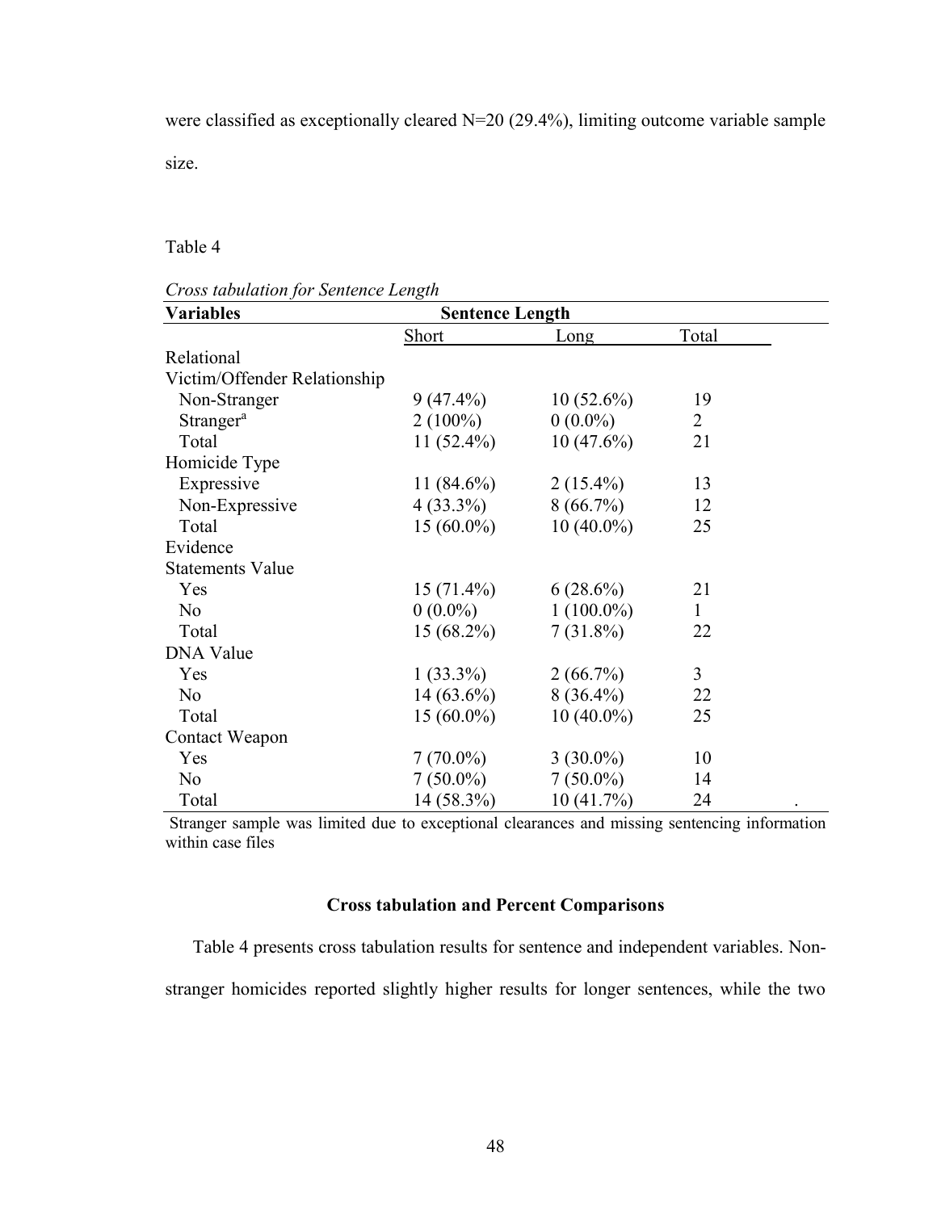were classified as exceptionally cleared N=20 (29.4%), limiting outcome variable sample size.

Table 4

*Cross tabulation for Sentence Length*

| Variables | Sentence Length | | |
|---|---|---|---|
| | Short | Long | Total |
| Relational | | | |
| Victim/Offender Relationship | | | |
| Non-Stranger | 9 (47.4%) | 10 (52.6%) | 19 |
| Stranger[a] | 2 (100%) | 0 (0.0%) | 2 |
| Total | 11 (52.4%) | 10 (47.6%) | 21 |
| Homicide Type | | | |
| Expressive | 11 (84.6%) | 2 (15.4%) | 13 |
| Non-Expressive | 4 (33.3%) | 8 (66.7%) | 12 |
| Total | 15 (60.0%) | 10 (40.0%) | 25 |
| Evidence | | | |
| Statements Value | | | |
| Yes | 15 (71.4%) | 6 (28.6%) | 21 |
| No | 0 (0.0%) | 1 (100.0%) | 1 |
| Total | 15 (68.2%) | 7 (31.8%) | 22 |
| DNA Value | | | |
| Yes | 1 (33.3%) | 2 (66.7%) | 3 |
| No | 14 (63.6%) | 8 (36.4%) | 22 |
| Total | 15 (60.0%) | 10 (40.0%) | 25 |
| Contact Weapon | | | |
| Yes | 7 (70.0%) | 3 (30.0%) | 10 |
| No | 7 (50.0%) | 7 (50.0%) | 14 |
| Total | 14 (58.3%) | 10 (41.7%) | 24 |

Stranger sample was limited due to exceptional clearances and missing sentencing information within case files

**Cross tabulation and Percent Comparisons**

Table 4 presents cross tabulation results for sentence and independent variables. Non-stranger homicides reported slightly higher results for longer sentences, while the two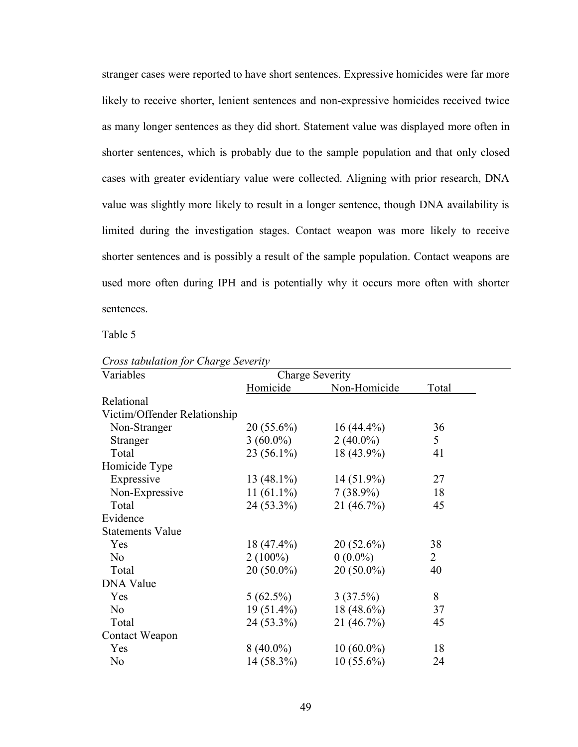stranger cases were reported to have short sentences. Expressive homicides were far more likely to receive shorter, lenient sentences and non-expressive homicides received twice as many longer sentences as they did short. Statement value was displayed more often in shorter sentences, which is probably due to the sample population and that only closed cases with greater evidentiary value were collected. Aligning with prior research, DNA value was slightly more likely to result in a longer sentence, though DNA availability is limited during the investigation stages. Contact weapon was more likely to receive shorter sentences and is possibly a result of the sample population. Contact weapons are used more often during IPH and is potentially why it occurs more often with shorter sentences.

Table 5

*Cross tabulation for Charge Severity*

| Variables | Charge Severity | | |
|---|---|---|---|
| | Homicide | Non-Homicide | Total |
| Relational | | | |
| Victim/Offender Relationship | | | |
| Non-Stranger | 20 (55.6%) | 16 (44.4%) | 36 |
| Stranger | 3 (60.0%) | 2 (40.0%) | 5 |
| Total | 23 (56.1%) | 18 (43.9%) | 41 |
| Homicide Type | | | |
| Expressive | 13 (48.1%) | 14 (51.9%) | 27 |
| Non-Expressive | 11 (61.1%) | 7 (38.9%) | 18 |
| Total | 24 (53.3%) | 21 (46.7%) | 45 |
| Evidence | | | |
| Statements Value | | | |
| Yes | 18 (47.4%) | 20 (52.6%) | 38 |
| No | 2 (100%) | 0 (0.0%) | 2 |
| Total | 20 (50.0%) | 20 (50.0%) | 40 |
| DNA Value | | | |
| Yes | 5 (62.5%) | 3 (37.5%) | 8 |
| No | 19 (51.4%) | 18 (48.6%) | 37 |
| Total | 24 (53.3%) | 21 (46.7%) | 45 |
| Contact Weapon | | | |
| Yes | 8 (40.0%) | 10 (60.0%) | 18 |
| No | 14 (58.3%) | 10 (55.6%) | 24 |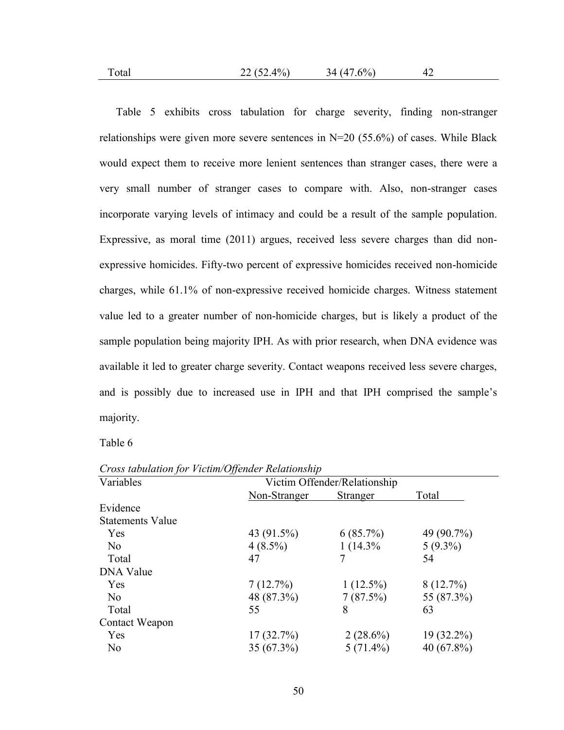| Total | 22 (52.4%) | 34 (47.6%) | 42 |
|---|---|---|---|

Table 5 exhibits cross tabulation for charge severity, finding non-stranger relationships were given more severe sentences in N=20 (55.6%) of cases. While Black would expect them to receive more lenient sentences than stranger cases, there were a very small number of stranger cases to compare with. Also, non-stranger cases incorporate varying levels of intimacy and could be a result of the sample population. Expressive, as moral time (2011) argues, received less severe charges than did non-expressive homicides. Fifty-two percent of expressive homicides received non-homicide charges, while 61.1% of non-expressive received homicide charges. Witness statement value led to a greater number of non-homicide charges, but is likely a product of the sample population being majority IPH. As with prior research, when DNA evidence was available it led to greater charge severity. Contact weapons received less severe charges, and is possibly due to increased use in IPH and that IPH comprised the sample's majority.

Table 6

*Cross tabulation for Victim/Offender Relationship*

| Variables | Victim Offender/Relationship | | |
|---|---|---|---|
| | Non-Stranger | Stranger | Total |
| Evidence | | | |
| Statements Value | | | |
| Yes | 43 (91.5%) | 6 (85.7%) | 49 (90.7%) |
| No | 4 (8.5%) | 1 (14.3% | 5 (9.3%) |
| Total | 47 | 7 | 54 |
| DNA Value | | | |
| Yes | 7 (12.7%) | 1 (12.5%) | 8 (12.7%) |
| No | 48 (87.3%) | 7 (87.5%) | 55 (87.3%) |
| Total | 55 | 8 | 63 |
| Contact Weapon | | | |
| Yes | 17 (32.7%) | 2 (28.6%) | 19 (32.2%) |
| No | 35 (67.3%) | 5 (71.4%) | 40 (67.8%) |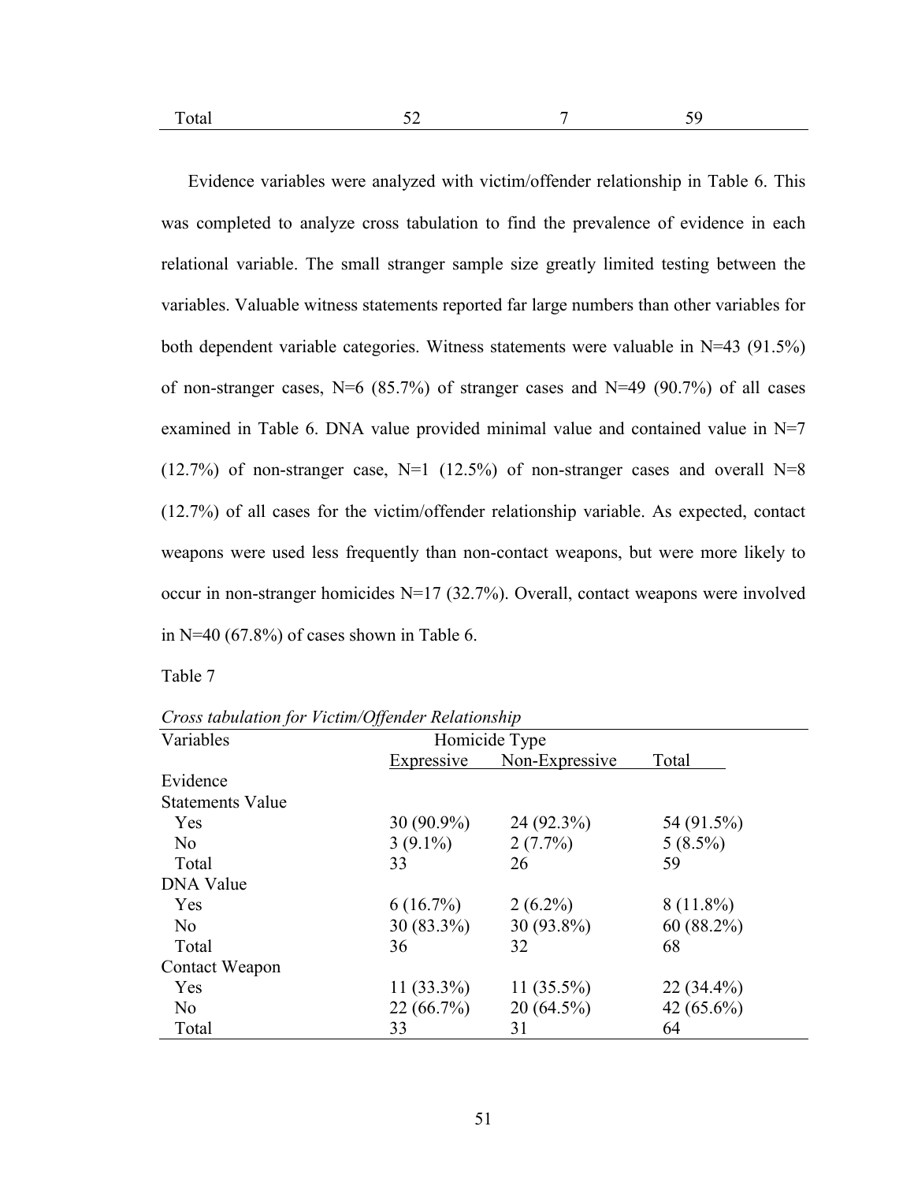| Total | 52 | 7 | 59 |
|---|---|---|---|

Evidence variables were analyzed with victim/offender relationship in Table 6. This was completed to analyze cross tabulation to find the prevalence of evidence in each relational variable. The small stranger sample size greatly limited testing between the variables. Valuable witness statements reported far large numbers than other variables for both dependent variable categories. Witness statements were valuable in N=43 (91.5%) of non-stranger cases, N=6 (85.7%) of stranger cases and N=49 (90.7%) of all cases examined in Table 6. DNA value provided minimal value and contained value in N=7 (12.7%) of non-stranger case, N=1 (12.5%) of non-stranger cases and overall N=8 (12.7%) of all cases for the victim/offender relationship variable. As expected, contact weapons were used less frequently than non-contact weapons, but were more likely to occur in non-stranger homicides N=17 (32.7%). Overall, contact weapons were involved in N=40 (67.8%) of cases shown in Table 6.

Table 7

*Cross tabulation for Victim/Offender Relationship*

| Variables | Homicide Type | | |
|---|---|---|---|
| | Expressive | Non-Expressive | Total |
| Evidence | | | |
| Statements Value | | | |
| Yes | 30 (90.9%) | 24 (92.3%) | 54 (91.5%) |
| No | 3 (9.1%) | 2 (7.7%) | 5 (8.5%) |
| Total | 33 | 26 | 59 |
| DNA Value | | | |
| Yes | 6 (16.7%) | 2 (6.2%) | 8 (11.8%) |
| No | 30 (83.3%) | 30 (93.8%) | 60 (88.2%) |
| Total | 36 | 32 | 68 |
| Contact Weapon | | | |
| Yes | 11 (33.3%) | 11 (35.5%) | 22 (34.4%) |
| No | 22 (66.7%) | 20 (64.5%) | 42 (65.6%) |
| Total | 33 | 31 | 64 |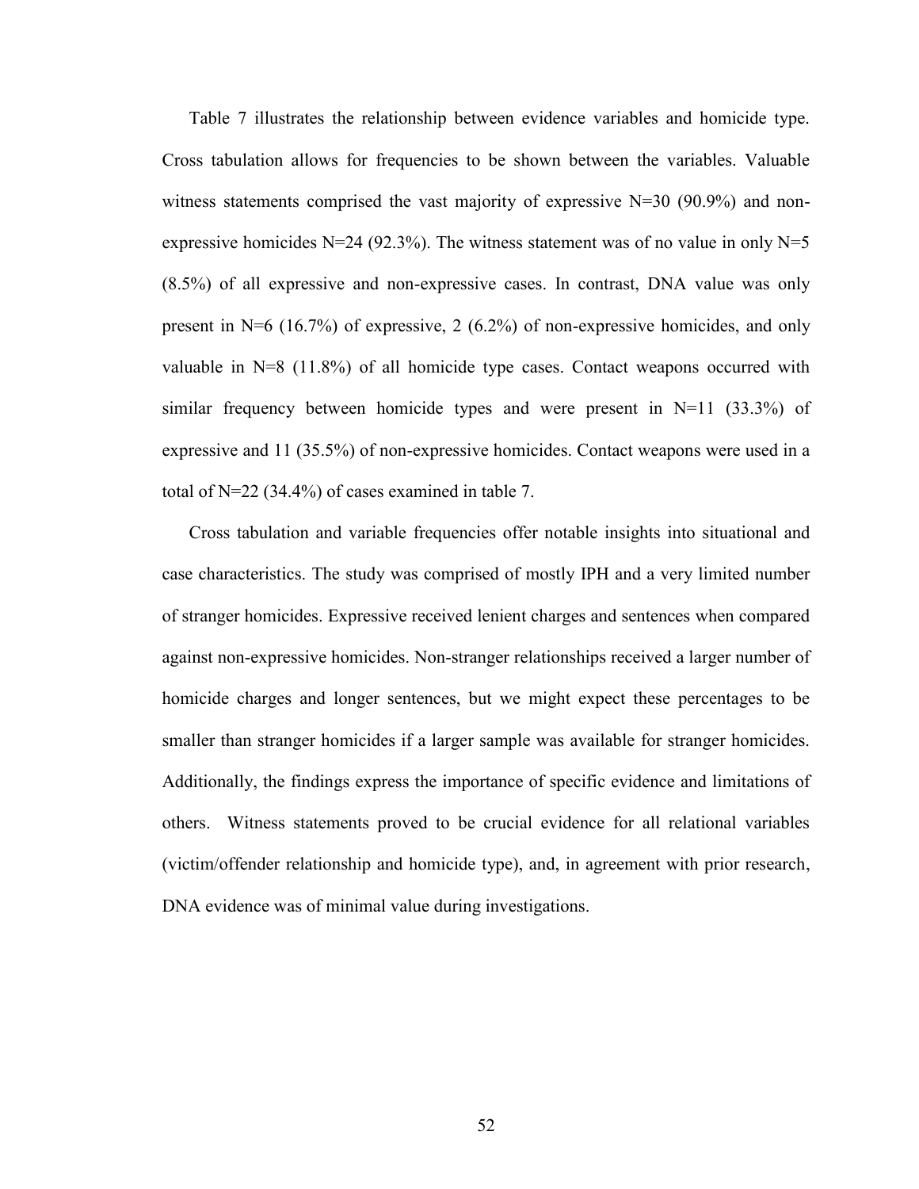Table 7 illustrates the relationship between evidence variables and homicide type. Cross tabulation allows for frequencies to be shown between the variables. Valuable witness statements comprised the vast majority of expressive N=30 (90.9%) and non-expressive homicides N=24 (92.3%). The witness statement was of no value in only N=5 (8.5%) of all expressive and non-expressive cases. In contrast, DNA value was only present in N=6 (16.7%) of expressive, 2 (6.2%) of non-expressive homicides, and only valuable in N=8 (11.8%) of all homicide type cases. Contact weapons occurred with similar frequency between homicide types and were present in N=11 (33.3%) of expressive and 11 (35.5%) of non-expressive homicides. Contact weapons were used in a total of N=22 (34.4%) of cases examined in table 7.

Cross tabulation and variable frequencies offer notable insights into situational and case characteristics. The study was comprised of mostly IPH and a very limited number of stranger homicides. Expressive received lenient charges and sentences when compared against non-expressive homicides. Non-stranger relationships received a larger number of homicide charges and longer sentences, but we might expect these percentages to be smaller than stranger homicides if a larger sample was available for stranger homicides. Additionally, the findings express the importance of specific evidence and limitations of others. Witness statements proved to be crucial evidence for all relational variables (victim/offender relationship and homicide type), and, in agreement with prior research, DNA evidence was of minimal value during investigations.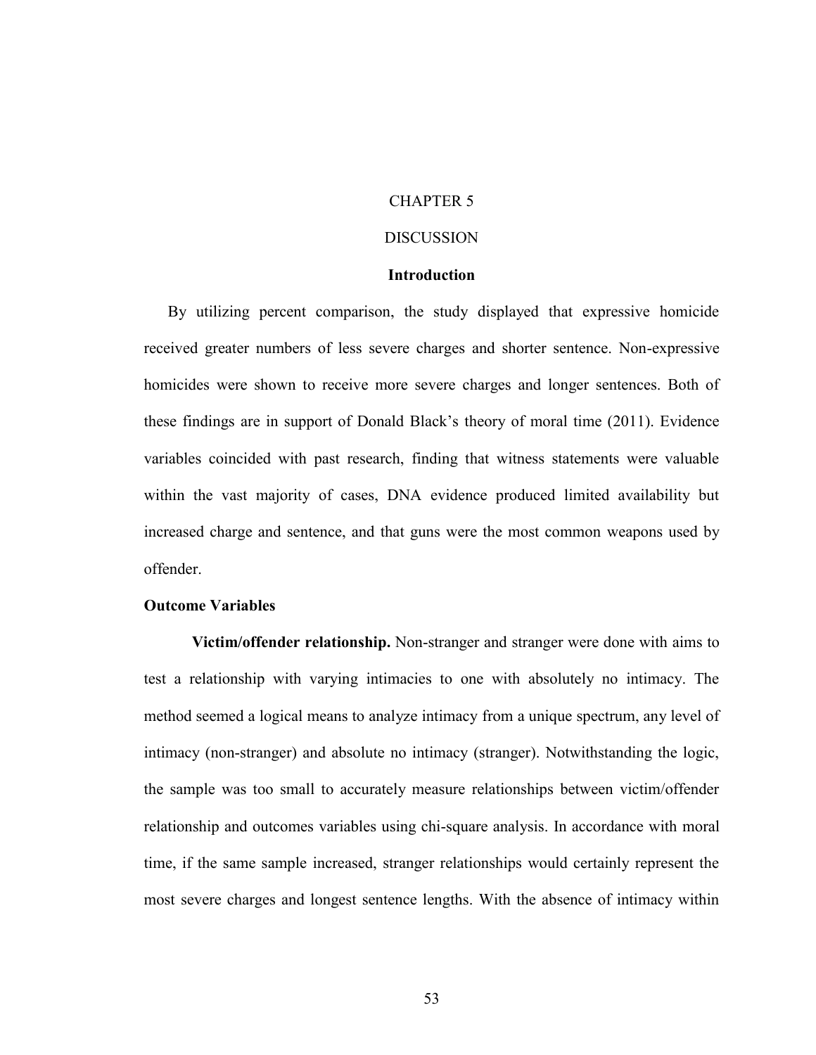# CHAPTER 5

# DISCUSSION

## Introduction

By utilizing percent comparison, the study displayed that expressive homicide received greater numbers of less severe charges and shorter sentence. Non-expressive homicides were shown to receive more severe charges and longer sentences. Both of these findings are in support of Donald Black's theory of moral time (2011). Evidence variables coincided with past research, finding that witness statements were valuable within the vast majority of cases, DNA evidence produced limited availability but increased charge and sentence, and that guns were the most common weapons used by offender.

## Outcome Variables

**Victim/offender relationship.** Non-stranger and stranger were done with aims to test a relationship with varying intimacies to one with absolutely no intimacy. The method seemed a logical means to analyze intimacy from a unique spectrum, any level of intimacy (non-stranger) and absolute no intimacy (stranger). Notwithstanding the logic, the sample was too small to accurately measure relationships between victim/offender relationship and outcomes variables using chi-square analysis. In accordance with moral time, if the same sample increased, stranger relationships would certainly represent the most severe charges and longest sentence lengths. With the absence of intimacy within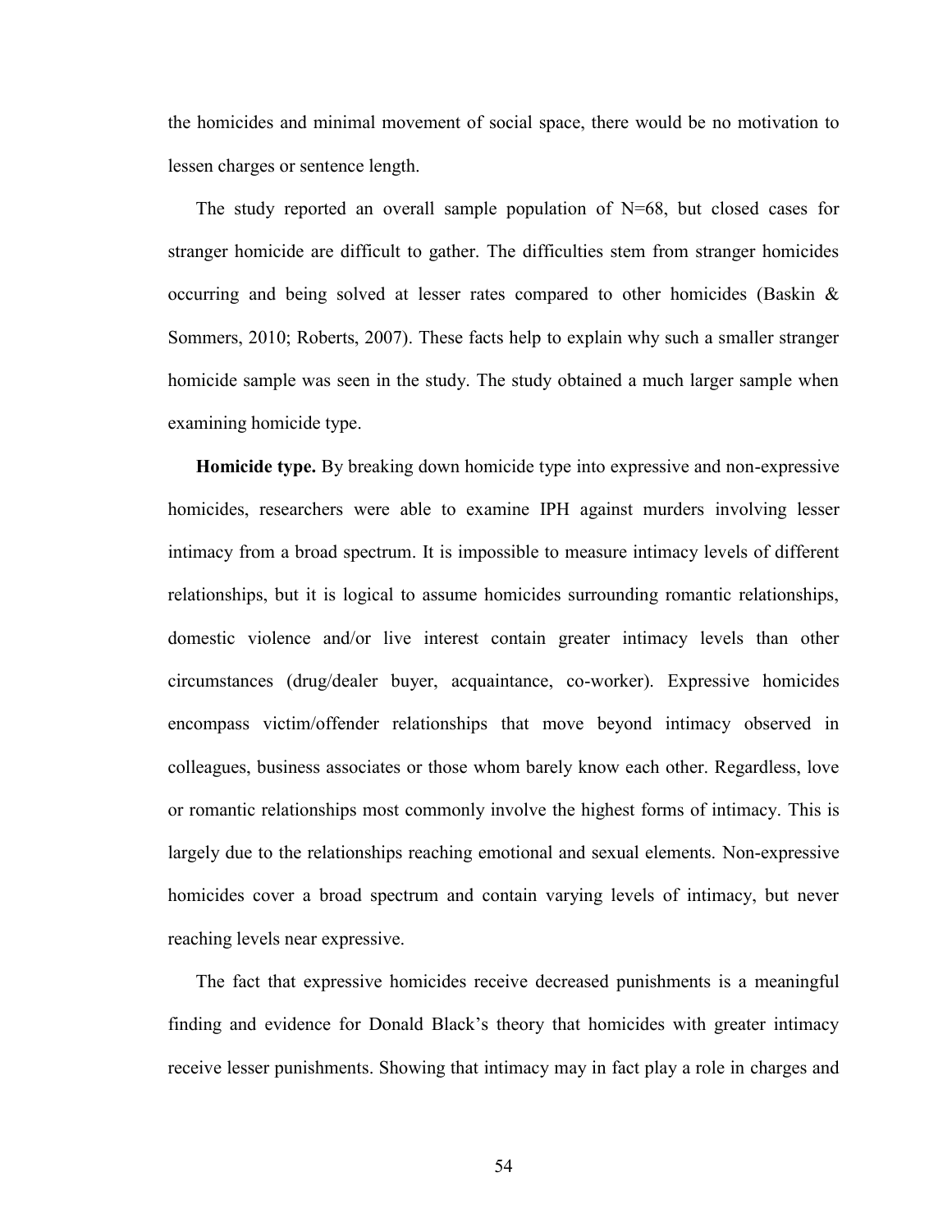the homicides and minimal movement of social space, there would be no motivation to lessen charges or sentence length.

The study reported an overall sample population of N=68, but closed cases for stranger homicide are difficult to gather. The difficulties stem from stranger homicides occurring and being solved at lesser rates compared to other homicides (Baskin & Sommers, 2010; Roberts, 2007). These facts help to explain why such a smaller stranger homicide sample was seen in the study. The study obtained a much larger sample when examining homicide type.

**Homicide type.** By breaking down homicide type into expressive and non-expressive homicides, researchers were able to examine IPH against murders involving lesser intimacy from a broad spectrum. It is impossible to measure intimacy levels of different relationships, but it is logical to assume homicides surrounding romantic relationships, domestic violence and/or live interest contain greater intimacy levels than other circumstances (drug/dealer buyer, acquaintance, co-worker). Expressive homicides encompass victim/offender relationships that move beyond intimacy observed in colleagues, business associates or those whom barely know each other. Regardless, love or romantic relationships most commonly involve the highest forms of intimacy. This is largely due to the relationships reaching emotional and sexual elements. Non-expressive homicides cover a broad spectrum and contain varying levels of intimacy, but never reaching levels near expressive.

The fact that expressive homicides receive decreased punishments is a meaningful finding and evidence for Donald Black's theory that homicides with greater intimacy receive lesser punishments. Showing that intimacy may in fact play a role in charges and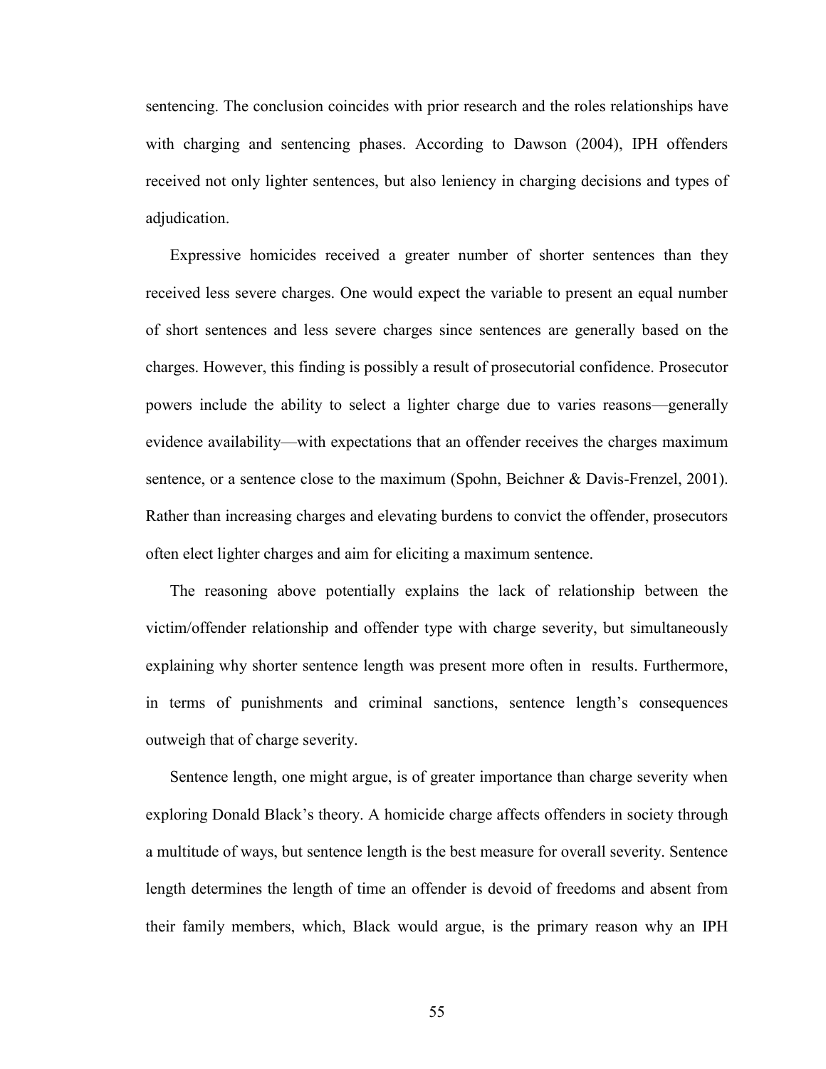sentencing. The conclusion coincides with prior research and the roles relationships have with charging and sentencing phases. According to Dawson (2004), IPH offenders received not only lighter sentences, but also leniency in charging decisions and types of adjudication.

Expressive homicides received a greater number of shorter sentences than they received less severe charges. One would expect the variable to present an equal number of short sentences and less severe charges since sentences are generally based on the charges. However, this finding is possibly a result of prosecutorial confidence. Prosecutor powers include the ability to select a lighter charge due to varies reasons—generally evidence availability—with expectations that an offender receives the charges maximum sentence, or a sentence close to the maximum (Spohn, Beichner & Davis-Frenzel, 2001). Rather than increasing charges and elevating burdens to convict the offender, prosecutors often elect lighter charges and aim for eliciting a maximum sentence.

The reasoning above potentially explains the lack of relationship between the victim/offender relationship and offender type with charge severity, but simultaneously explaining why shorter sentence length was present more often in results. Furthermore, in terms of punishments and criminal sanctions, sentence length's consequences outweigh that of charge severity.

Sentence length, one might argue, is of greater importance than charge severity when exploring Donald Black's theory. A homicide charge affects offenders in society through a multitude of ways, but sentence length is the best measure for overall severity. Sentence length determines the length of time an offender is devoid of freedoms and absent from their family members, which, Black would argue, is the primary reason why an IPH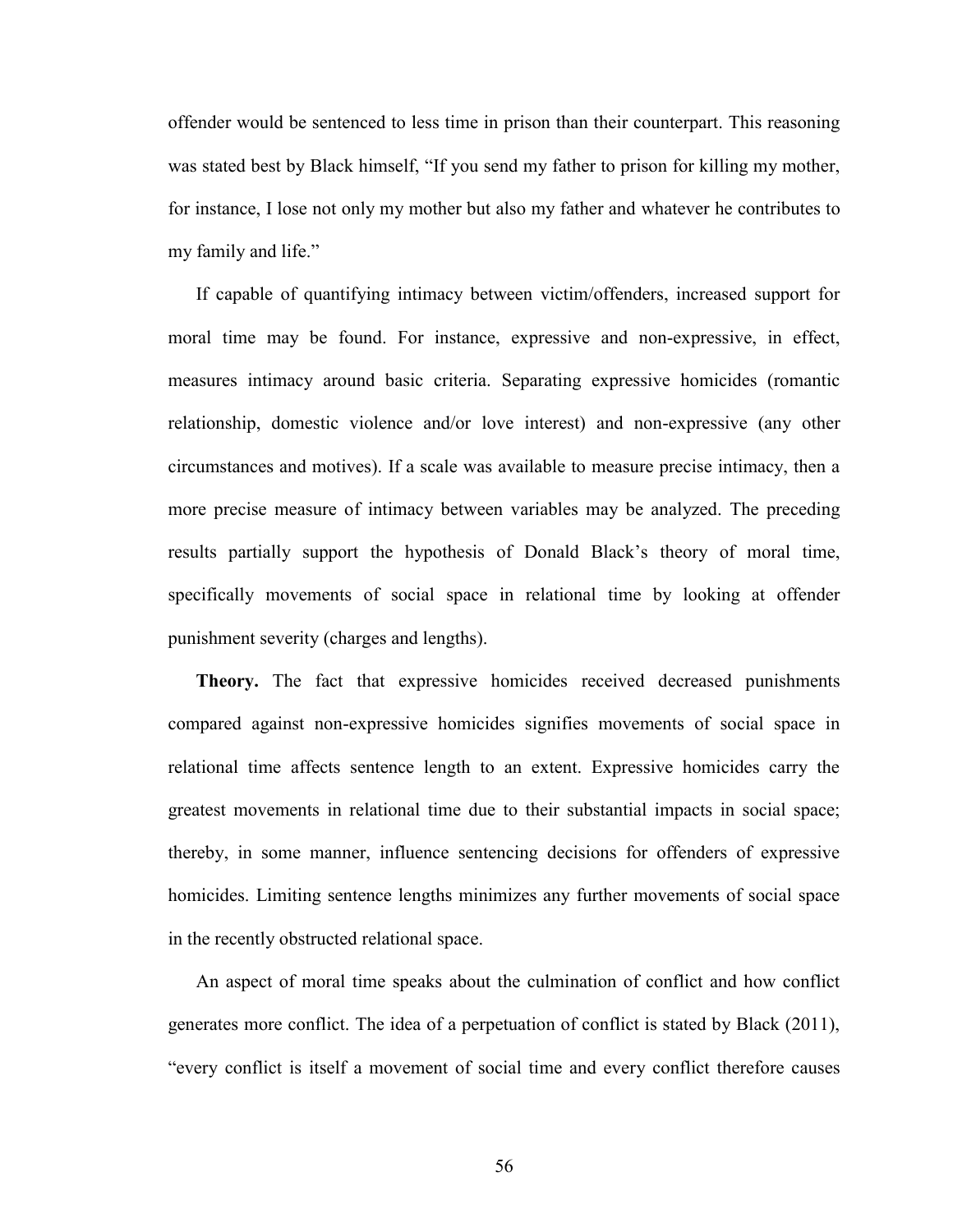offender would be sentenced to less time in prison than their counterpart. This reasoning was stated best by Black himself, "If you send my father to prison for killing my mother, for instance, I lose not only my mother but also my father and whatever he contributes to my family and life."

If capable of quantifying intimacy between victim/offenders, increased support for moral time may be found. For instance, expressive and non-expressive, in effect, measures intimacy around basic criteria. Separating expressive homicides (romantic relationship, domestic violence and/or love interest) and non-expressive (any other circumstances and motives). If a scale was available to measure precise intimacy, then a more precise measure of intimacy between variables may be analyzed. The preceding results partially support the hypothesis of Donald Black's theory of moral time, specifically movements of social space in relational time by looking at offender punishment severity (charges and lengths).

**Theory.** The fact that expressive homicides received decreased punishments compared against non-expressive homicides signifies movements of social space in relational time affects sentence length to an extent. Expressive homicides carry the greatest movements in relational time due to their substantial impacts in social space; thereby, in some manner, influence sentencing decisions for offenders of expressive homicides. Limiting sentence lengths minimizes any further movements of social space in the recently obstructed relational space.

An aspect of moral time speaks about the culmination of conflict and how conflict generates more conflict. The idea of a perpetuation of conflict is stated by Black (2011), "every conflict is itself a movement of social time and every conflict therefore causes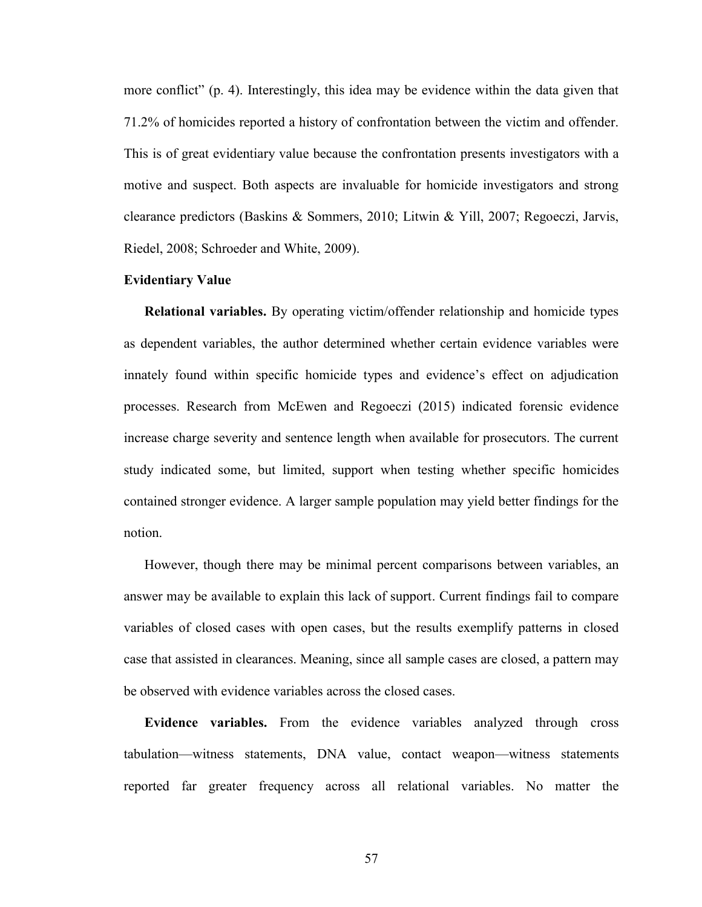more conflict" (p. 4). Interestingly, this idea may be evidence within the data given that 71.2% of homicides reported a history of confrontation between the victim and offender. This is of great evidentiary value because the confrontation presents investigators with a motive and suspect. Both aspects are invaluable for homicide investigators and strong clearance predictors (Baskins & Sommers, 2010; Litwin & Yill, 2007; Regoeczi, Jarvis, Riedel, 2008; Schroeder and White, 2009).

### Evidentiary Value

**Relational variables.** By operating victim/offender relationship and homicide types as dependent variables, the author determined whether certain evidence variables were innately found within specific homicide types and evidence's effect on adjudication processes. Research from McEwen and Regoeczi (2015) indicated forensic evidence increase charge severity and sentence length when available for prosecutors. The current study indicated some, but limited, support when testing whether specific homicides contained stronger evidence. A larger sample population may yield better findings for the notion.

However, though there may be minimal percent comparisons between variables, an answer may be available to explain this lack of support. Current findings fail to compare variables of closed cases with open cases, but the results exemplify patterns in closed case that assisted in clearances. Meaning, since all sample cases are closed, a pattern may be observed with evidence variables across the closed cases.

**Evidence variables.** From the evidence variables analyzed through cross tabulation—witness statements, DNA value, contact weapon—witness statements reported far greater frequency across all relational variables. No matter the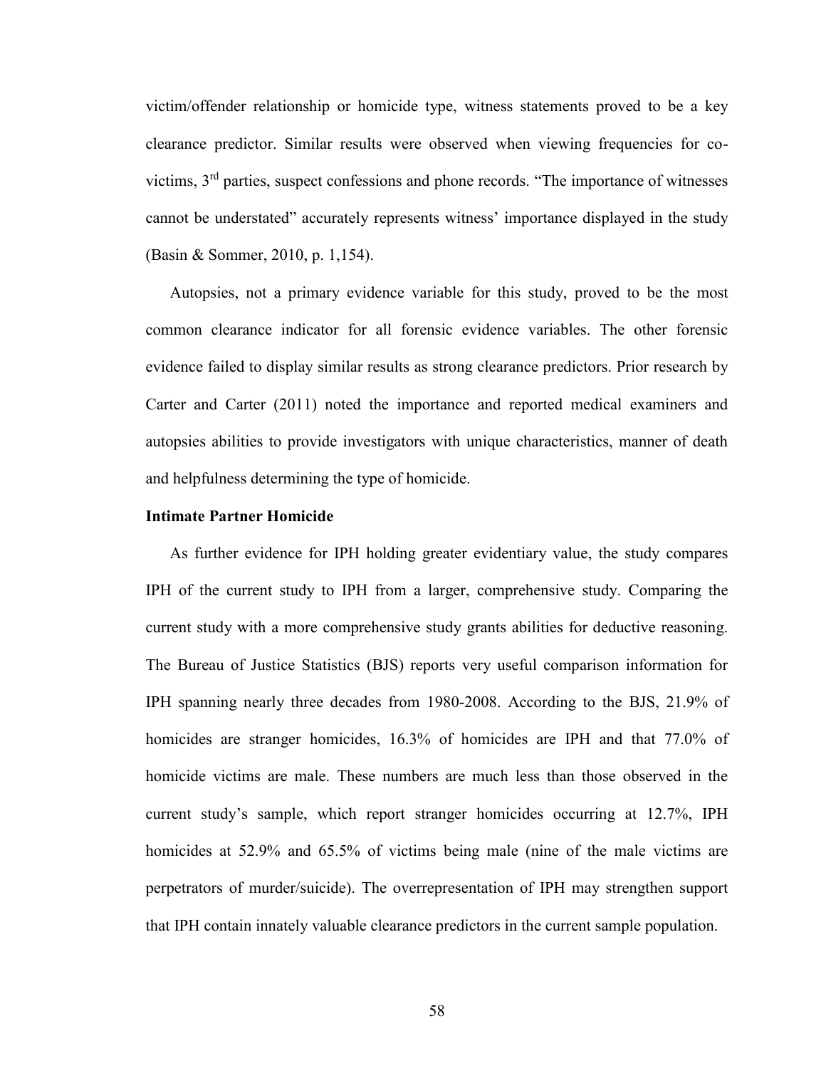victim/offender relationship or homicide type, witness statements proved to be a key clearance predictor. Similar results were observed when viewing frequencies for co-victims, 3rd parties, suspect confessions and phone records. "The importance of witnesses cannot be understated" accurately represents witness' importance displayed in the study (Basin & Sommer, 2010, p. 1,154).

Autopsies, not a primary evidence variable for this study, proved to be the most common clearance indicator for all forensic evidence variables. The other forensic evidence failed to display similar results as strong clearance predictors. Prior research by Carter and Carter (2011) noted the importance and reported medical examiners and autopsies abilities to provide investigators with unique characteristics, manner of death and helpfulness determining the type of homicide.

**Intimate Partner Homicide**

As further evidence for IPH holding greater evidentiary value, the study compares IPH of the current study to IPH from a larger, comprehensive study. Comparing the current study with a more comprehensive study grants abilities for deductive reasoning. The Bureau of Justice Statistics (BJS) reports very useful comparison information for IPH spanning nearly three decades from 1980-2008. According to the BJS, 21.9% of homicides are stranger homicides, 16.3% of homicides are IPH and that 77.0% of homicide victims are male. These numbers are much less than those observed in the current study's sample, which report stranger homicides occurring at 12.7%, IPH homicides at 52.9% and 65.5% of victims being male (nine of the male victims are perpetrators of murder/suicide). The overrepresentation of IPH may strengthen support that IPH contain innately valuable clearance predictors in the current sample population.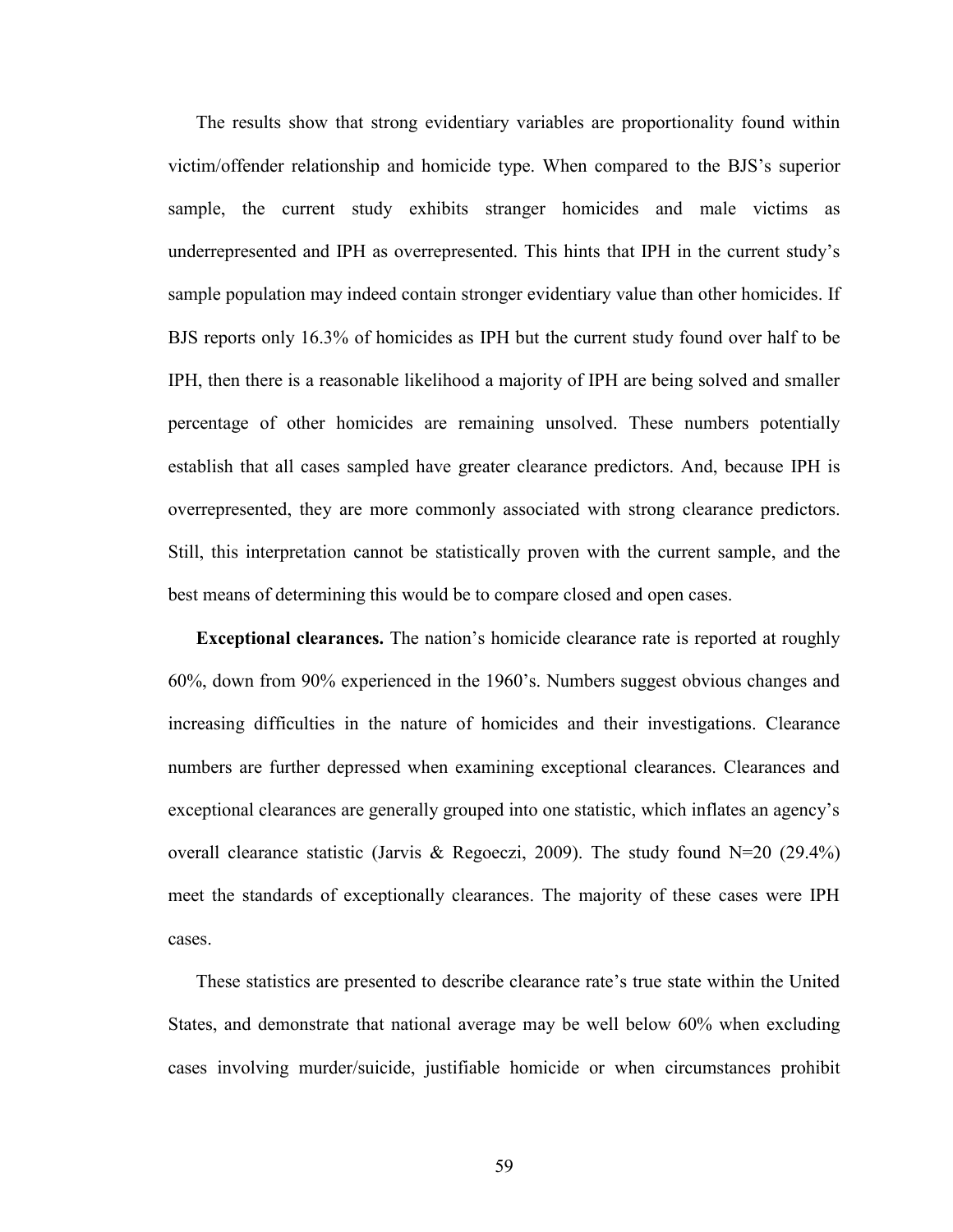The results show that strong evidentiary variables are proportionality found within victim/offender relationship and homicide type. When compared to the BJS's superior sample, the current study exhibits stranger homicides and male victims as underrepresented and IPH as overrepresented. This hints that IPH in the current study's sample population may indeed contain stronger evidentiary value than other homicides. If BJS reports only 16.3% of homicides as IPH but the current study found over half to be IPH, then there is a reasonable likelihood a majority of IPH are being solved and smaller percentage of other homicides are remaining unsolved. These numbers potentially establish that all cases sampled have greater clearance predictors. And, because IPH is overrepresented, they are more commonly associated with strong clearance predictors. Still, this interpretation cannot be statistically proven with the current sample, and the best means of determining this would be to compare closed and open cases.

**Exceptional clearances.** The nation's homicide clearance rate is reported at roughly 60%, down from 90% experienced in the 1960's. Numbers suggest obvious changes and increasing difficulties in the nature of homicides and their investigations. Clearance numbers are further depressed when examining exceptional clearances. Clearances and exceptional clearances are generally grouped into one statistic, which inflates an agency's overall clearance statistic (Jarvis & Regoeczi, 2009). The study found N=20 (29.4%) meet the standards of exceptionally clearances. The majority of these cases were IPH cases.

These statistics are presented to describe clearance rate's true state within the United States, and demonstrate that national average may be well below 60% when excluding cases involving murder/suicide, justifiable homicide or when circumstances prohibit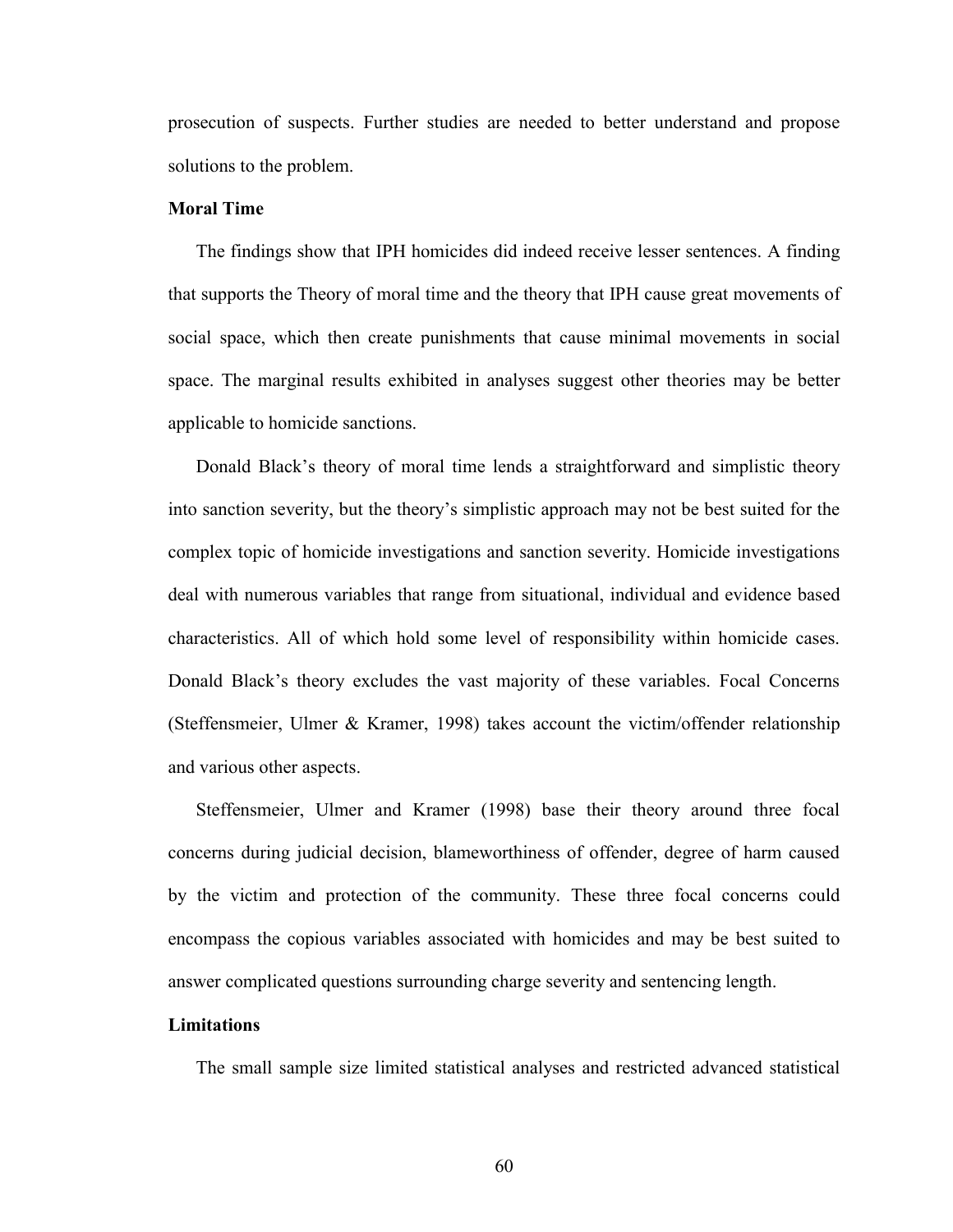prosecution of suspects. Further studies are needed to better understand and propose solutions to the problem.

### Moral Time

The findings show that IPH homicides did indeed receive lesser sentences. A finding that supports the Theory of moral time and the theory that IPH cause great movements of social space, which then create punishments that cause minimal movements in social space. The marginal results exhibited in analyses suggest other theories may be better applicable to homicide sanctions.

Donald Black's theory of moral time lends a straightforward and simplistic theory into sanction severity, but the theory's simplistic approach may not be best suited for the complex topic of homicide investigations and sanction severity. Homicide investigations deal with numerous variables that range from situational, individual and evidence based characteristics. All of which hold some level of responsibility within homicide cases. Donald Black's theory excludes the vast majority of these variables. Focal Concerns (Steffensmeier, Ulmer & Kramer, 1998) takes account the victim/offender relationship and various other aspects.

Steffensmeier, Ulmer and Kramer (1998) base their theory around three focal concerns during judicial decision, blameworthiness of offender, degree of harm caused by the victim and protection of the community. These three focal concerns could encompass the copious variables associated with homicides and may be best suited to answer complicated questions surrounding charge severity and sentencing length.

### Limitations

The small sample size limited statistical analyses and restricted advanced statistical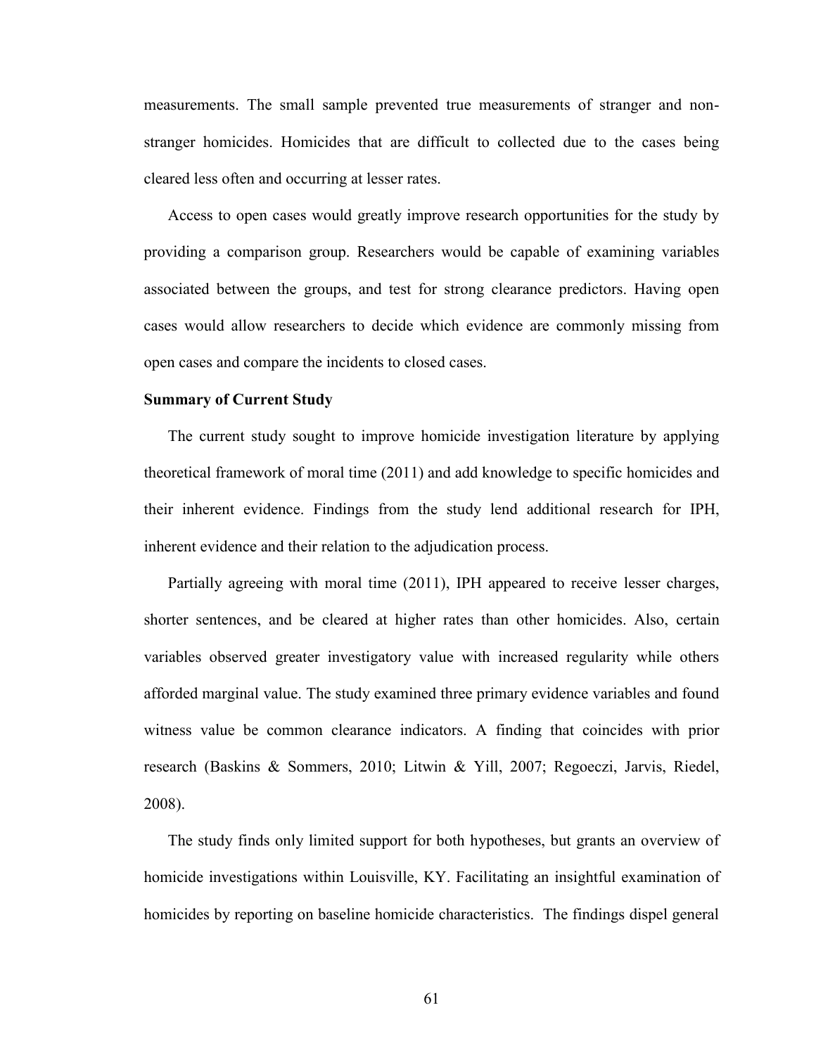measurements. The small sample prevented true measurements of stranger and non-stranger homicides. Homicides that are difficult to collected due to the cases being cleared less often and occurring at lesser rates.

Access to open cases would greatly improve research opportunities for the study by providing a comparison group. Researchers would be capable of examining variables associated between the groups, and test for strong clearance predictors. Having open cases would allow researchers to decide which evidence are commonly missing from open cases and compare the incidents to closed cases.

**Summary of Current Study**

The current study sought to improve homicide investigation literature by applying theoretical framework of moral time (2011) and add knowledge to specific homicides and their inherent evidence. Findings from the study lend additional research for IPH, inherent evidence and their relation to the adjudication process.

Partially agreeing with moral time (2011), IPH appeared to receive lesser charges, shorter sentences, and be cleared at higher rates than other homicides. Also, certain variables observed greater investigatory value with increased regularity while others afforded marginal value. The study examined three primary evidence variables and found witness value be common clearance indicators. A finding that coincides with prior research (Baskins & Sommers, 2010; Litwin & Yill, 2007; Regoeczi, Jarvis, Riedel, 2008).

The study finds only limited support for both hypotheses, but grants an overview of homicide investigations within Louisville, KY. Facilitating an insightful examination of homicides by reporting on baseline homicide characteristics. The findings dispel general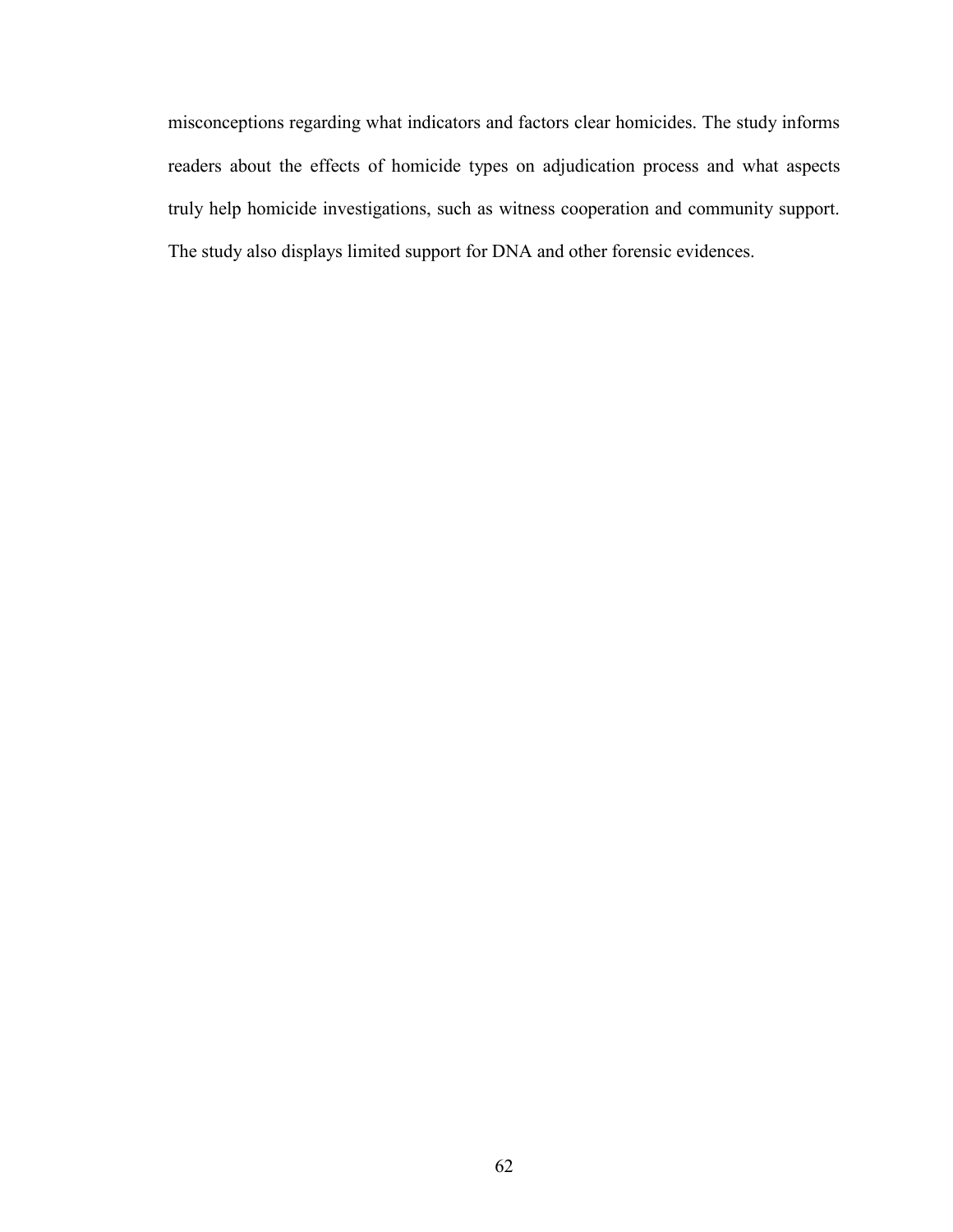misconceptions regarding what indicators and factors clear homicides. The study informs readers about the effects of homicide types on adjudication process and what aspects truly help homicide investigations, such as witness cooperation and community support. The study also displays limited support for DNA and other forensic evidences.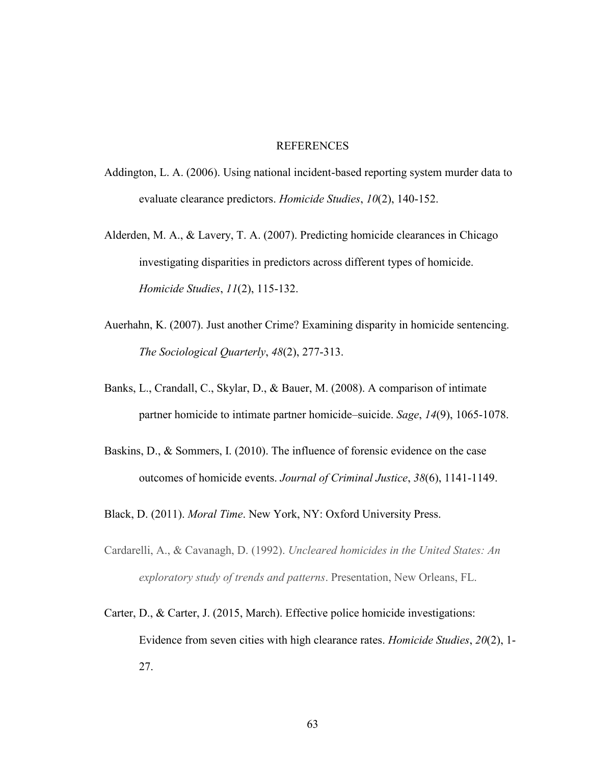# REFERENCES

Addington, L. A. (2006). Using national incident-based reporting system murder data to evaluate clearance predictors. *Homicide Studies*, *10*(2), 140-152.

Alderden, M. A., & Lavery, T. A. (2007). Predicting homicide clearances in Chicago investigating disparities in predictors across different types of homicide. *Homicide Studies*, *11*(2), 115-132.

Auerhahn, K. (2007). Just another Crime? Examining disparity in homicide sentencing. *The Sociological Quarterly*, *48*(2), 277-313.

Banks, L., Crandall, C., Skylar, D., & Bauer, M. (2008). A comparison of intimate partner homicide to intimate partner homicide–suicide. *Sage*, *14*(9), 1065-1078.

Baskins, D., & Sommers, I. (2010). The influence of forensic evidence on the case outcomes of homicide events. *Journal of Criminal Justice*, *38*(6), 1141-1149.

Black, D. (2011). *Moral Time*. New York, NY: Oxford University Press.

Cardarelli, A., & Cavanagh, D. (1992). *Uncleared homicides in the United States: An exploratory study of trends and patterns*. Presentation, New Orleans, FL.

Carter, D., & Carter, J. (2015, March). Effective police homicide investigations: Evidence from seven cities with high clearance rates. *Homicide Studies*, *20*(2), 1-27.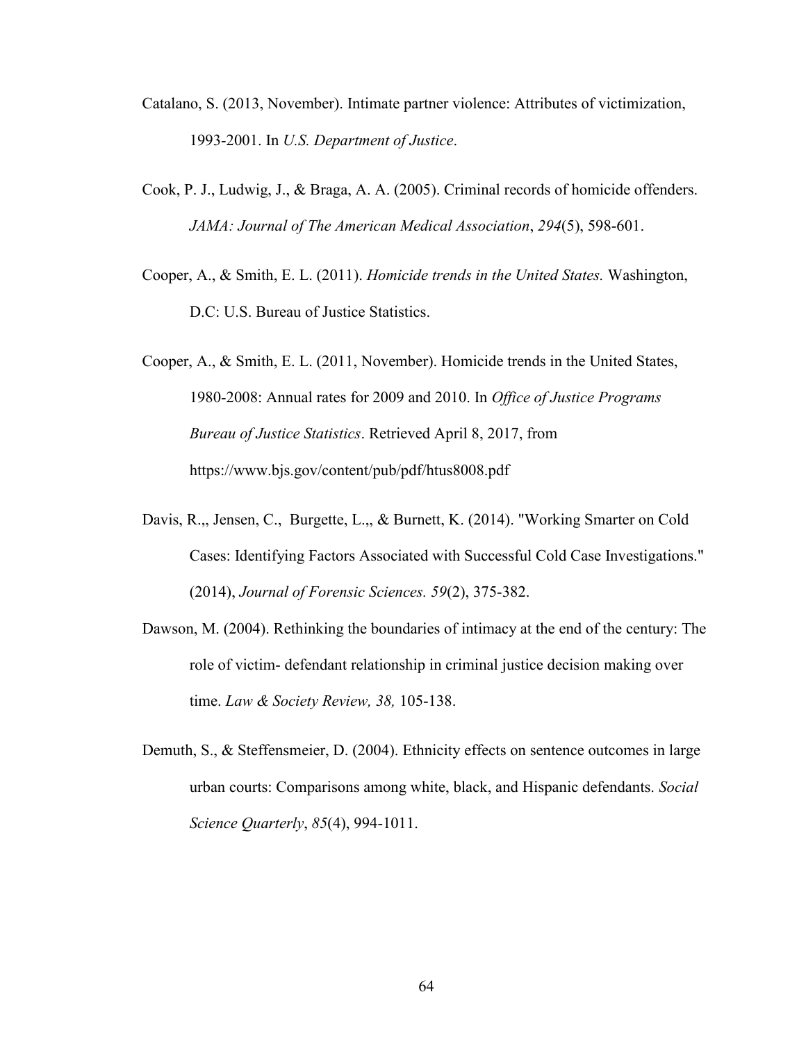Catalano, S. (2013, November). Intimate partner violence: Attributes of victimization, 1993-2001. In *U.S. Department of Justice*.

Cook, P. J., Ludwig, J., & Braga, A. A. (2005). Criminal records of homicide offenders. *JAMA: Journal of The American Medical Association*, *294*(5), 598-601.

Cooper, A., & Smith, E. L. (2011). *Homicide trends in the United States.* Washington, D.C: U.S. Bureau of Justice Statistics.

Cooper, A., & Smith, E. L. (2011, November). Homicide trends in the United States, 1980-2008: Annual rates for 2009 and 2010. In *Office of Justice Programs Bureau of Justice Statistics*. Retrieved April 8, 2017, from https://www.bjs.gov/content/pub/pdf/htus8008.pdf

Davis, R.,, Jensen, C., Burgette, L.,, & Burnett, K. (2014). "Working Smarter on Cold Cases: Identifying Factors Associated with Successful Cold Case Investigations." (2014), *Journal of Forensic Sciences. 59*(2), 375-382.

Dawson, M. (2004). Rethinking the boundaries of intimacy at the end of the century: The role of victim- defendant relationship in criminal justice decision making over time. *Law & Society Review, 38,* 105-138.

Demuth, S., & Steffensmeier, D. (2004). Ethnicity effects on sentence outcomes in large urban courts: Comparisons among white, black, and Hispanic defendants. *Social Science Quarterly*, *85*(4), 994-1011.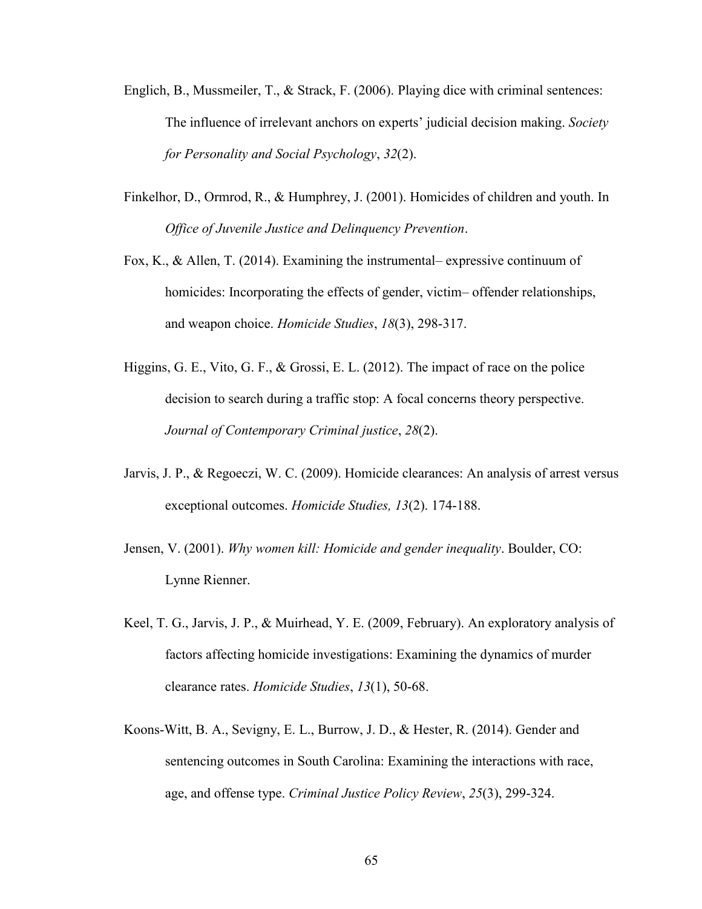Englich, B., Mussmeiler, T., & Strack, F. (2006). Playing dice with criminal sentences: The influence of irrelevant anchors on experts' judicial decision making. *Society for Personality and Social Psychology*, *32*(2).

Finkelhor, D., Ormrod, R., & Humphrey, J. (2001). Homicides of children and youth. In *Office of Juvenile Justice and Delinquency Prevention*.

Fox, K., & Allen, T. (2014). Examining the instrumental– expressive continuum of homicides: Incorporating the effects of gender, victim– offender relationships, and weapon choice. *Homicide Studies*, *18*(3), 298-317.

Higgins, G. E., Vito, G. F., & Grossi, E. L. (2012). The impact of race on the police decision to search during a traffic stop: A focal concerns theory perspective. *Journal of Contemporary Criminal justice*, *28*(2).

Jarvis, J. P., & Regoeczi, W. C. (2009). Homicide clearances: An analysis of arrest versus exceptional outcomes. *Homicide Studies, 13*(2). 174-188.

Jensen, V. (2001). *Why women kill: Homicide and gender inequality*. Boulder, CO: Lynne Rienner.

Keel, T. G., Jarvis, J. P., & Muirhead, Y. E. (2009, February). An exploratory analysis of factors affecting homicide investigations: Examining the dynamics of murder clearance rates. *Homicide Studies*, *13*(1), 50-68.

Koons-Witt, B. A., Sevigny, E. L., Burrow, J. D., & Hester, R. (2014). Gender and sentencing outcomes in South Carolina: Examining the interactions with race, age, and offense type. *Criminal Justice Policy Review*, *25*(3), 299-324.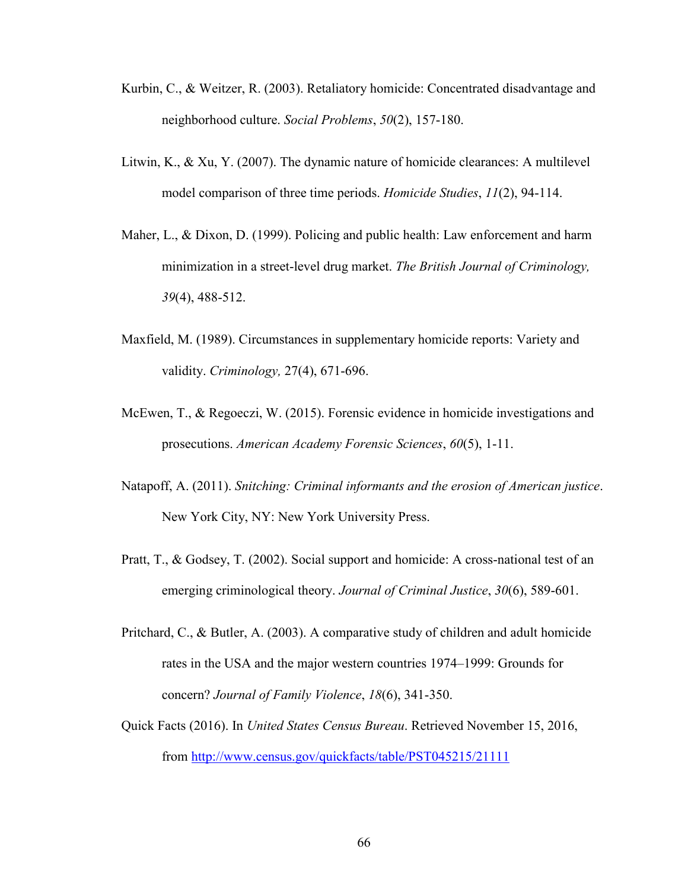Kurbin, C., & Weitzer, R. (2003). Retaliatory homicide: Concentrated disadvantage and neighborhood culture. *Social Problems*, *50*(2), 157-180.

Litwin, K., & Xu, Y. (2007). The dynamic nature of homicide clearances: A multilevel model comparison of three time periods. *Homicide Studies*, *11*(2), 94-114.

Maher, L., & Dixon, D. (1999). Policing and public health: Law enforcement and harm minimization in a street-level drug market. *The British Journal of Criminology, 39*(4), 488-512.

Maxfield, M. (1989). Circumstances in supplementary homicide reports: Variety and validity. *Criminology,* 27(4), 671-696.

McEwen, T., & Regoeczi, W. (2015). Forensic evidence in homicide investigations and prosecutions. *American Academy Forensic Sciences*, *60*(5), 1-11.

Natapoff, A. (2011). *Snitching: Criminal informants and the erosion of American justice*. New York City, NY: New York University Press.

Pratt, T., & Godsey, T. (2002). Social support and homicide: A cross-national test of an emerging criminological theory. *Journal of Criminal Justice*, *30*(6), 589-601.

Pritchard, C., & Butler, A. (2003). A comparative study of children and adult homicide rates in the USA and the major western countries 1974–1999: Grounds for concern? *Journal of Family Violence*, *18*(6), 341-350.

Quick Facts (2016). In *United States Census Bureau*. Retrieved November 15, 2016, from http://www.census.gov/quickfacts/table/PST045215/21111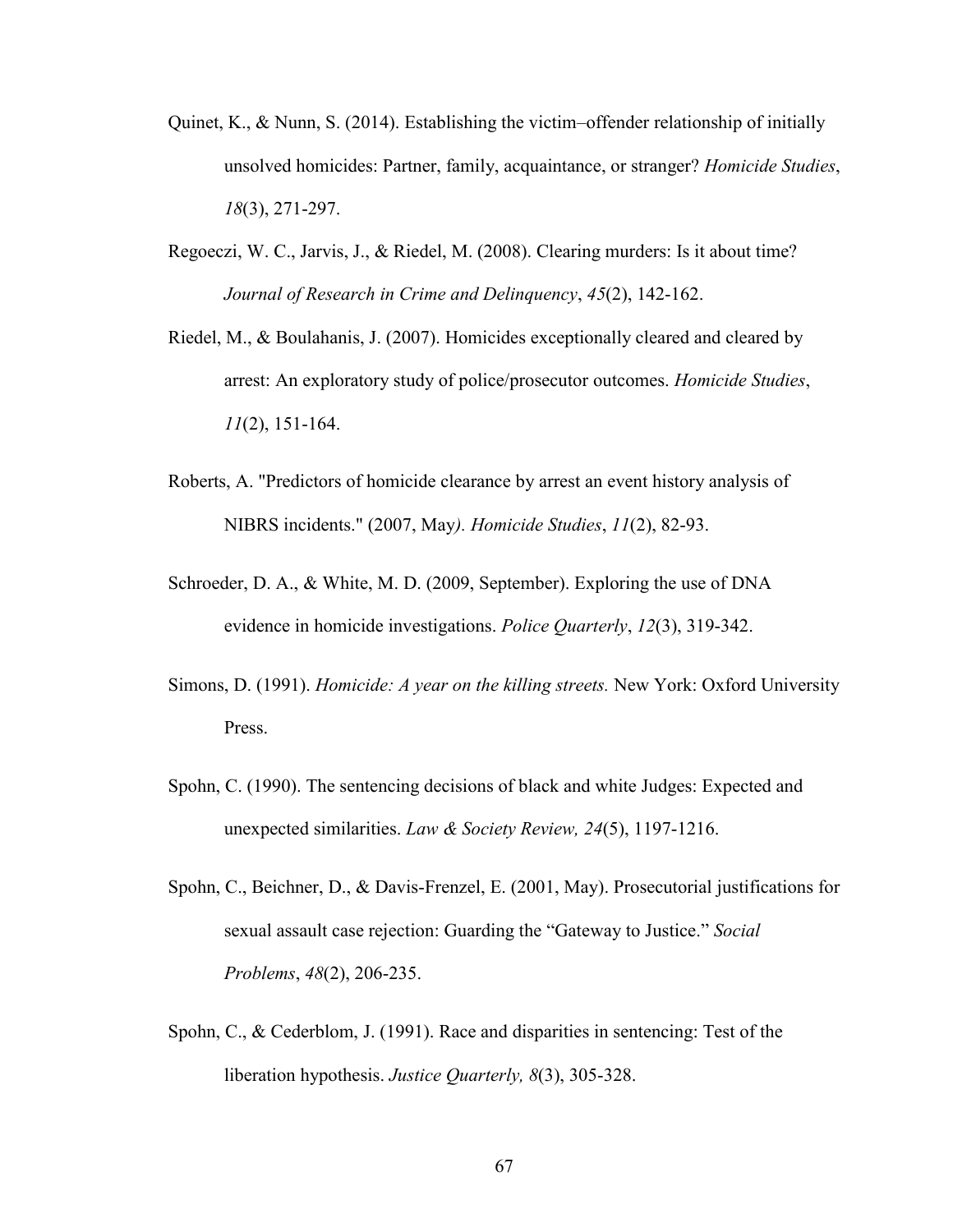Quinet, K., & Nunn, S. (2014). Establishing the victim–offender relationship of initially unsolved homicides: Partner, family, acquaintance, or stranger? *Homicide Studies*, *18*(3), 271-297.

Regoeczi, W. C., Jarvis, J., & Riedel, M. (2008). Clearing murders: Is it about time? *Journal of Research in Crime and Delinquency*, *45*(2), 142-162.

Riedel, M., & Boulahanis, J. (2007). Homicides exceptionally cleared and cleared by arrest: An exploratory study of police/prosecutor outcomes. *Homicide Studies*, *11*(2), 151-164.

Roberts, A. "Predictors of homicide clearance by arrest an event history analysis of NIBRS incidents." (2007, May*). Homicide Studies*, *11*(2), 82-93.

Schroeder, D. A., & White, M. D. (2009, September). Exploring the use of DNA evidence in homicide investigations. *Police Quarterly*, *12*(3), 319-342.

Simons, D. (1991). *Homicide: A year on the killing streets.* New York: Oxford University Press.

Spohn, C. (1990). The sentencing decisions of black and white Judges: Expected and unexpected similarities. *Law & Society Review, 24*(5), 1197-1216.

Spohn, C., Beichner, D., & Davis-Frenzel, E. (2001, May). Prosecutorial justifications for sexual assault case rejection: Guarding the "Gateway to Justice." *Social Problems*, *48*(2), 206-235.

Spohn, C., & Cederblom, J. (1991). Race and disparities in sentencing: Test of the liberation hypothesis. *Justice Quarterly, 8*(3), 305-328.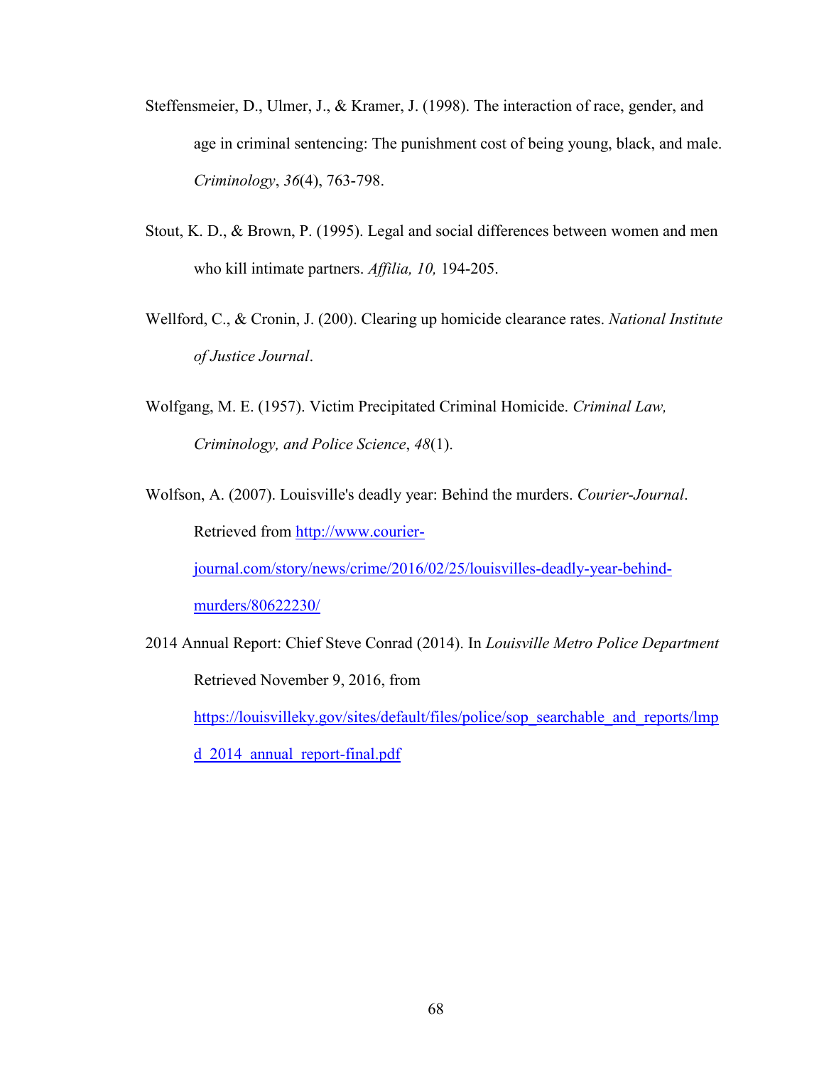Steffensmeier, D., Ulmer, J., & Kramer, J. (1998). The interaction of race, gender, and age in criminal sentencing: The punishment cost of being young, black, and male. *Criminology*, *36*(4), 763-798.

Stout, K. D., & Brown, P. (1995). Legal and social differences between women and men who kill intimate partners. *Affilia, 10,* 194-205.

Wellford, C., & Cronin, J. (200). Clearing up homicide clearance rates. *National Institute of Justice Journal*.

Wolfgang, M. E. (1957). Victim Precipitated Criminal Homicide. *Criminal Law, Criminology, and Police Science*, *48*(1).

Wolfson, A. (2007). Louisville's deadly year: Behind the murders. *Courier-Journal*. Retrieved from http://www.courier-journal.com/story/news/crime/2016/02/25/louisvilles-deadly-year-behind-murders/80622230/

2014 Annual Report: Chief Steve Conrad (2014). In *Louisville Metro Police Department* Retrieved November 9, 2016, from https://louisvilleky.gov/sites/default/files/police/sop_searchable_and_reports/lmpd_2014_annual_report-final.pdf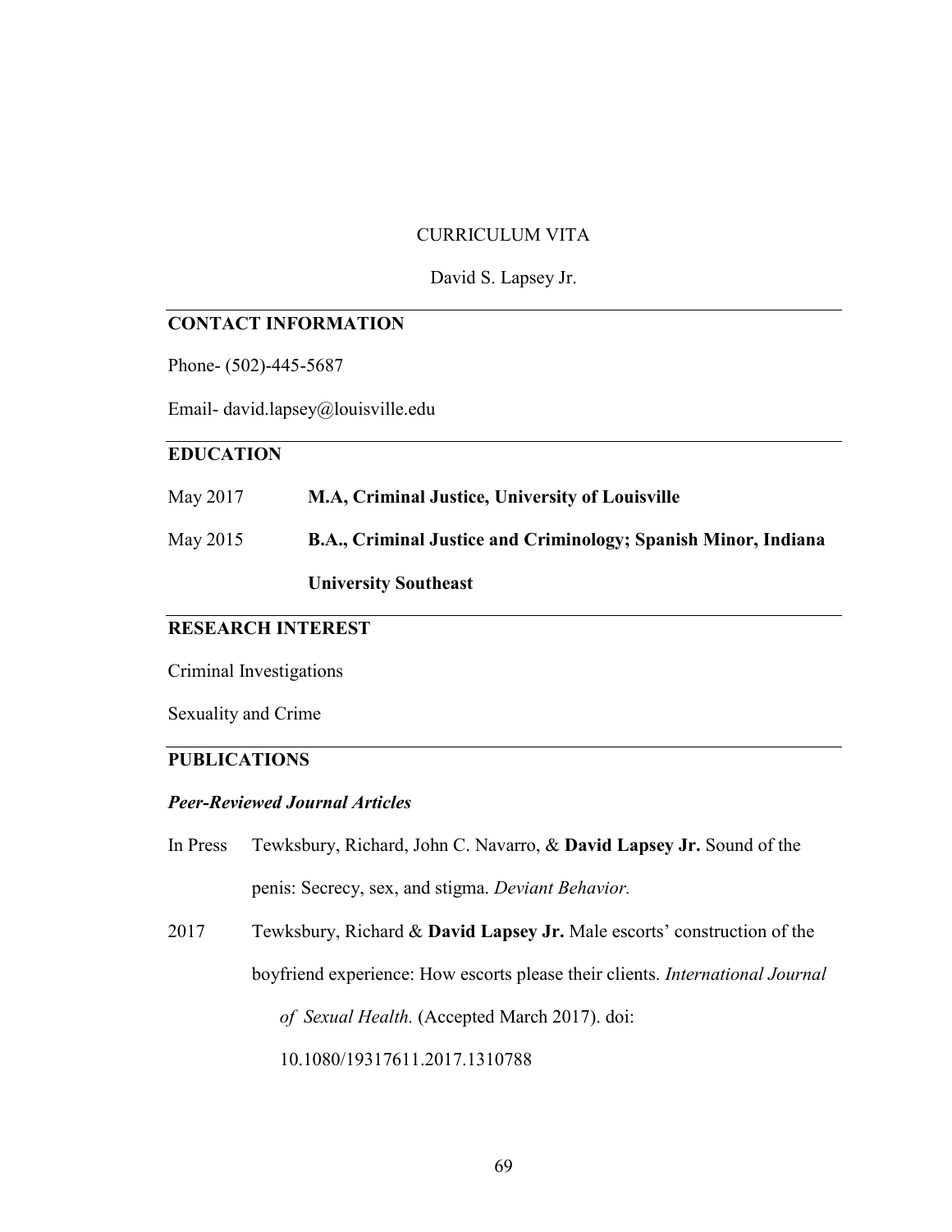CURRICULUM VITA

David S. Lapsey Jr.

## CONTACT INFORMATION

Phone- (502)-445-5687

Email- david.lapsey@louisville.edu

## EDUCATION

May 2017 **M.A, Criminal Justice, University of Louisville**

May 2015 **B.A., Criminal Justice and Criminology; Spanish Minor, Indiana University Southeast**

## RESEARCH INTEREST

Criminal Investigations

Sexuality and Crime

## PUBLICATIONS

### *Peer-Reviewed Journal Articles*

In Press Tewksbury, Richard, John C. Navarro, & **David Lapsey Jr.** Sound of the penis: Secrecy, sex, and stigma. *Deviant Behavior.*

2017 Tewksbury, Richard & **David Lapsey Jr.** Male escorts' construction of the boyfriend experience: How escorts please their clients. *International Journal of Sexual Health.* (Accepted March 2017). doi: 10.1080/19317611.2017.1310788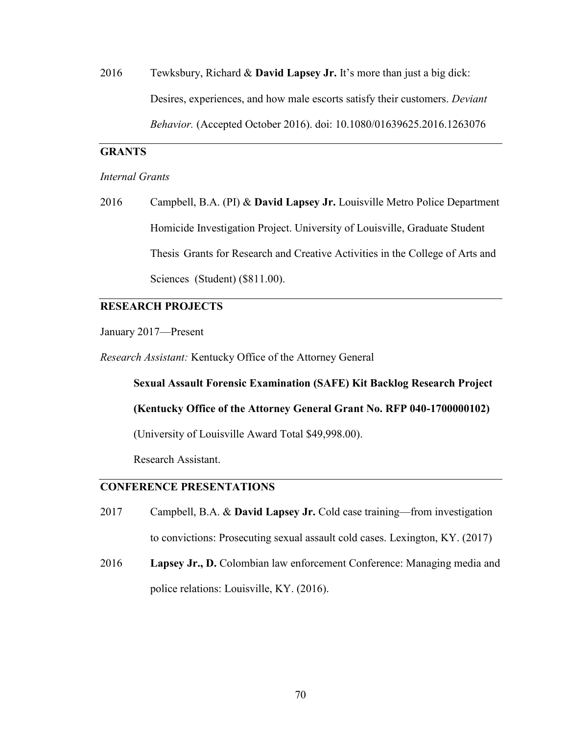2016 Tewksbury, Richard & **David Lapsey Jr.** It's more than just a big dick: Desires, experiences, and how male escorts satisfy their customers. *Deviant Behavior.* (Accepted October 2016). doi: 10.1080/01639625.2016.1263076

## GRANTS

*Internal Grants*

2016 Campbell, B.A. (PI) & **David Lapsey Jr.** Louisville Metro Police Department Homicide Investigation Project. University of Louisville, Graduate Student Thesis Grants for Research and Creative Activities in the College of Arts and Sciences (Student) ($811.00).

## RESEARCH PROJECTS

January 2017—Present

*Research Assistant:* Kentucky Office of the Attorney General

**Sexual Assault Forensic Examination (SAFE) Kit Backlog Research Project (Kentucky Office of the Attorney General Grant No. RFP 040-1700000102)**

(University of Louisville Award Total $49,998.00).

Research Assistant.

## CONFERENCE PRESENTATIONS

2017 Campbell, B.A. & **David Lapsey Jr.** Cold case training—from investigation to convictions: Prosecuting sexual assault cold cases. Lexington, KY. (2017)

2016 **Lapsey Jr., D.** Colombian law enforcement Conference: Managing media and police relations: Louisville, KY. (2016).